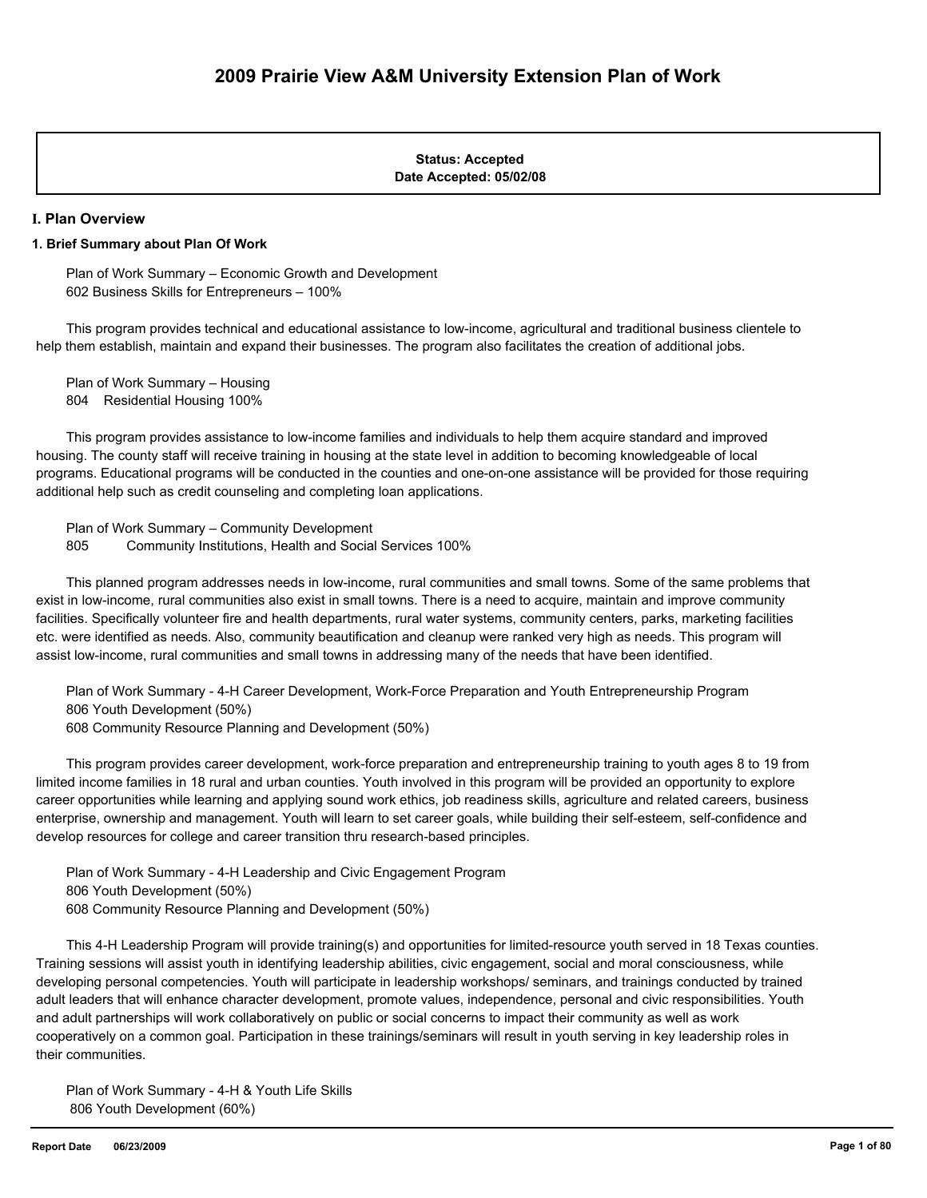# 2009 Prairie View A&M University Extension Plan of Work

**Status: Accepted**
**Date Accepted: 05/02/08**

## I. Plan Overview

### 1. Brief Summary about Plan Of Work

Plan of Work Summary – Economic Growth and Development
602 Business Skills for Entrepreneurs – 100%

This program provides technical and educational assistance to low-income, agricultural and traditional business clientele to help them establish, maintain and expand their businesses. The program also facilitates the creation of additional jobs.

Plan of Work Summary – Housing
804 Residential Housing 100%

This program provides assistance to low-income families and individuals to help them acquire standard and improved housing. The county staff will receive training in housing at the state level in addition to becoming knowledgeable of local programs. Educational programs will be conducted in the counties and one-on-one assistance will be provided for those requiring additional help such as credit counseling and completing loan applications.

Plan of Work Summary – Community Development
805 Community Institutions, Health and Social Services 100%

This planned program addresses needs in low-income, rural communities and small towns. Some of the same problems that exist in low-income, rural communities also exist in small towns. There is a need to acquire, maintain and improve community facilities. Specifically volunteer fire and health departments, rural water systems, community centers, parks, marketing facilities etc. were identified as needs. Also, community beautification and cleanup were ranked very high as needs. This program will assist low-income, rural communities and small towns in addressing many of the needs that have been identified.

Plan of Work Summary - 4-H Career Development, Work-Force Preparation and Youth Entrepreneurship Program
806 Youth Development (50%)
608 Community Resource Planning and Development (50%)

This program provides career development, work-force preparation and entrepreneurship training to youth ages 8 to 19 from limited income families in 18 rural and urban counties. Youth involved in this program will be provided an opportunity to explore career opportunities while learning and applying sound work ethics, job readiness skills, agriculture and related careers, business enterprise, ownership and management. Youth will learn to set career goals, while building their self-esteem, self-confidence and develop resources for college and career transition thru research-based principles.

Plan of Work Summary - 4-H Leadership and Civic Engagement Program
806 Youth Development (50%)
608 Community Resource Planning and Development (50%)

This 4-H Leadership Program will provide training(s) and opportunities for limited-resource youth served in 18 Texas counties. Training sessions will assist youth in identifying leadership abilities, civic engagement, social and moral consciousness, while developing personal competencies. Youth will participate in leadership workshops/ seminars, and trainings conducted by trained adult leaders that will enhance character development, promote values, independence, personal and civic responsibilities. Youth and adult partnerships will work collaboratively on public or social concerns to impact their community as well as work cooperatively on a common goal. Participation in these trainings/seminars will result in youth serving in key leadership roles in their communities.

Plan of Work Summary - 4-H & Youth Life Skills
806 Youth Development (60%)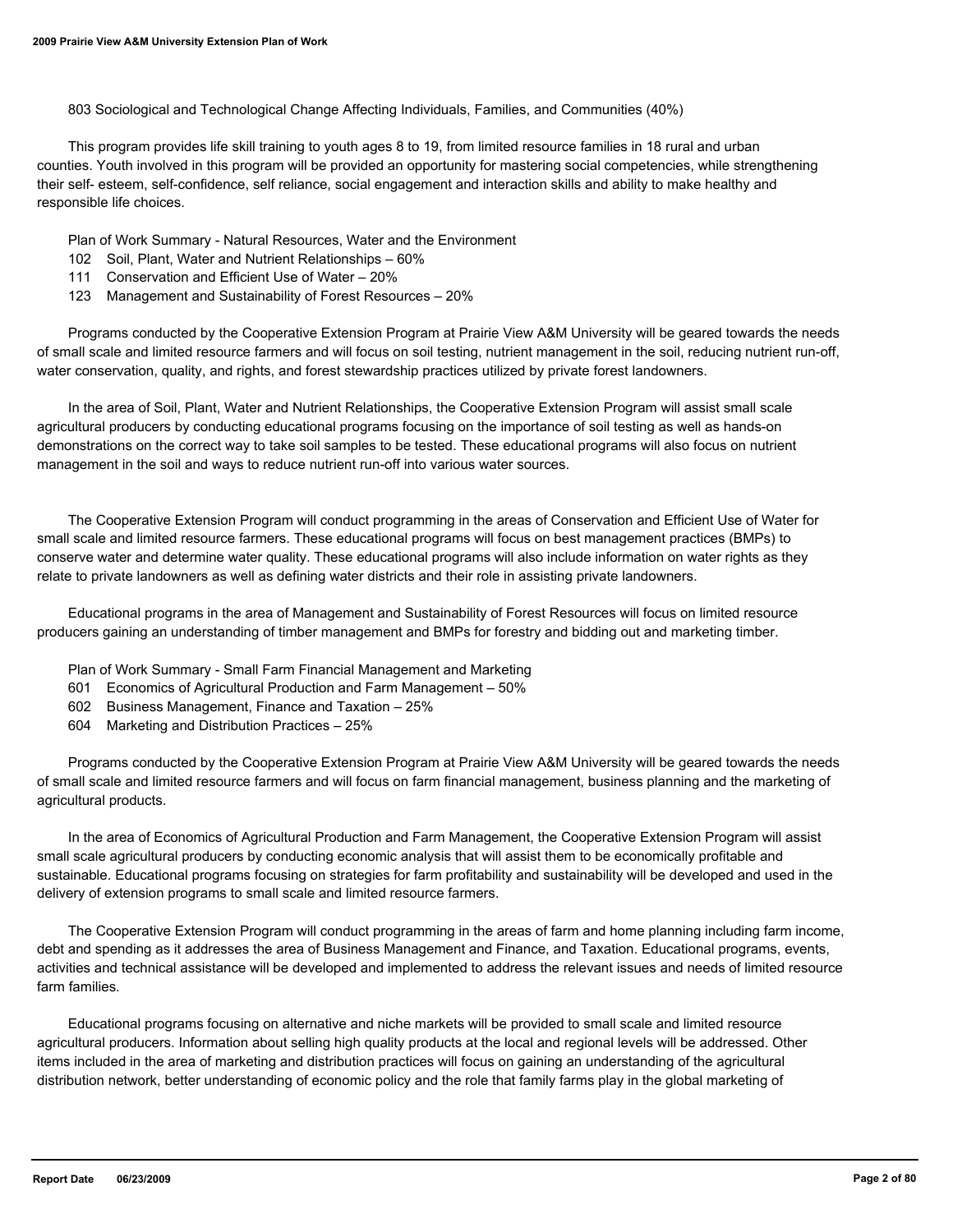803 Sociological and Technological Change Affecting Individuals, Families, and Communities (40%)

This program provides life skill training to youth ages 8 to 19, from limited resource families in 18 rural and urban counties. Youth involved in this program will be provided an opportunity for mastering social competencies, while strengthening their self- esteem, self-confidence, self reliance, social engagement and interaction skills and ability to make healthy and responsible life choices.

Plan of Work Summary - Natural Resources, Water and the Environment

102 Soil, Plant, Water and Nutrient Relationships – 60%
111 Conservation and Efficient Use of Water – 20%
123 Management and Sustainability of Forest Resources – 20%

Programs conducted by the Cooperative Extension Program at Prairie View A&M University will be geared towards the needs of small scale and limited resource farmers and will focus on soil testing, nutrient management in the soil, reducing nutrient run-off, water conservation, quality, and rights, and forest stewardship practices utilized by private forest landowners.

In the area of Soil, Plant, Water and Nutrient Relationships, the Cooperative Extension Program will assist small scale agricultural producers by conducting educational programs focusing on the importance of soil testing as well as hands-on demonstrations on the correct way to take soil samples to be tested. These educational programs will also focus on nutrient management in the soil and ways to reduce nutrient run-off into various water sources.

The Cooperative Extension Program will conduct programming in the areas of Conservation and Efficient Use of Water for small scale and limited resource farmers. These educational programs will focus on best management practices (BMPs) to conserve water and determine water quality. These educational programs will also include information on water rights as they relate to private landowners as well as defining water districts and their role in assisting private landowners.

Educational programs in the area of Management and Sustainability of Forest Resources will focus on limited resource producers gaining an understanding of timber management and BMPs for forestry and bidding out and marketing timber.

Plan of Work Summary - Small Farm Financial Management and Marketing

601 Economics of Agricultural Production and Farm Management – 50%
602 Business Management, Finance and Taxation – 25%
604 Marketing and Distribution Practices – 25%

Programs conducted by the Cooperative Extension Program at Prairie View A&M University will be geared towards the needs of small scale and limited resource farmers and will focus on farm financial management, business planning and the marketing of agricultural products.

In the area of Economics of Agricultural Production and Farm Management, the Cooperative Extension Program will assist small scale agricultural producers by conducting economic analysis that will assist them to be economically profitable and sustainable. Educational programs focusing on strategies for farm profitability and sustainability will be developed and used in the delivery of extension programs to small scale and limited resource farmers.

The Cooperative Extension Program will conduct programming in the areas of farm and home planning including farm income, debt and spending as it addresses the area of Business Management and Finance, and Taxation. Educational programs, events, activities and technical assistance will be developed and implemented to address the relevant issues and needs of limited resource farm families.

Educational programs focusing on alternative and niche markets will be provided to small scale and limited resource agricultural producers. Information about selling high quality products at the local and regional levels will be addressed. Other items included in the area of marketing and distribution practices will focus on gaining an understanding of the agricultural distribution network, better understanding of economic policy and the role that family farms play in the global marketing of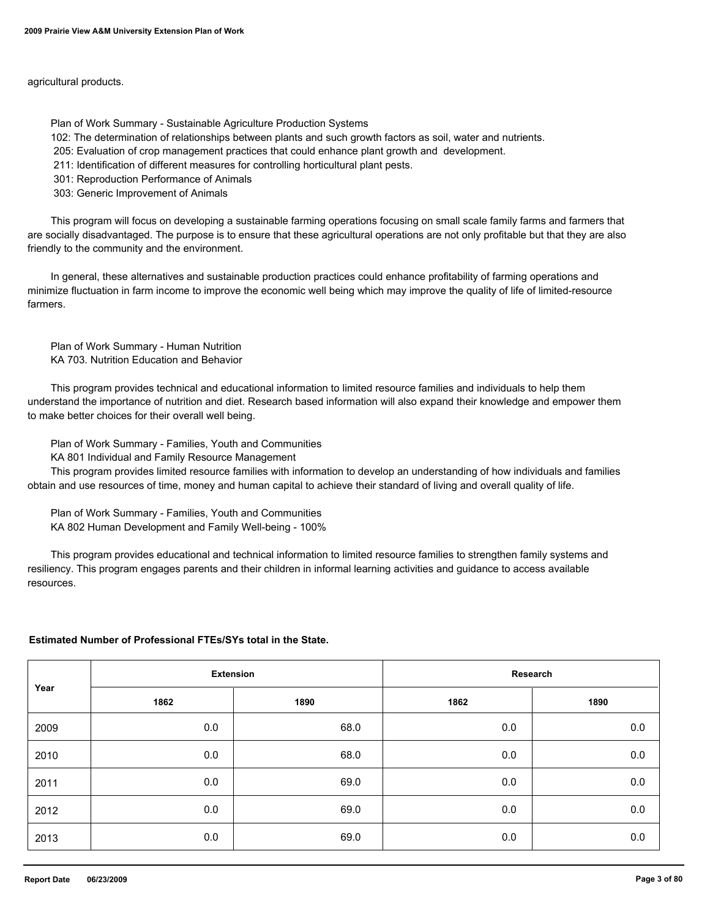agricultural products.

Plan of Work Summary - Sustainable Agriculture Production Systems

102: The determination of relationships between plants and such growth factors as soil, water and nutrients.

205: Evaluation of crop management practices that could enhance plant growth and development.

211: Identification of different measures for controlling horticultural plant pests.

301: Reproduction Performance of Animals

303: Generic Improvement of Animals

This program will focus on developing a sustainable farming operations focusing on small scale family farms and farmers that are socially disadvantaged. The purpose is to ensure that these agricultural operations are not only profitable but that they are also friendly to the community and the environment.

In general, these alternatives and sustainable production practices could enhance profitability of farming operations and minimize fluctuation in farm income to improve the economic well being which may improve the quality of life of limited-resource farmers.

Plan of Work Summary - Human Nutrition

KA 703. Nutrition Education and Behavior

This program provides technical and educational information to limited resource families and individuals to help them understand the importance of nutrition and diet. Research based information will also expand their knowledge and empower them to make better choices for their overall well being.

Plan of Work Summary - Families, Youth and Communities

KA 801 Individual and Family Resource Management

This program provides limited resource families with information to develop an understanding of how individuals and families obtain and use resources of time, money and human capital to achieve their standard of living and overall quality of life.

Plan of Work Summary - Families, Youth and Communities

KA 802 Human Development and Family Well-being - 100%

This program provides educational and technical information to limited resource families to strengthen family systems and resiliency. This program engages parents and their children in informal learning activities and guidance to access available resources.

**Estimated Number of Professional FTEs/SYs total in the State.**

| Year | Extension | | Research | |
|---|---|---|---|---|
| | 1862 | 1890 | 1862 | 1890 |
| 2009 | 0.0 | 68.0 | 0.0 | 0.0 |
| 2010 | 0.0 | 68.0 | 0.0 | 0.0 |
| 2011 | 0.0 | 69.0 | 0.0 | 0.0 |
| 2012 | 0.0 | 69.0 | 0.0 | 0.0 |
| 2013 | 0.0 | 69.0 | 0.0 | 0.0 |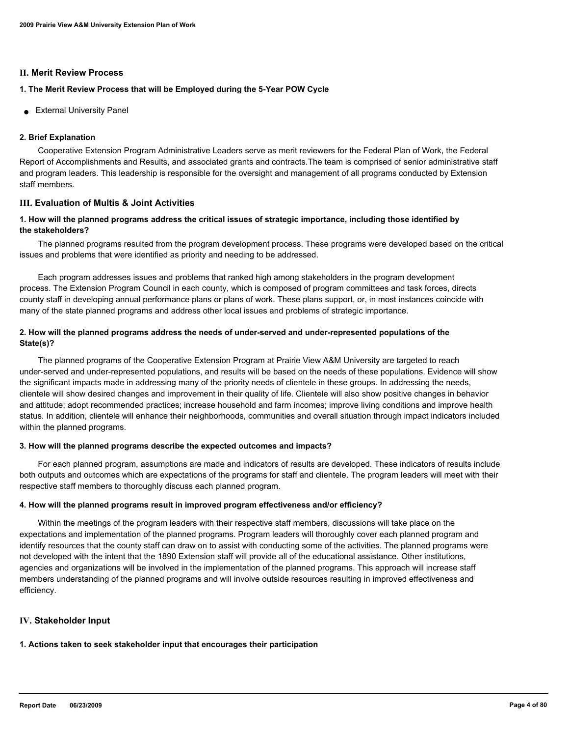## II. Merit Review Process

### 1. The Merit Review Process that will be Employed during the 5-Year POW Cycle

- External University Panel

### 2. Brief Explanation

Cooperative Extension Program Administrative Leaders serve as merit reviewers for the Federal Plan of Work, the Federal Report of Accomplishments and Results, and associated grants and contracts.The team is comprised of senior administrative staff and program leaders. This leadership is responsible for the oversight and management of all programs conducted by Extension staff members.

## III. Evaluation of Multis & Joint Activities

### 1. How will the planned programs address the critical issues of strategic importance, including those identified by the stakeholders?

The planned programs resulted from the program development process. These programs were developed based on the critical issues and problems that were identified as priority and needing to be addressed.

Each program addresses issues and problems that ranked high among stakeholders in the program development process. The Extension Program Council in each county, which is composed of program committees and task forces, directs county staff in developing annual performance plans or plans of work. These plans support, or, in most instances coincide with many of the state planned programs and address other local issues and problems of strategic importance.

### 2. How will the planned programs address the needs of under-served and under-represented populations of the State(s)?

The planned programs of the Cooperative Extension Program at Prairie View A&M University are targeted to reach under-served and under-represented populations, and results will be based on the needs of these populations. Evidence will show the significant impacts made in addressing many of the priority needs of clientele in these groups. In addressing the needs, clientele will show desired changes and improvement in their quality of life. Clientele will also show positive changes in behavior and attitude; adopt recommended practices; increase household and farm incomes; improve living conditions and improve health status. In addition, clientele will enhance their neighborhoods, communities and overall situation through impact indicators included within the planned programs.

### 3. How will the planned programs describe the expected outcomes and impacts?

For each planned program, assumptions are made and indicators of results are developed. These indicators of results include both outputs and outcomes which are expectations of the programs for staff and clientele. The program leaders will meet with their respective staff members to thoroughly discuss each planned program.

### 4. How will the planned programs result in improved program effectiveness and/or efficiency?

Within the meetings of the program leaders with their respective staff members, discussions will take place on the expectations and implementation of the planned programs. Program leaders will thoroughly cover each planned program and identify resources that the county staff can draw on to assist with conducting some of the activities. The planned programs were not developed with the intent that the 1890 Extension staff will provide all of the educational assistance. Other institutions, agencies and organizations will be involved in the implementation of the planned programs. This approach will increase staff members understanding of the planned programs and will involve outside resources resulting in improved effectiveness and efficiency.

## IV. Stakeholder Input

### 1. Actions taken to seek stakeholder input that encourages their participation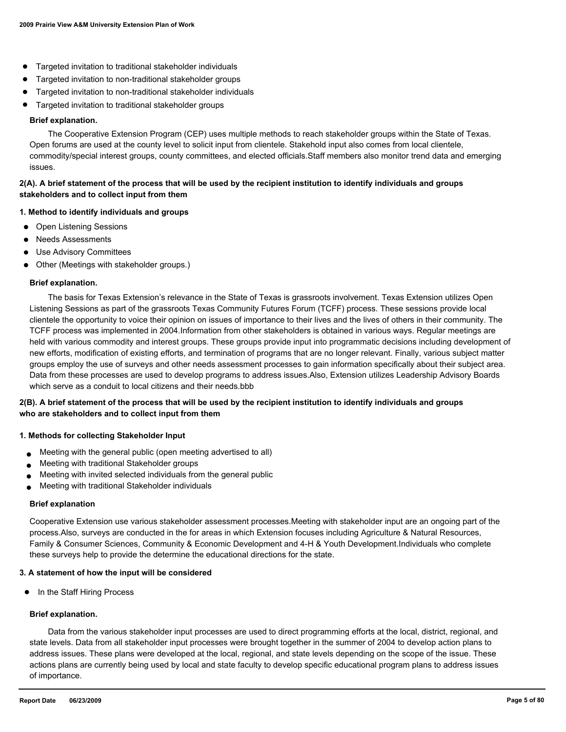- Targeted invitation to traditional stakeholder individuals
- Targeted invitation to non-traditional stakeholder groups
- Targeted invitation to non-traditional stakeholder individuals
- Targeted invitation to traditional stakeholder groups

**Brief explanation.**

The Cooperative Extension Program (CEP) uses multiple methods to reach stakeholder groups within the State of Texas. Open forums are used at the county level to solicit input from clientele. Stakehold input also comes from local clientele, commodity/special interest groups, county committees, and elected officials.Staff members also monitor trend data and emerging issues.

**2(A). A brief statement of the process that will be used by the recipient institution to identify individuals and groups stakeholders and to collect input from them**

**1. Method to identify individuals and groups**

- Open Listening Sessions
- Needs Assessments
- Use Advisory Committees
- Other (Meetings with stakeholder groups.)

**Brief explanation.**

The basis for Texas Extension's relevance in the State of Texas is grassroots involvement. Texas Extension utilizes Open Listening Sessions as part of the grassroots Texas Community Futures Forum (TCFF) process. These sessions provide local clientele the opportunity to voice their opinion on issues of importance to their lives and the lives of others in their community. The TCFF process was implemented in 2004.Information from other stakeholders is obtained in various ways. Regular meetings are held with various commodity and interest groups. These groups provide input into programmatic decisions including development of new efforts, modification of existing efforts, and termination of programs that are no longer relevant. Finally, various subject matter groups employ the use of surveys and other needs assessment processes to gain information specifically about their subject area. Data from these processes are used to develop programs to address issues.Also, Extension utilizes Leadership Advisory Boards which serve as a conduit to local citizens and their needs.bbb

**2(B). A brief statement of the process that will be used by the recipient institution to identify individuals and groups who are stakeholders and to collect input from them**

**1. Methods for collecting Stakeholder Input**

- Meeting with the general public (open meeting advertised to all)
- Meeting with traditional Stakeholder groups
- Meeting with invited selected individuals from the general public
- Meeting with traditional Stakeholder individuals

**Brief explanation**

Cooperative Extension use various stakeholder assessment processes.Meeting with stakeholder input are an ongoing part of the process.Also, surveys are conducted in the for areas in which Extension focuses including Agriculture & Natural Resources, Family & Consumer Sciences, Community & Economic Development and 4-H & Youth Development.Individuals who complete these surveys help to provide the determine the educational directions for the state.

**3. A statement of how the input will be considered**

- In the Staff Hiring Process

**Brief explanation.**

Data from the various stakeholder input processes are used to direct programming efforts at the local, district, regional, and state levels. Data from all stakeholder input processes were brought together in the summer of 2004 to develop action plans to address issues. These plans were developed at the local, regional, and state levels depending on the scope of the issue. These actions plans are currently being used by local and state faculty to develop specific educational program plans to address issues of importance.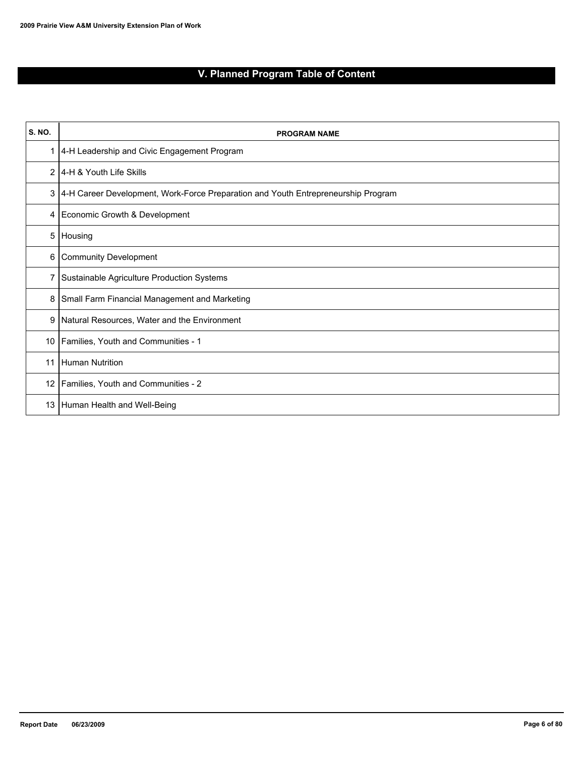# V. Planned Program Table of Content

| S. NO. | PROGRAM NAME |
|---|---|
| 1 | 4-H Leadership and Civic Engagement Program |
| 2 | 4-H & Youth Life Skills |
| 3 | 4-H Career Development, Work-Force Preparation and Youth Entrepreneurship Program |
| 4 | Economic Growth & Development |
| 5 | Housing |
| 6 | Community Development |
| 7 | Sustainable Agriculture Production Systems |
| 8 | Small Farm Financial Management and Marketing |
| 9 | Natural Resources, Water and the Environment |
| 10 | Families, Youth and Communities - 1 |
| 11 | Human Nutrition |
| 12 | Families, Youth and Communities - 2 |
| 13 | Human Health and Well-Being |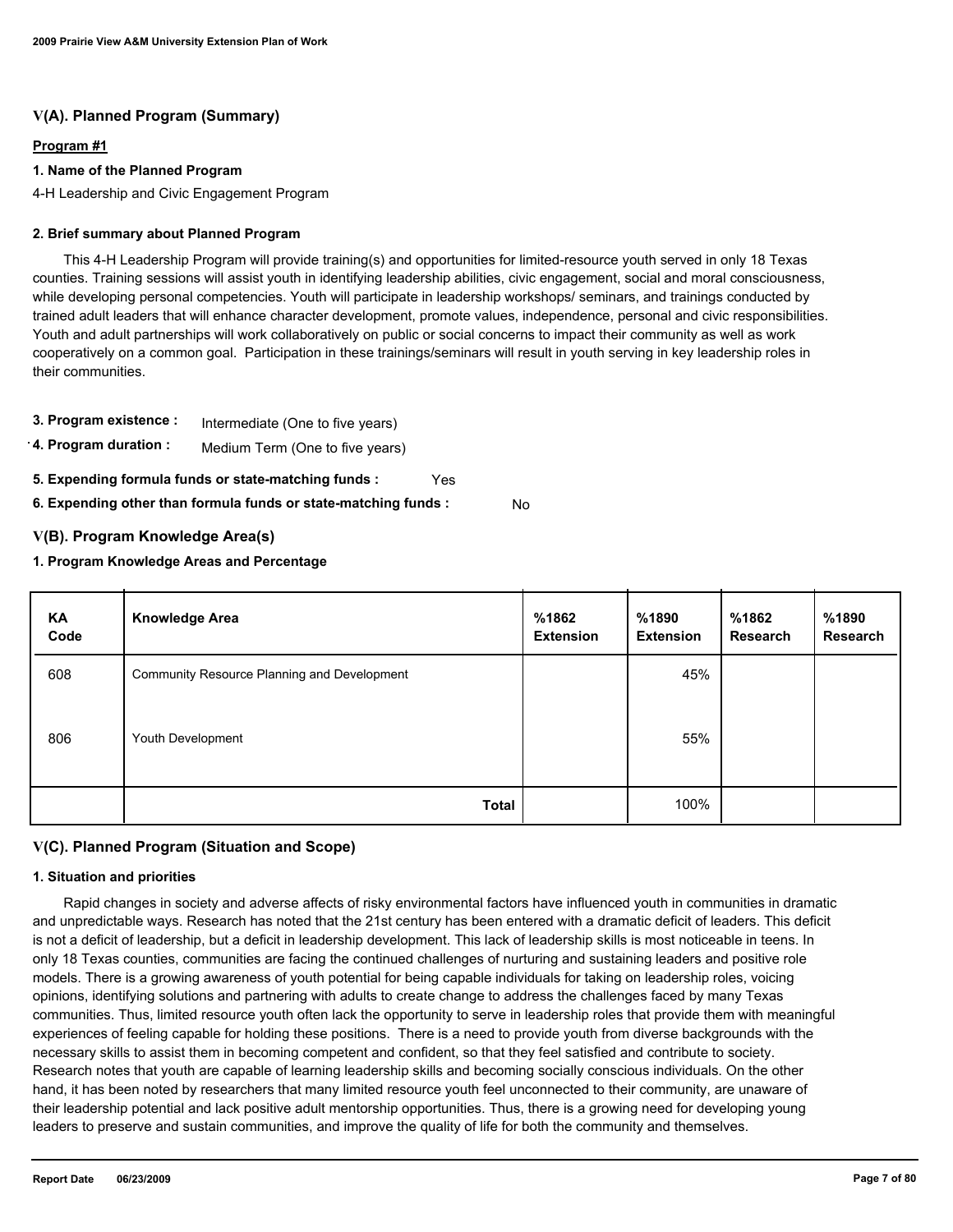## V(A). Planned Program (Summary)

**Program #1**

**1. Name of the Planned Program**

4-H Leadership and Civic Engagement Program

**2. Brief summary about Planned Program**

This 4-H Leadership Program will provide training(s) and opportunities for limited-resource youth served in only 18 Texas counties. Training sessions will assist youth in identifying leadership abilities, civic engagement, social and moral consciousness, while developing personal competencies. Youth will participate in leadership workshops/ seminars, and trainings conducted by trained adult leaders that will enhance character development, promote values, independence, personal and civic responsibilities. Youth and adult partnerships will work collaboratively on public or social concerns to impact their community as well as work cooperatively on a common goal. Participation in these trainings/seminars will result in youth serving in key leadership roles in their communities.

**3. Program existence :** Intermediate (One to five years)

**4. Program duration :** Medium Term (One to five years)

**5. Expending formula funds or state-matching funds :** Yes

**6. Expending other than formula funds or state-matching funds :** No

## V(B). Program Knowledge Area(s)

**1. Program Knowledge Areas and Percentage**

| KA Code | Knowledge Area | %1862 Extension | %1890 Extension | %1862 Research | %1890 Research |
|---|---|---|---|---|---|
| 608 | Community Resource Planning and Development | | 45% | | |
| 806 | Youth Development | | 55% | | |
| | **Total** | | 100% | | |

## V(C). Planned Program (Situation and Scope)

**1. Situation and priorities**

Rapid changes in society and adverse affects of risky environmental factors have influenced youth in communities in dramatic and unpredictable ways. Research has noted that the 21st century has been entered with a dramatic deficit of leaders. This deficit is not a deficit of leadership, but a deficit in leadership development. This lack of leadership skills is most noticeable in teens. In only 18 Texas counties, communities are facing the continued challenges of nurturing and sustaining leaders and positive role models. There is a growing awareness of youth potential for being capable individuals for taking on leadership roles, voicing opinions, identifying solutions and partnering with adults to create change to address the challenges faced by many Texas communities. Thus, limited resource youth often lack the opportunity to serve in leadership roles that provide them with meaningful experiences of feeling capable for holding these positions. There is a need to provide youth from diverse backgrounds with the necessary skills to assist them in becoming competent and confident, so that they feel satisfied and contribute to society. Research notes that youth are capable of learning leadership skills and becoming socially conscious individuals. On the other hand, it has been noted by researchers that many limited resource youth feel unconnected to their community, are unaware of their leadership potential and lack positive adult mentorship opportunities. Thus, there is a growing need for developing young leaders to preserve and sustain communities, and improve the quality of life for both the community and themselves.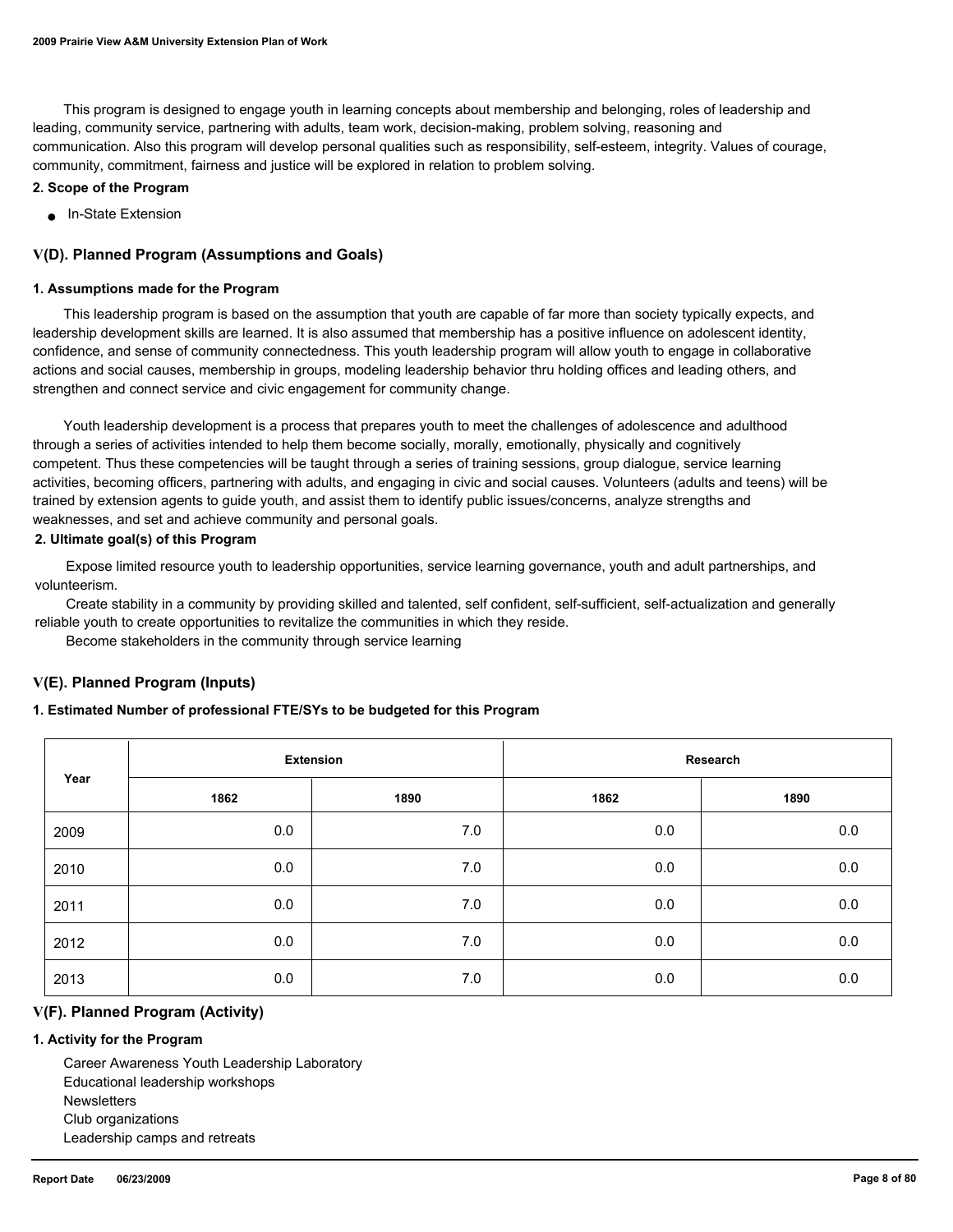This program is designed to engage youth in learning concepts about membership and belonging, roles of leadership and leading, community service, partnering with adults, team work, decision-making, problem solving, reasoning and communication. Also this program will develop personal qualities such as responsibility, self-esteem, integrity. Values of courage, community, commitment, fairness and justice will be explored in relation to problem solving.

**2. Scope of the Program**

- In-State Extension

## V(D). Planned Program (Assumptions and Goals)

**1. Assumptions made for the Program**

This leadership program is based on the assumption that youth are capable of far more than society typically expects, and leadership development skills are learned. It is also assumed that membership has a positive influence on adolescent identity, confidence, and sense of community connectedness. This youth leadership program will allow youth to engage in collaborative actions and social causes, membership in groups, modeling leadership behavior thru holding offices and leading others, and strengthen and connect service and civic engagement for community change.

Youth leadership development is a process that prepares youth to meet the challenges of adolescence and adulthood through a series of activities intended to help them become socially, morally, emotionally, physically and cognitively competent. Thus these competencies will be taught through a series of training sessions, group dialogue, service learning activities, becoming officers, partnering with adults, and engaging in civic and social causes. Volunteers (adults and teens) will be trained by extension agents to guide youth, and assist them to identify public issues/concerns, analyze strengths and weaknesses, and set and achieve community and personal goals.

**2. Ultimate goal(s) of this Program**

Expose limited resource youth to leadership opportunities, service learning governance, youth and adult partnerships, and volunteerism.

Create stability in a community by providing skilled and talented, self confident, self-sufficient, self-actualization and generally reliable youth to create opportunities to revitalize the communities in which they reside.

Become stakeholders in the community through service learning

## V(E). Planned Program (Inputs)

**1. Estimated Number of professional FTE/SYs to be budgeted for this Program**

| Year | Extension | | Research | |
|---|---|---|---|---|
| | 1862 | 1890 | 1862 | 1890 |
| 2009 | 0.0 | 7.0 | 0.0 | 0.0 |
| 2010 | 0.0 | 7.0 | 0.0 | 0.0 |
| 2011 | 0.0 | 7.0 | 0.0 | 0.0 |
| 2012 | 0.0 | 7.0 | 0.0 | 0.0 |
| 2013 | 0.0 | 7.0 | 0.0 | 0.0 |

## V(F). Planned Program (Activity)

**1. Activity for the Program**

Career Awareness Youth Leadership Laboratory
Educational leadership workshops
Newsletters
Club organizations
Leadership camps and retreats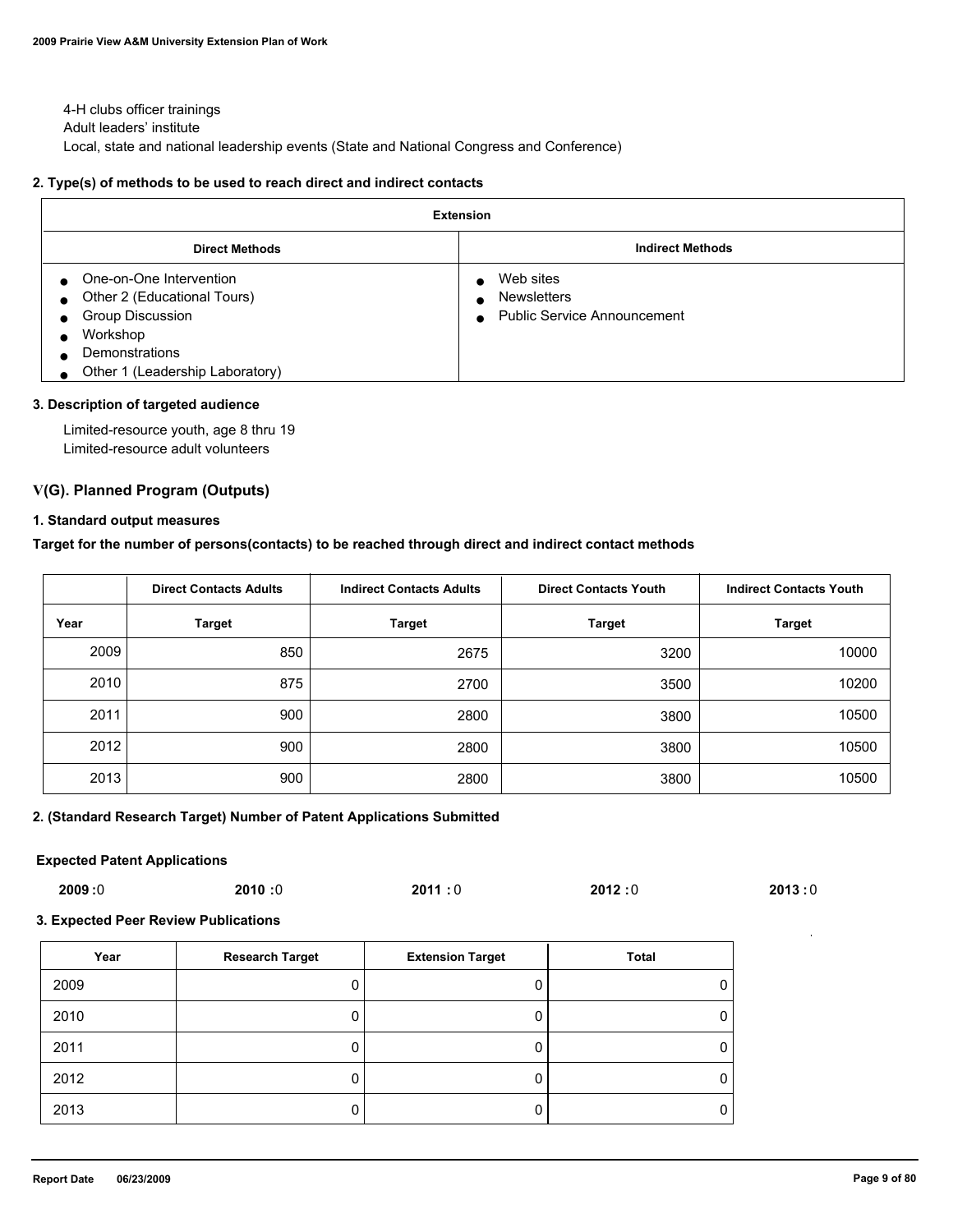4-H clubs officer trainings
Adult leaders' institute
Local, state and national leadership events (State and National Congress and Conference)

#### 2. Type(s) of methods to be used to reach direct and indirect contacts

| Extension | |
|---|---|
| **Direct Methods** | **Indirect Methods** |
| • One-on-One Intervention<br>• Other 2 (Educational Tours)<br>• Group Discussion<br>• Workshop<br>• Demonstrations<br>• Other 1 (Leadership Laboratory) | • Web sites<br>• Newsletters<br>• Public Service Announcement |

#### 3. Description of targeted audience

Limited-resource youth, age 8 thru 19
Limited-resource adult volunteers

### V(G). Planned Program (Outputs)

#### 1. Standard output measures

**Target for the number of persons(contacts) to be reached through direct and indirect contact methods**

| | Direct Contacts Adults | Indirect Contacts Adults | Direct Contacts Youth | Indirect Contacts Youth |
|---|---|---|---|---|
| **Year** | **Target** | **Target** | **Target** | **Target** |
| 2009 | 850 | 2675 | 3200 | 10000 |
| 2010 | 875 | 2700 | 3500 | 10200 |
| 2011 | 900 | 2800 | 3800 | 10500 |
| 2012 | 900 | 2800 | 3800 | 10500 |
| 2013 | 900 | 2800 | 3800 | 10500 |

#### 2. (Standard Research Target) Number of Patent Applications Submitted

**Expected Patent Applications**

**2009 :** 0 **2010 :** 0 **2011 :** 0 **2012 :** 0 **2013 :** 0

#### 3. Expected Peer Review Publications

| Year | Research Target | Extension Target | Total |
|---|---|---|---|
| 2009 | 0 | 0 | 0 |
| 2010 | 0 | 0 | 0 |
| 2011 | 0 | 0 | 0 |
| 2012 | 0 | 0 | 0 |
| 2013 | 0 | 0 | 0 |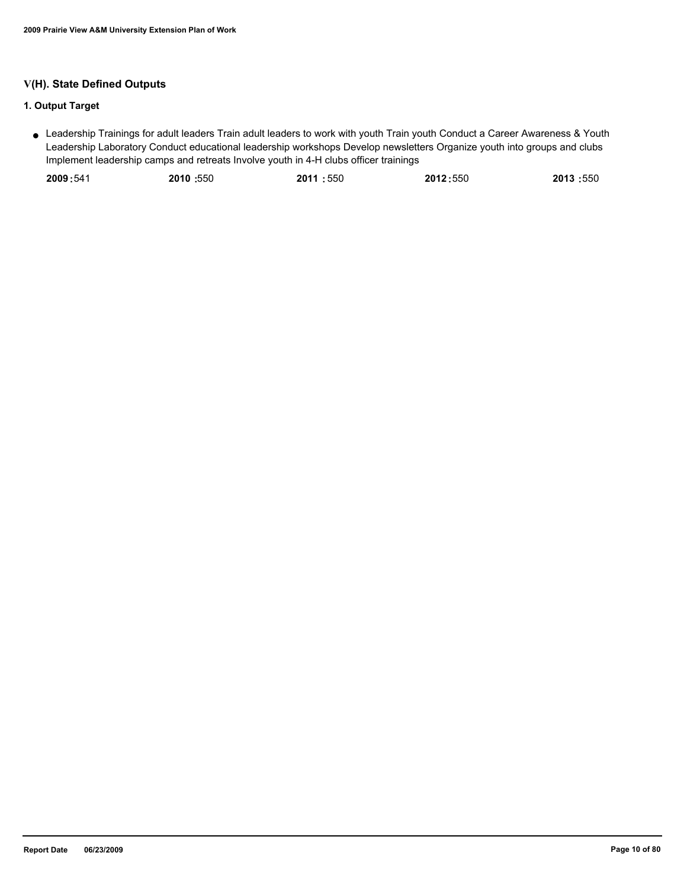## V(H). State Defined Outputs

### 1. Output Target

- Leadership Trainings for adult leaders Train adult leaders to work with youth Train youth Conduct a Career Awareness & Youth Leadership Laboratory Conduct educational leadership workshops Develop newsletters Organize youth into groups and clubs Implement leadership camps and retreats Involve youth in 4-H clubs officer trainings

| 2009 | 2010 | 2011 | 2012 | 2013 |
|---|---|---|---|---|
| 541 | 550 | 550 | 550 | 550 |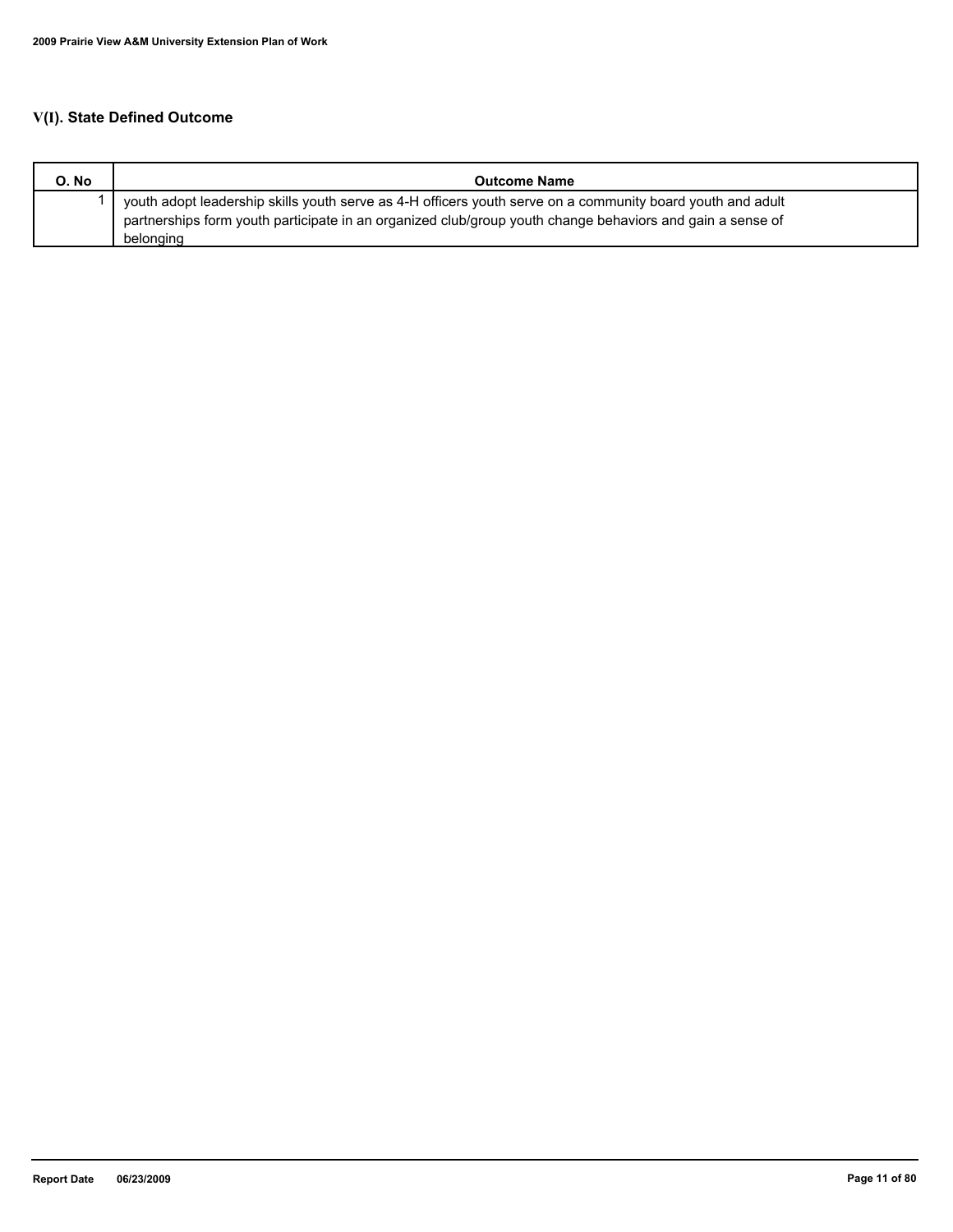## V(I). State Defined Outcome

| O. No | Outcome Name |
|---|---|
| 1 | youth adopt leadership skills youth serve as 4-H officers youth serve on a community board youth and adult partnerships form youth participate in an organized club/group youth change behaviors and gain a sense of belonging |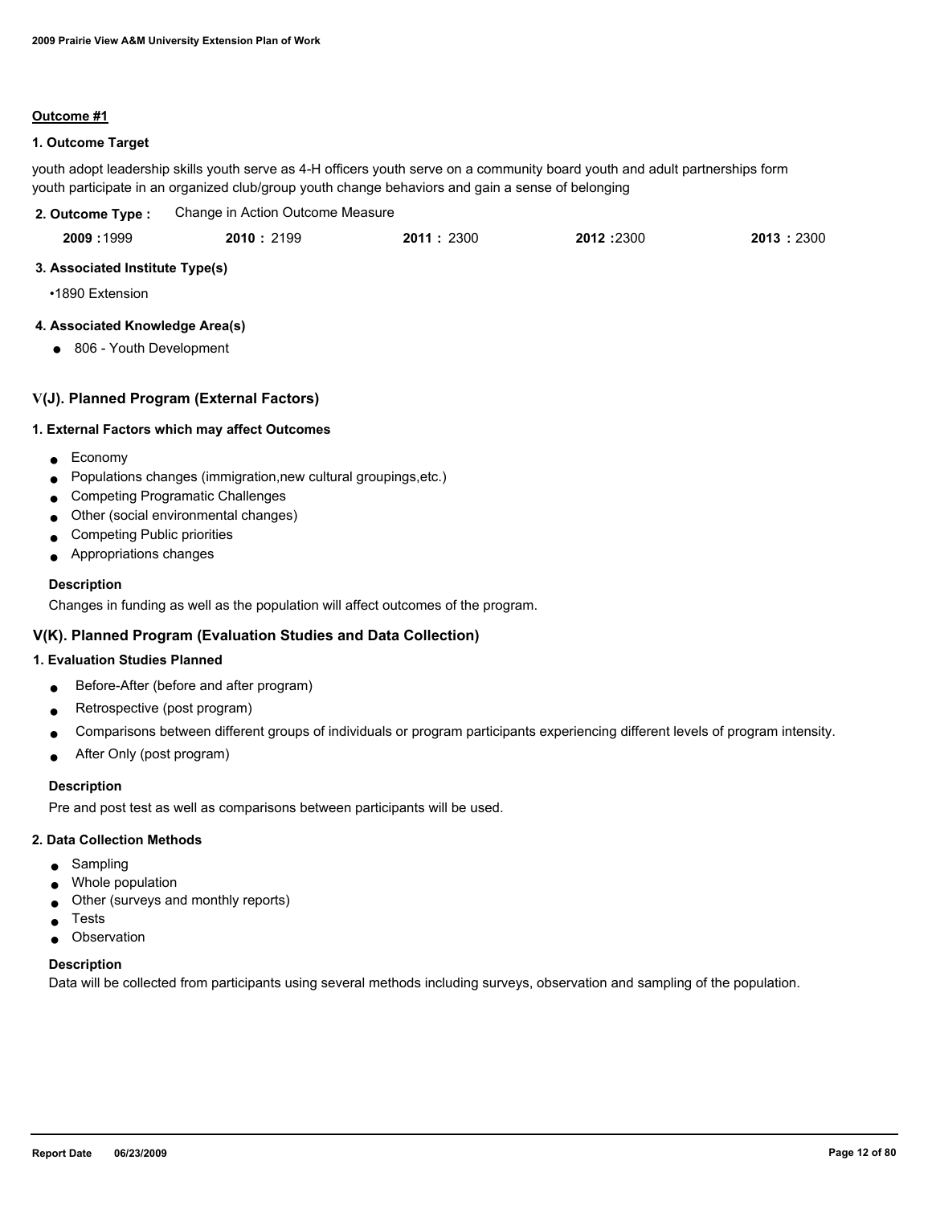**Outcome #1**

**1. Outcome Target**

youth adopt leadership skills youth serve as 4-H officers youth serve on a community board youth and adult partnerships form youth participate in an organized club/group youth change behaviors and gain a sense of belonging

**2. Outcome Type :** Change in Action Outcome Measure

| 2009 | 2010 | 2011 | 2012 | 2013 |
|---|---|---|---|---|
| 1999 | 2199 | 2300 | 2300 | 2300 |

**3. Associated Institute Type(s)**

- 1890 Extension

**4. Associated Knowledge Area(s)**

- 806 - Youth Development

## V(J). Planned Program (External Factors)

**1. External Factors which may affect Outcomes**

- Economy
- Populations changes (immigration,new cultural groupings,etc.)
- Competing Programatic Challenges
- Other (social environmental changes)
- Competing Public priorities
- Appropriations changes

**Description**

Changes in funding as well as the population will affect outcomes of the program.

## V(K). Planned Program (Evaluation Studies and Data Collection)

**1. Evaluation Studies Planned**

- Before-After (before and after program)
- Retrospective (post program)
- Comparisons between different groups of individuals or program participants experiencing different levels of program intensity.
- After Only (post program)

**Description**

Pre and post test as well as comparisons between participants will be used.

**2. Data Collection Methods**

- Sampling
- Whole population
- Other (surveys and monthly reports)
- Tests
- Observation

**Description**

Data will be collected from participants using several methods including surveys, observation and sampling of the population.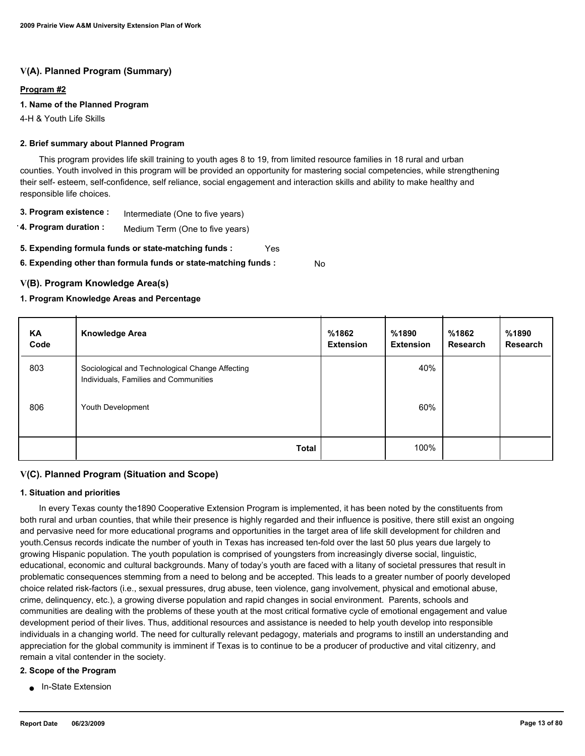## V(A). Planned Program (Summary)

**Program #2**

**1. Name of the Planned Program**

4-H & Youth Life Skills

**2. Brief summary about Planned Program**

This program provides life skill training to youth ages 8 to 19, from limited resource families in 18 rural and urban counties. Youth involved in this program will be provided an opportunity for mastering social competencies, while strengthening their self- esteem, self-confidence, self reliance, social engagement and interaction skills and ability to make healthy and responsible life choices.

**3. Program existence :** Intermediate (One to five years)

**4. Program duration :** Medium Term (One to five years)

**5. Expending formula funds or state-matching funds :** Yes

**6. Expending other than formula funds or state-matching funds :** No

## V(B). Program Knowledge Area(s)

**1. Program Knowledge Areas and Percentage**

| KA Code | Knowledge Area | %1862 Extension | %1890 Extension | %1862 Research | %1890 Research |
|---|---|---|---|---|---|
| 803 | Sociological and Technological Change Affecting Individuals, Families and Communities | | 40% | | |
| 806 | Youth Development | | 60% | | |
| | **Total** | | 100% | | |

## V(C). Planned Program (Situation and Scope)

**1. Situation and priorities**

In every Texas county the1890 Cooperative Extension Program is implemented, it has been noted by the constituents from both rural and urban counties, that while their presence is highly regarded and their influence is positive, there still exist an ongoing and pervasive need for more educational programs and opportunities in the target area of life skill development for children and youth.Census records indicate the number of youth in Texas has increased ten-fold over the last 50 plus years due largely to growing Hispanic population. The youth population is comprised of youngsters from increasingly diverse social, linguistic, educational, economic and cultural backgrounds. Many of today's youth are faced with a litany of societal pressures that result in problematic consequences stemming from a need to belong and be accepted. This leads to a greater number of poorly developed choice related risk-factors (i.e., sexual pressures, drug abuse, teen violence, gang involvement, physical and emotional abuse, crime, delinquency, etc.), a growing diverse population and rapid changes in social environment. Parents, schools and communities are dealing with the problems of these youth at the most critical formative cycle of emotional engagement and value development period of their lives. Thus, additional resources and assistance is needed to help youth develop into responsible individuals in a changing world. The need for culturally relevant pedagogy, materials and programs to instill an understanding and appreciation for the global community is imminent if Texas is to continue to be a producer of productive and vital citizenry, and remain a vital contender in the society.

**2. Scope of the Program**

- In-State Extension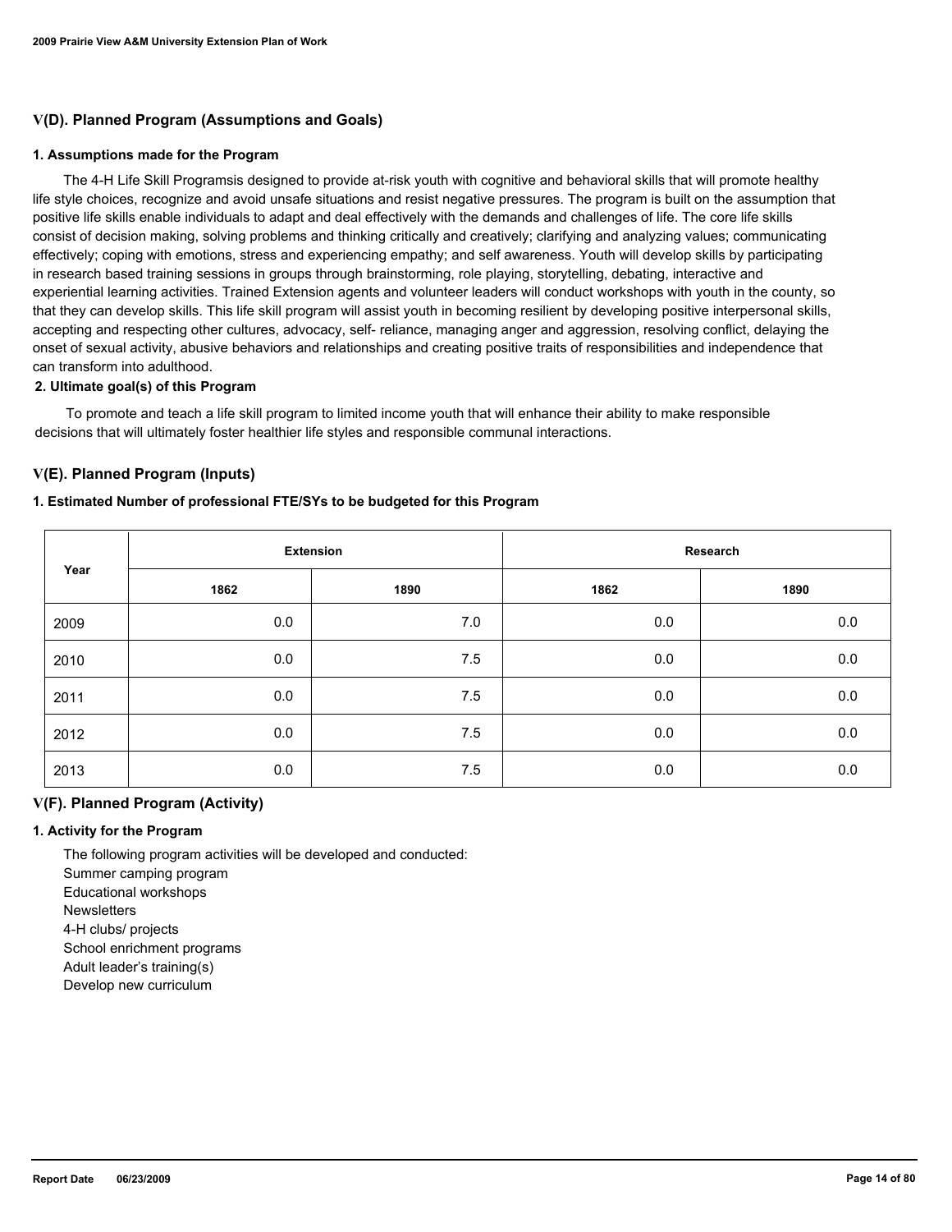## V(D). Planned Program (Assumptions and Goals)

### 1. Assumptions made for the Program

The 4-H Life Skill Programsis designed to provide at-risk youth with cognitive and behavioral skills that will promote healthy life style choices, recognize and avoid unsafe situations and resist negative pressures. The program is built on the assumption that positive life skills enable individuals to adapt and deal effectively with the demands and challenges of life. The core life skills consist of decision making, solving problems and thinking critically and creatively; clarifying and analyzing values; communicating effectively; coping with emotions, stress and experiencing empathy; and self awareness. Youth will develop skills by participating in research based training sessions in groups through brainstorming, role playing, storytelling, debating, interactive and experiential learning activities. Trained Extension agents and volunteer leaders will conduct workshops with youth in the county, so that they can develop skills. This life skill program will assist youth in becoming resilient by developing positive interpersonal skills, accepting and respecting other cultures, advocacy, self- reliance, managing anger and aggression, resolving conflict, delaying the onset of sexual activity, abusive behaviors and relationships and creating positive traits of responsibilities and independence that can transform into adulthood.

### 2. Ultimate goal(s) of this Program

To promote and teach a life skill program to limited income youth that will enhance their ability to make responsible decisions that will ultimately foster healthier life styles and responsible communal interactions.

## V(E). Planned Program (Inputs)

### 1. Estimated Number of professional FTE/SYs to be budgeted for this Program

| Year | Extension | | Research | |
|---|---|---|---|---|
| | 1862 | 1890 | 1862 | 1890 |
| 2009 | 0.0 | 7.0 | 0.0 | 0.0 |
| 2010 | 0.0 | 7.5 | 0.0 | 0.0 |
| 2011 | 0.0 | 7.5 | 0.0 | 0.0 |
| 2012 | 0.0 | 7.5 | 0.0 | 0.0 |
| 2013 | 0.0 | 7.5 | 0.0 | 0.0 |

## V(F). Planned Program (Activity)

### 1. Activity for the Program

The following program activities will be developed and conducted:

Summer camping program
Educational workshops
Newsletters
4-H clubs/ projects
School enrichment programs
Adult leader's training(s)
Develop new curriculum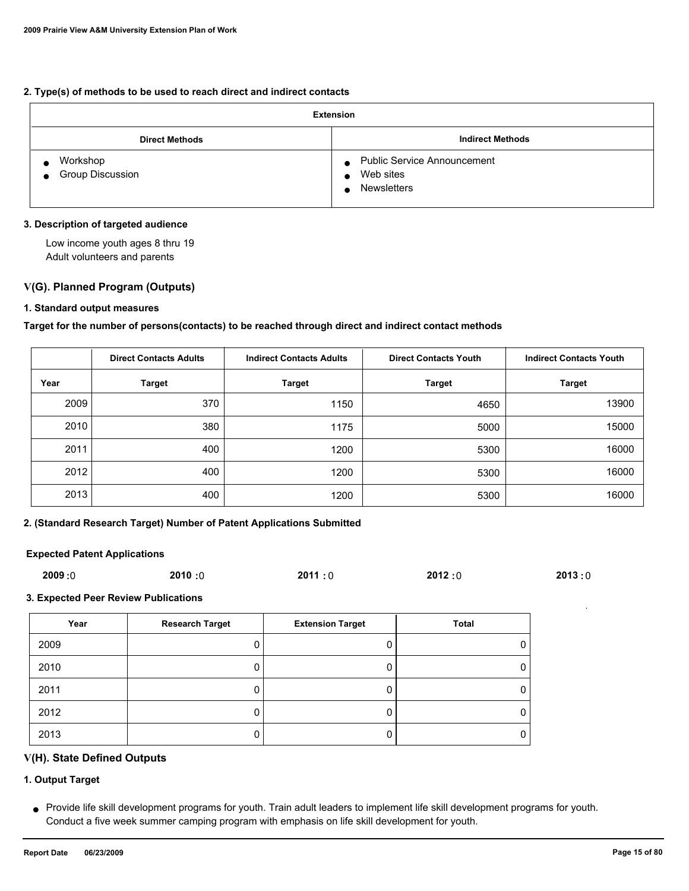**2. Type(s) of methods to be used to reach direct and indirect contacts**

| Extension | |
|---|---|
| **Direct Methods** | **Indirect Methods** |
| ● Workshop<br>● Group Discussion | ● Public Service Announcement<br>● Web sites<br>● Newsletters |

**3. Description of targeted audience**

Low income youth ages 8 thru 19
Adult volunteers and parents

### V(G). Planned Program (Outputs)

**1. Standard output measures**

**Target for the number of persons(contacts) to be reached through direct and indirect contact methods**

| | Direct Contacts Adults | Indirect Contacts Adults | Direct Contacts Youth | Indirect Contacts Youth |
|---|---|---|---|---|
| **Year** | **Target** | **Target** | **Target** | **Target** |
| 2009 | 370 | 1150 | 4650 | 13900 |
| 2010 | 380 | 1175 | 5000 | 15000 |
| 2011 | 400 | 1200 | 5300 | 16000 |
| 2012 | 400 | 1200 | 5300 | 16000 |
| 2013 | 400 | 1200 | 5300 | 16000 |

**2. (Standard Research Target) Number of Patent Applications Submitted**

**Expected Patent Applications**

**2009 :** 0 **2010 :** 0 **2011 :** 0 **2012 :** 0 **2013 :** 0

**3. Expected Peer Review Publications**

| Year | Research Target | Extension Target | Total |
|---|---|---|---|
| 2009 | 0 | 0 | 0 |
| 2010 | 0 | 0 | 0 |
| 2011 | 0 | 0 | 0 |
| 2012 | 0 | 0 | 0 |
| 2013 | 0 | 0 | 0 |

### V(H). State Defined Outputs

**1. Output Target**

- Provide life skill development programs for youth. Train adult leaders to implement life skill development programs for youth. Conduct a five week summer camping program with emphasis on life skill development for youth.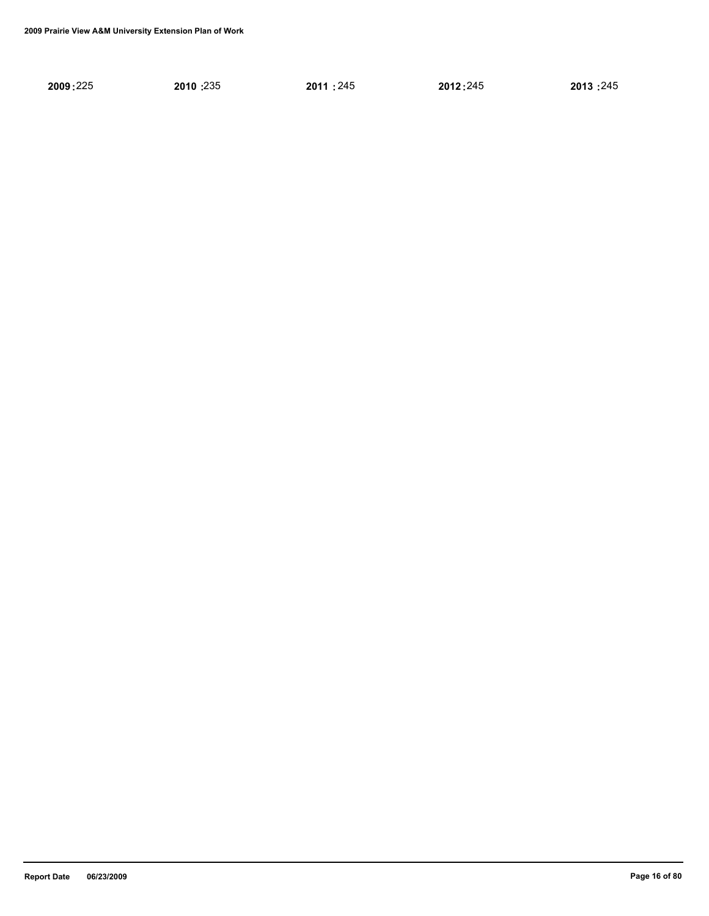**2009 :** 225 **2010 :** 235 **2011 :** 245 **2012 :** 245 **2013 :** 245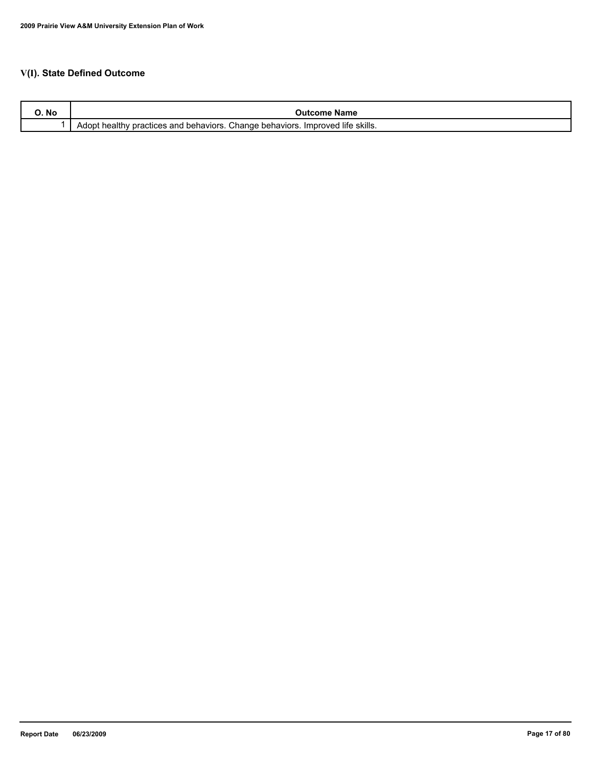## V(I). State Defined Outcome

| O. No | Outcome Name |
|---|---|
| 1 | Adopt healthy practices and behaviors. Change behaviors. Improved life skills. |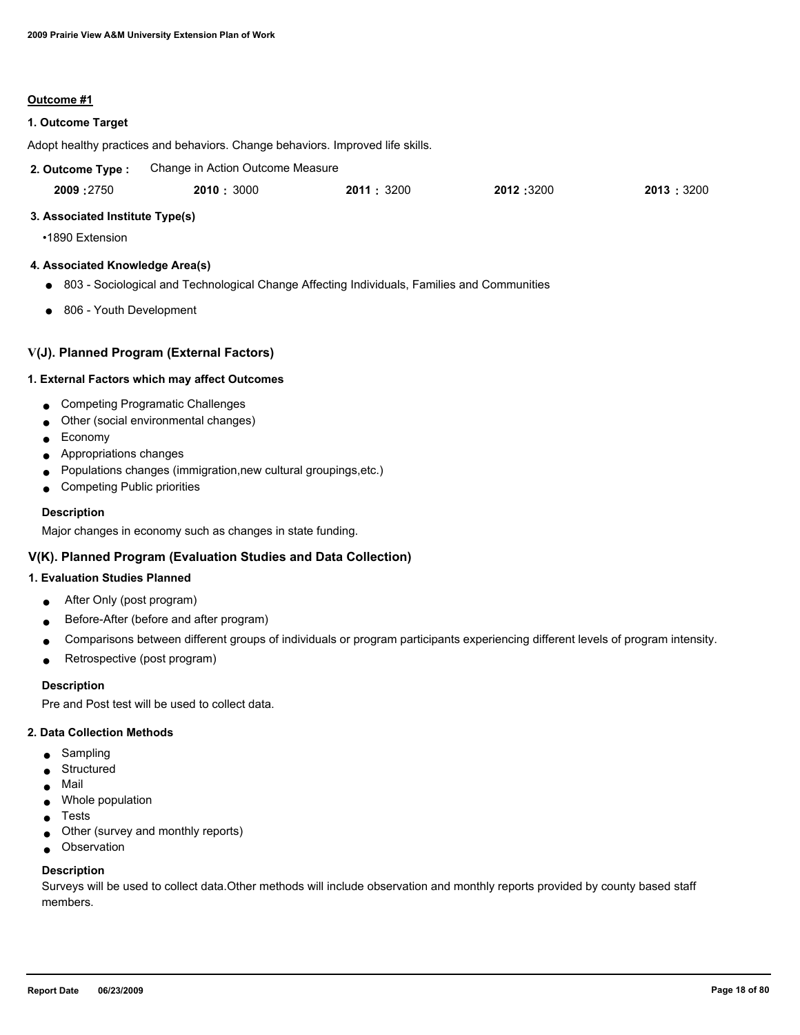**Outcome #1**

**1. Outcome Target**

Adopt healthy practices and behaviors. Change behaviors. Improved life skills.

**2. Outcome Type :** Change in Action Outcome Measure

| 2009 | 2010 | 2011 | 2012 | 2013 |
|---|---|---|---|---|
| 2750 | 3000 | 3200 | 3200 | 3200 |

**3. Associated Institute Type(s)**

•1890 Extension

**4. Associated Knowledge Area(s)**

- 803 - Sociological and Technological Change Affecting Individuals, Families and Communities
- 806 - Youth Development

## V(J). Planned Program (External Factors)

**1. External Factors which may affect Outcomes**

- Competing Programatic Challenges
- Other (social environmental changes)
- Economy
- Appropriations changes
- Populations changes (immigration,new cultural groupings,etc.)
- Competing Public priorities

**Description**

Major changes in economy such as changes in state funding.

## V(K). Planned Program (Evaluation Studies and Data Collection)

**1. Evaluation Studies Planned**

- After Only (post program)
- Before-After (before and after program)
- Comparisons between different groups of individuals or program participants experiencing different levels of program intensity.
- Retrospective (post program)

**Description**

Pre and Post test will be used to collect data.

**2. Data Collection Methods**

- Sampling
- Structured
- Mail
- Whole population
- Tests
- Other (survey and monthly reports)
- Observation

**Description**

Surveys will be used to collect data.Other methods will include observation and monthly reports provided by county based staff members.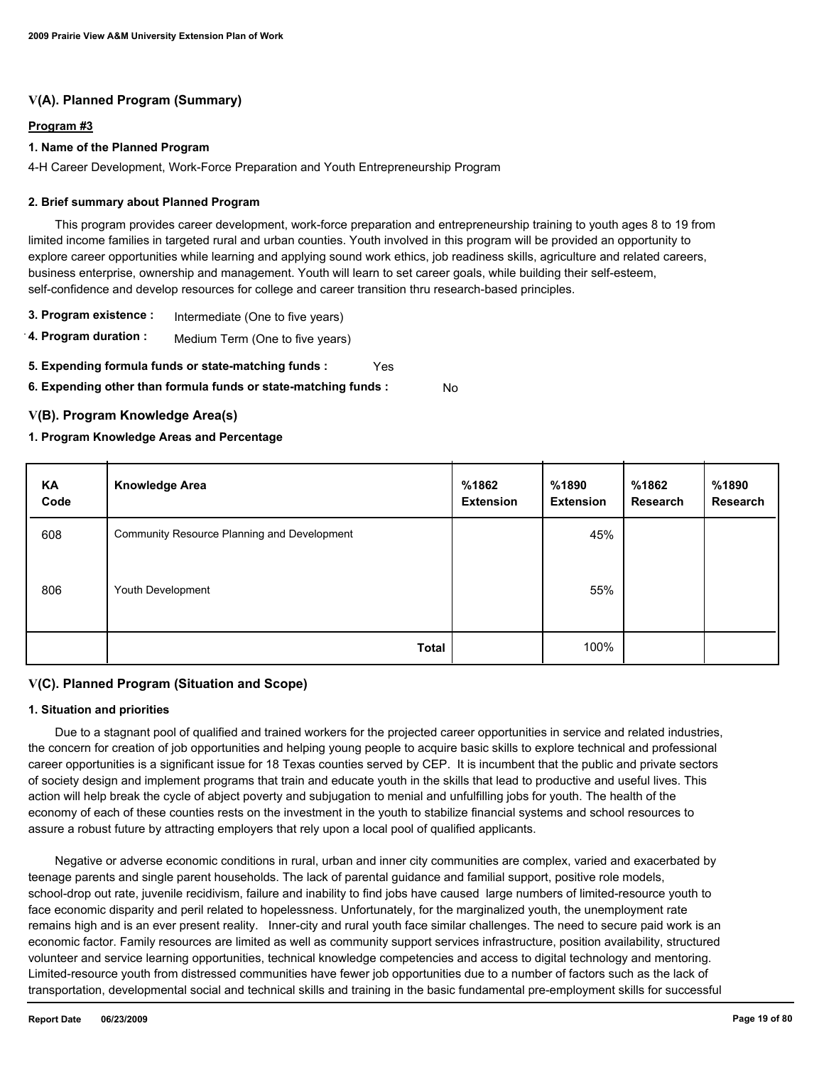## V(A). Planned Program (Summary)

**Program #3**

**1. Name of the Planned Program**

4-H Career Development, Work-Force Preparation and Youth Entrepreneurship Program

**2. Brief summary about Planned Program**

This program provides career development, work-force preparation and entrepreneurship training to youth ages 8 to 19 from limited income families in targeted rural and urban counties. Youth involved in this program will be provided an opportunity to explore career opportunities while learning and applying sound work ethics, job readiness skills, agriculture and related careers, business enterprise, ownership and management. Youth will learn to set career goals, while building their self-esteem, self-confidence and develop resources for college and career transition thru research-based principles.

**3. Program existence :** Intermediate (One to five years)

**4. Program duration :** Medium Term (One to five years)

**5. Expending formula funds or state-matching funds :** Yes

**6. Expending other than formula funds or state-matching funds :** No

## V(B). Program Knowledge Area(s)

**1. Program Knowledge Areas and Percentage**

| KA Code | Knowledge Area | %1862 Extension | %1890 Extension | %1862 Research | %1890 Research |
|---|---|---|---|---|---|
| 608 | Community Resource Planning and Development | | 45% | | |
| 806 | Youth Development | | 55% | | |
| | **Total** | | 100% | | |

## V(C). Planned Program (Situation and Scope)

**1. Situation and priorities**

Due to a stagnant pool of qualified and trained workers for the projected career opportunities in service and related industries, the concern for creation of job opportunities and helping young people to acquire basic skills to explore technical and professional career opportunities is a significant issue for 18 Texas counties served by CEP. It is incumbent that the public and private sectors of society design and implement programs that train and educate youth in the skills that lead to productive and useful lives. This action will help break the cycle of abject poverty and subjugation to menial and unfulfilling jobs for youth. The health of the economy of each of these counties rests on the investment in the youth to stabilize financial systems and school resources to assure a robust future by attracting employers that rely upon a local pool of qualified applicants.

Negative or adverse economic conditions in rural, urban and inner city communities are complex, varied and exacerbated by teenage parents and single parent households. The lack of parental guidance and familial support, positive role models, school-drop out rate, juvenile recidivism, failure and inability to find jobs have caused large numbers of limited-resource youth to face economic disparity and peril related to hopelessness. Unfortunately, for the marginalized youth, the unemployment rate remains high and is an ever present reality. Inner-city and rural youth face similar challenges. The need to secure paid work is an economic factor. Family resources are limited as well as community support services infrastructure, position availability, structured volunteer and service learning opportunities, technical knowledge competencies and access to digital technology and mentoring. Limited-resource youth from distressed communities have fewer job opportunities due to a number of factors such as the lack of transportation, developmental social and technical skills and training in the basic fundamental pre-employment skills for successful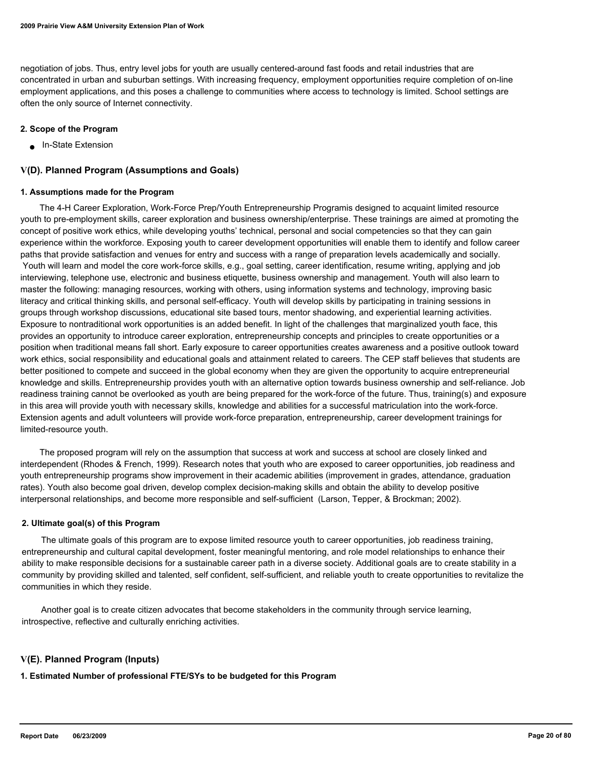negotiation of jobs. Thus, entry level jobs for youth are usually centered-around fast foods and retail industries that are concentrated in urban and suburban settings. With increasing frequency, employment opportunities require completion of on-line employment applications, and this poses a challenge to communities where access to technology is limited. School settings are often the only source of Internet connectivity.

#### 2. Scope of the Program

- In-State Extension

### V(D). Planned Program (Assumptions and Goals)

#### 1. Assumptions made for the Program

The 4-H Career Exploration, Work-Force Prep/Youth Entrepreneurship Programis designed to acquaint limited resource youth to pre-employment skills, career exploration and business ownership/enterprise. These trainings are aimed at promoting the concept of positive work ethics, while developing youths' technical, personal and social competencies so that they can gain experience within the workforce. Exposing youth to career development opportunities will enable them to identify and follow career paths that provide satisfaction and venues for entry and success with a range of preparation levels academically and socially. Youth will learn and model the core work-force skills, e.g., goal setting, career identification, resume writing, applying and job interviewing, telephone use, electronic and business etiquette, business ownership and management. Youth will also learn to master the following: managing resources, working with others, using information systems and technology, improving basic literacy and critical thinking skills, and personal self-efficacy. Youth will develop skills by participating in training sessions in groups through workshop discussions, educational site based tours, mentor shadowing, and experiential learning activities. Exposure to nontraditional work opportunities is an added benefit. In light of the challenges that marginalized youth face, this provides an opportunity to introduce career exploration, entrepreneurship concepts and principles to create opportunities or a position when traditional means fall short. Early exposure to career opportunities creates awareness and a positive outlook toward work ethics, social responsibility and educational goals and attainment related to careers. The CEP staff believes that students are better positioned to compete and succeed in the global economy when they are given the opportunity to acquire entrepreneurial knowledge and skills. Entrepreneurship provides youth with an alternative option towards business ownership and self-reliance. Job readiness training cannot be overlooked as youth are being prepared for the work-force of the future. Thus, training(s) and exposure in this area will provide youth with necessary skills, knowledge and abilities for a successful matriculation into the work-force. Extension agents and adult volunteers will provide work-force preparation, entrepreneurship, career development trainings for limited-resource youth.

The proposed program will rely on the assumption that success at work and success at school are closely linked and interdependent (Rhodes & French, 1999). Research notes that youth who are exposed to career opportunities, job readiness and youth entrepreneurship programs show improvement in their academic abilities (improvement in grades, attendance, graduation rates). Youth also become goal driven, develop complex decision-making skills and obtain the ability to develop positive interpersonal relationships, and become more responsible and self-sufficient (Larson, Tepper, & Brockman; 2002).

#### 2. Ultimate goal(s) of this Program

The ultimate goals of this program are to expose limited resource youth to career opportunities, job readiness training, entrepreneurship and cultural capital development, foster meaningful mentoring, and role model relationships to enhance their ability to make responsible decisions for a sustainable career path in a diverse society. Additional goals are to create stability in a community by providing skilled and talented, self confident, self-sufficient, and reliable youth to create opportunities to revitalize the communities in which they reside.

Another goal is to create citizen advocates that become stakeholders in the community through service learning, introspective, reflective and culturally enriching activities.

### V(E). Planned Program (Inputs)

#### 1. Estimated Number of professional FTE/SYs to be budgeted for this Program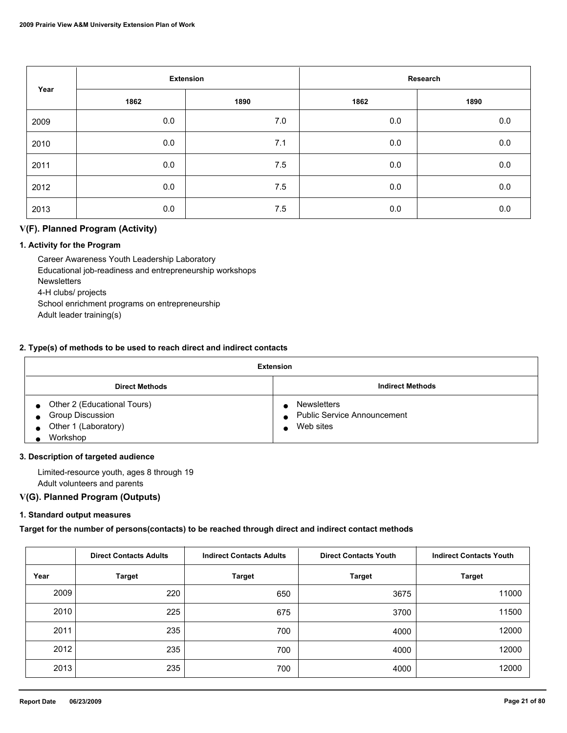| Year | Extension | | Research | |
|---|---|---|---|---|
| | 1862 | 1890 | 1862 | 1890 |
| 2009 | 0.0 | 7.0 | 0.0 | 0.0 |
| 2010 | 0.0 | 7.1 | 0.0 | 0.0 |
| 2011 | 0.0 | 7.5 | 0.0 | 0.0 |
| 2012 | 0.0 | 7.5 | 0.0 | 0.0 |
| 2013 | 0.0 | 7.5 | 0.0 | 0.0 |

## V(F). Planned Program (Activity)

### 1. Activity for the Program

Career Awareness Youth Leadership Laboratory
Educational job-readiness and entrepreneurship workshops
Newsletters
4-H clubs/ projects
School enrichment programs on entrepreneurship
Adult leader training(s)

### 2. Type(s) of methods to be used to reach direct and indirect contacts

| Extension | |
|---|---|
| **Direct Methods** | **Indirect Methods** |
| • Other 2 (Educational Tours)<br>• Group Discussion<br>• Other 1 (Laboratory)<br>• Workshop | • Newsletters<br>• Public Service Announcement<br>• Web sites |

### 3. Description of targeted audience

Limited-resource youth, ages 8 through 19
Adult volunteers and parents

## V(G). Planned Program (Outputs)

### 1. Standard output measures

**Target for the number of persons(contacts) to be reached through direct and indirect contact methods**

| | Direct Contacts Adults | Indirect Contacts Adults | Direct Contacts Youth | Indirect Contacts Youth |
|---|---|---|---|---|
| Year | Target | Target | Target | Target |
| 2009 | 220 | 650 | 3675 | 11000 |
| 2010 | 225 | 675 | 3700 | 11500 |
| 2011 | 235 | 700 | 4000 | 12000 |
| 2012 | 235 | 700 | 4000 | 12000 |
| 2013 | 235 | 700 | 4000 | 12000 |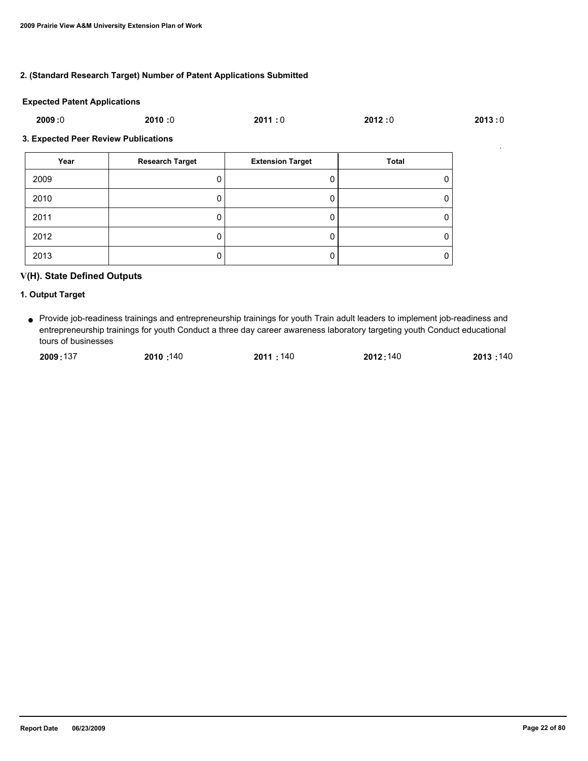### 2. (Standard Research Target) Number of Patent Applications Submitted

**Expected Patent Applications**

**2009 :** 0 **2010 :** 0 **2011 :** 0 **2012 :** 0 **2013 :** 0

### 3. Expected Peer Review Publications

| Year | Research Target | Extension Target | Total |
|---|---|---|---|
| 2009 | 0 | 0 | 0 |
| 2010 | 0 | 0 | 0 |
| 2011 | 0 | 0 | 0 |
| 2012 | 0 | 0 | 0 |
| 2013 | 0 | 0 | 0 |

## V(H). State Defined Outputs

### 1. Output Target

- Provide job-readiness trainings and entrepreneurship trainings for youth Train adult leaders to implement job-readiness and entrepreneurship trainings for youth Conduct a three day career awareness laboratory targeting youth Conduct educational tours of businesses

  **2009 :** 137 **2010 :** 140 **2011 :** 140 **2012 :** 140 **2013 :** 140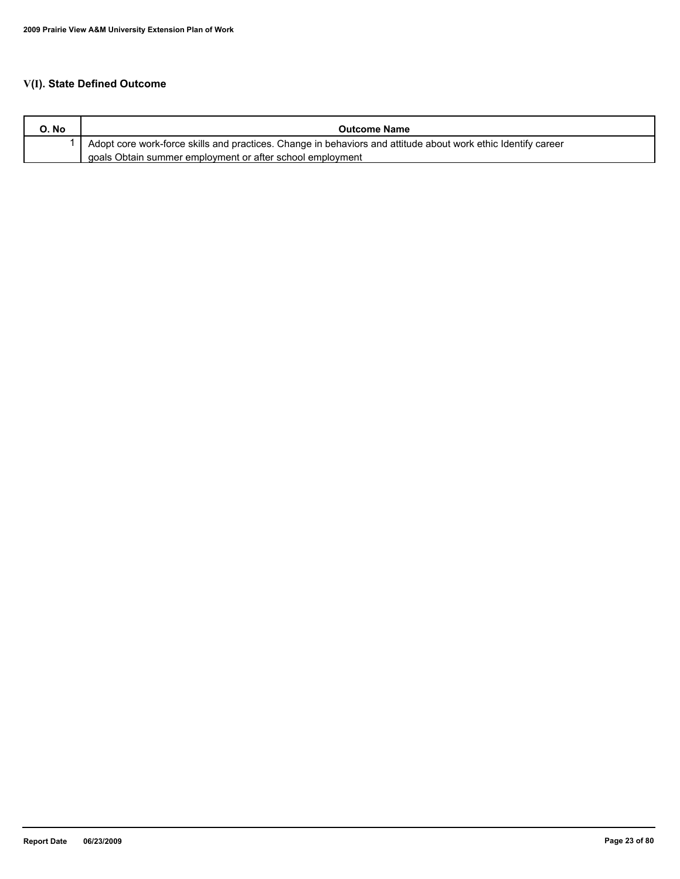## V(I). State Defined Outcome

| O. No | Outcome Name |
|---|---|
| 1 | Adopt core work-force skills and practices. Change in behaviors and attitude about work ethic Identify career goals Obtain summer employment or after school employment |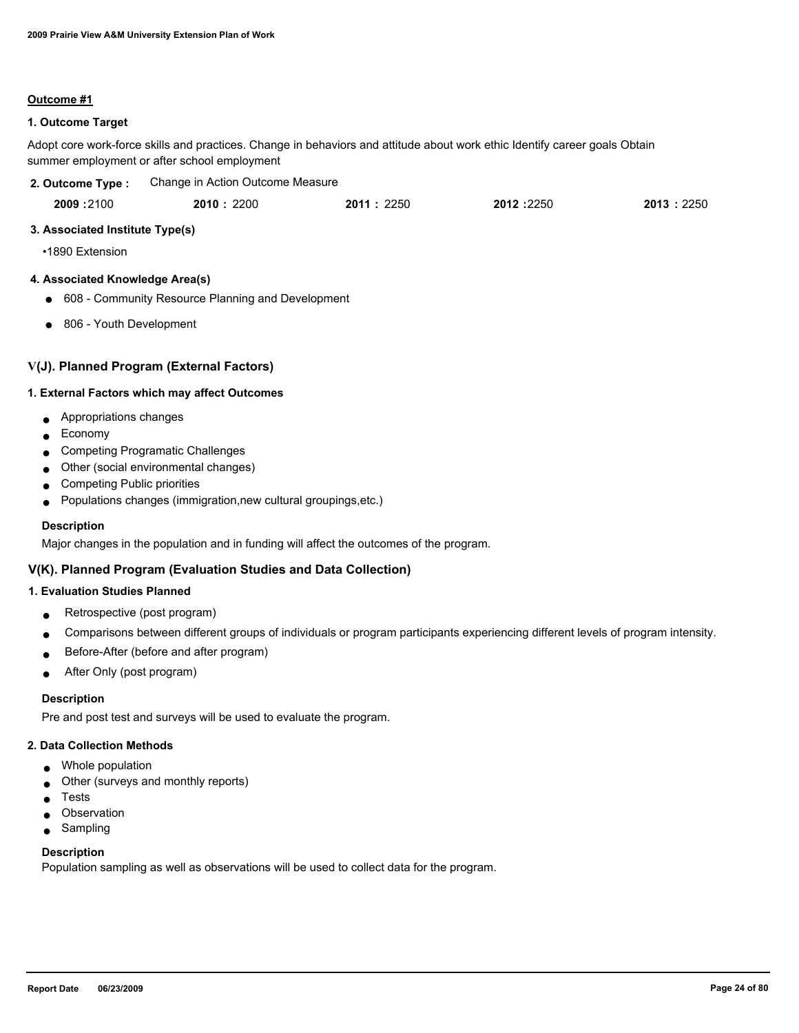**Outcome #1**

**1. Outcome Target**

Adopt core work-force skills and practices. Change in behaviors and attitude about work ethic Identify career goals Obtain summer employment or after school employment

**2. Outcome Type :** Change in Action Outcome Measure

| 2009 | 2010 | 2011 | 2012 | 2013 |
|---|---|---|---|---|
| 2100 | 2200 | 2250 | 2250 | 2250 |

**3. Associated Institute Type(s)**

- 1890 Extension

**4. Associated Knowledge Area(s)**

- 608 - Community Resource Planning and Development
- 806 - Youth Development

## V(J). Planned Program (External Factors)

**1. External Factors which may affect Outcomes**

- Appropriations changes
- Economy
- Competing Programatic Challenges
- Other (social environmental changes)
- Competing Public priorities
- Populations changes (immigration,new cultural groupings,etc.)

**Description**

Major changes in the population and in funding will affect the outcomes of the program.

## V(K). Planned Program (Evaluation Studies and Data Collection)

**1. Evaluation Studies Planned**

- Retrospective (post program)
- Comparisons between different groups of individuals or program participants experiencing different levels of program intensity.
- Before-After (before and after program)
- After Only (post program)

**Description**

Pre and post test and surveys will be used to evaluate the program.

**2. Data Collection Methods**

- Whole population
- Other (surveys and monthly reports)
- Tests
- Observation
- Sampling

**Description**

Population sampling as well as observations will be used to collect data for the program.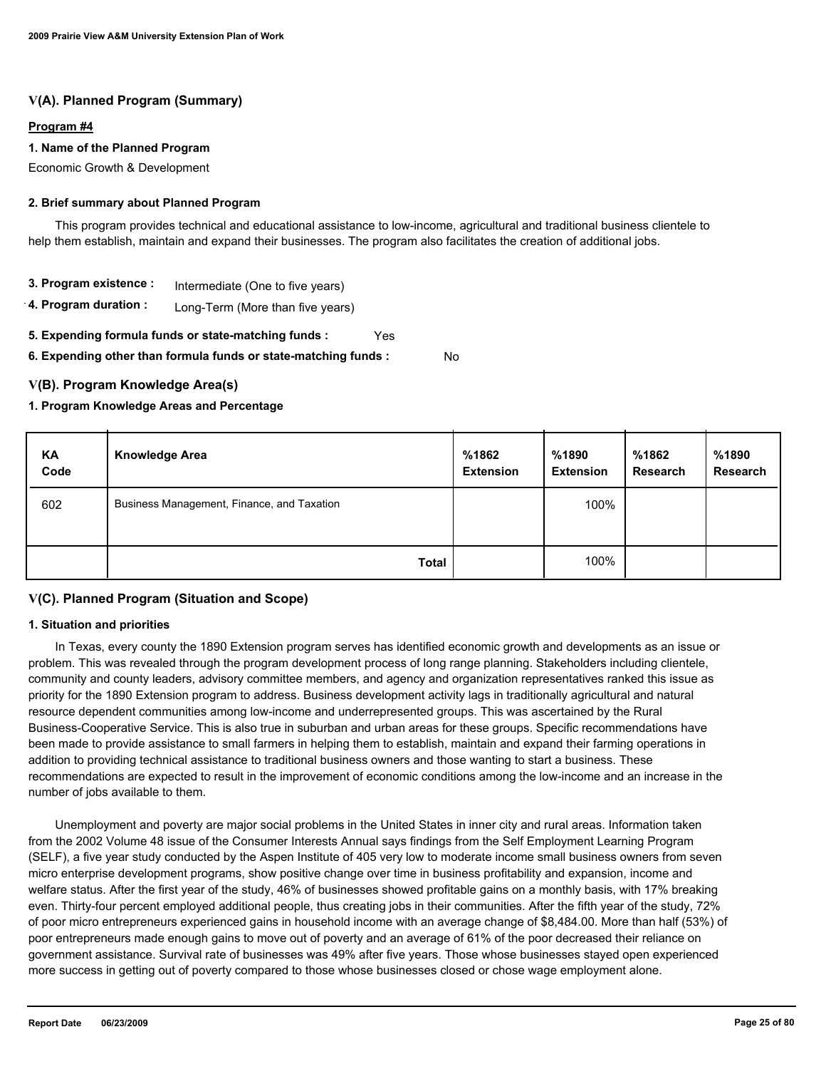## V(A). Planned Program (Summary)

**Program #4**

**1. Name of the Planned Program**

Economic Growth & Development

**2. Brief summary about Planned Program**

This program provides technical and educational assistance to low-income, agricultural and traditional business clientele to help them establish, maintain and expand their businesses. The program also facilitates the creation of additional jobs.

**3. Program existence :** Intermediate (One to five years)

**4. Program duration :** Long-Term (More than five years)

**5. Expending formula funds or state-matching funds :** Yes

**6. Expending other than formula funds or state-matching funds :** No

## V(B). Program Knowledge Area(s)

**1. Program Knowledge Areas and Percentage**

| KA Code | Knowledge Area | %1862 Extension | %1890 Extension | %1862 Research | %1890 Research |
|---|---|---|---|---|---|
| 602 | Business Management, Finance, and Taxation | | 100% | | |
| | **Total** | | 100% | | |

## V(C). Planned Program (Situation and Scope)

**1. Situation and priorities**

In Texas, every county the 1890 Extension program serves has identified economic growth and developments as an issue or problem. This was revealed through the program development process of long range planning. Stakeholders including clientele, community and county leaders, advisory committee members, and agency and organization representatives ranked this issue as priority for the 1890 Extension program to address. Business development activity lags in traditionally agricultural and natural resource dependent communities among low-income and underrepresented groups. This was ascertained by the Rural Business-Cooperative Service. This is also true in suburban and urban areas for these groups. Specific recommendations have been made to provide assistance to small farmers in helping them to establish, maintain and expand their farming operations in addition to providing technical assistance to traditional business owners and those wanting to start a business. These recommendations are expected to result in the improvement of economic conditions among the low-income and an increase in the number of jobs available to them.

Unemployment and poverty are major social problems in the United States in inner city and rural areas. Information taken from the 2002 Volume 48 issue of the Consumer Interests Annual says findings from the Self Employment Learning Program (SELF), a five year study conducted by the Aspen Institute of 405 very low to moderate income small business owners from seven micro enterprise development programs, show positive change over time in business profitability and expansion, income and welfare status. After the first year of the study, 46% of businesses showed profitable gains on a monthly basis, with 17% breaking even. Thirty-four percent employed additional people, thus creating jobs in their communities. After the fifth year of the study, 72% of poor micro entrepreneurs experienced gains in household income with an average change of $8,484.00. More than half (53%) of poor entrepreneurs made enough gains to move out of poverty and an average of 61% of the poor decreased their reliance on government assistance. Survival rate of businesses was 49% after five years. Those whose businesses stayed open experienced more success in getting out of poverty compared to those whose businesses closed or chose wage employment alone.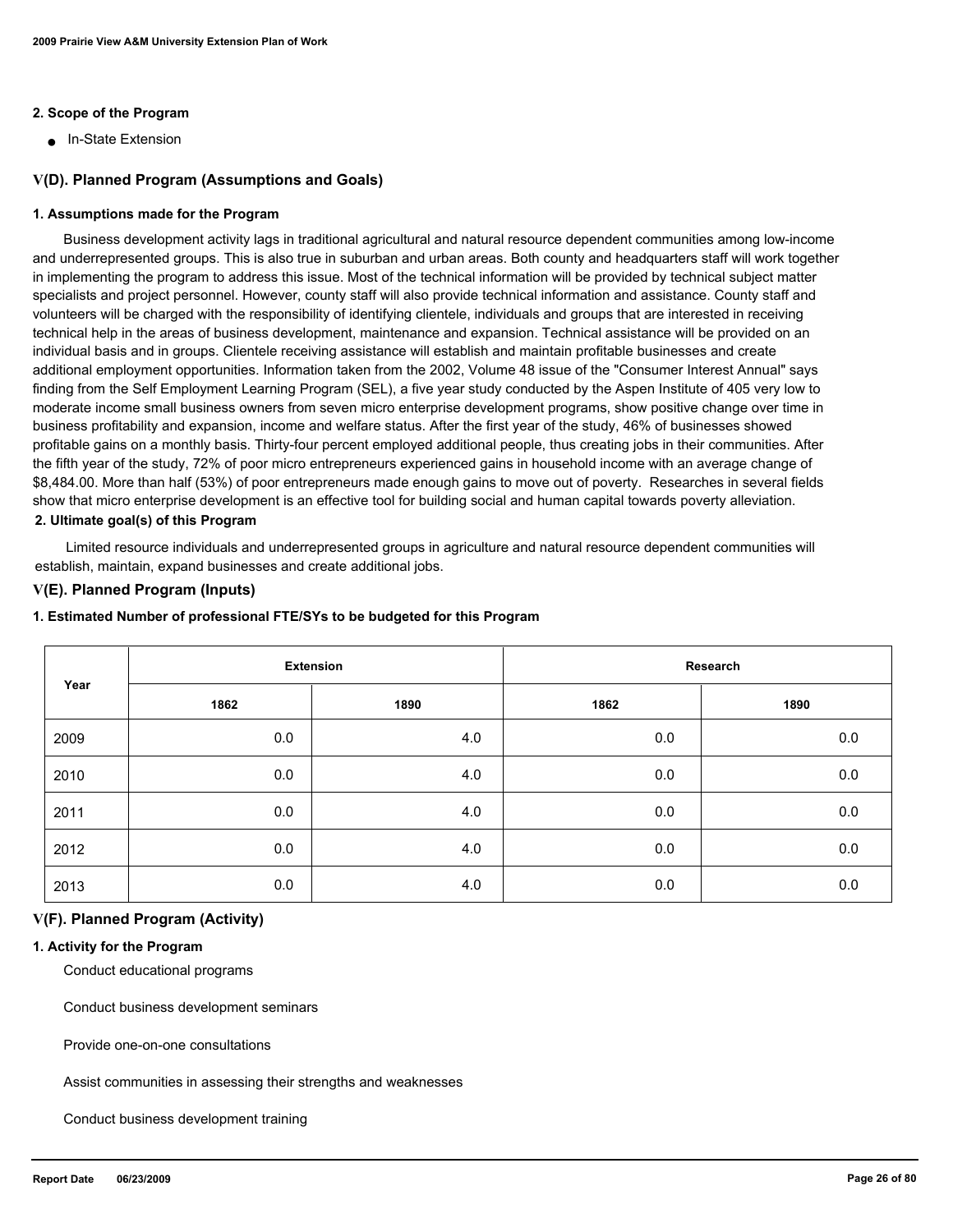### 2. Scope of the Program

- In-State Extension

## V(D). Planned Program (Assumptions and Goals)

### 1. Assumptions made for the Program

Business development activity lags in traditional agricultural and natural resource dependent communities among low-income and underrepresented groups. This is also true in suburban and urban areas. Both county and headquarters staff will work together in implementing the program to address this issue. Most of the technical information will be provided by technical subject matter specialists and project personnel. However, county staff will also provide technical information and assistance. County staff and volunteers will be charged with the responsibility of identifying clientele, individuals and groups that are interested in receiving technical help in the areas of business development, maintenance and expansion. Technical assistance will be provided on an individual basis and in groups. Clientele receiving assistance will establish and maintain profitable businesses and create additional employment opportunities. Information taken from the 2002, Volume 48 issue of the "Consumer Interest Annual" says finding from the Self Employment Learning Program (SEL), a five year study conducted by the Aspen Institute of 405 very low to moderate income small business owners from seven micro enterprise development programs, show positive change over time in business profitability and expansion, income and welfare status. After the first year of the study, 46% of businesses showed profitable gains on a monthly basis. Thirty-four percent employed additional people, thus creating jobs in their communities. After the fifth year of the study, 72% of poor micro entrepreneurs experienced gains in household income with an average change of $8,484.00. More than half (53%) of poor entrepreneurs made enough gains to move out of poverty. Researches in several fields show that micro enterprise development is an effective tool for building social and human capital towards poverty alleviation.

### 2. Ultimate goal(s) of this Program

Limited resource individuals and underrepresented groups in agriculture and natural resource dependent communities will establish, maintain, expand businesses and create additional jobs.

## V(E). Planned Program (Inputs)

### 1. Estimated Number of professional FTE/SYs to be budgeted for this Program

| Year | Extension | | Research | |
|---|---|---|---|---|
| | 1862 | 1890 | 1862 | 1890 |
| 2009 | 0.0 | 4.0 | 0.0 | 0.0 |
| 2010 | 0.0 | 4.0 | 0.0 | 0.0 |
| 2011 | 0.0 | 4.0 | 0.0 | 0.0 |
| 2012 | 0.0 | 4.0 | 0.0 | 0.0 |
| 2013 | 0.0 | 4.0 | 0.0 | 0.0 |

## V(F). Planned Program (Activity)

### 1. Activity for the Program

Conduct educational programs

Conduct business development seminars

Provide one-on-one consultations

Assist communities in assessing their strengths and weaknesses

Conduct business development training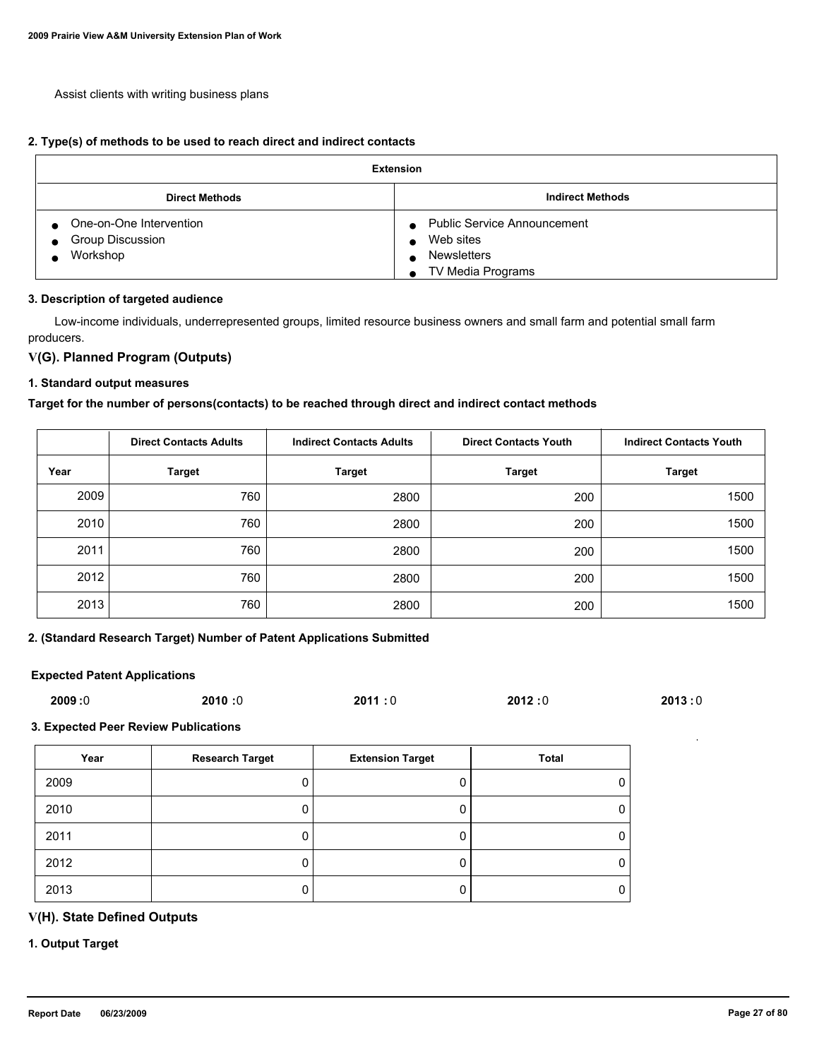Assist clients with writing business plans

**2. Type(s) of methods to be used to reach direct and indirect contacts**

| Extension | |
|---|---|
| **Direct Methods** | **Indirect Methods** |
| • One-on-One Intervention<br>• Group Discussion<br>• Workshop | • Public Service Announcement<br>• Web sites<br>• Newsletters<br>• TV Media Programs |

**3. Description of targeted audience**

Low-income individuals, underrepresented groups, limited resource business owners and small farm and potential small farm producers.

## V(G). Planned Program (Outputs)

**1. Standard output measures**

**Target for the number of persons(contacts) to be reached through direct and indirect contact methods**

| | Direct Contacts Adults | Indirect Contacts Adults | Direct Contacts Youth | Indirect Contacts Youth |
|---|---|---|---|---|
| **Year** | **Target** | **Target** | **Target** | **Target** |
| 2009 | 760 | 2800 | 200 | 1500 |
| 2010 | 760 | 2800 | 200 | 1500 |
| 2011 | 760 | 2800 | 200 | 1500 |
| 2012 | 760 | 2800 | 200 | 1500 |
| 2013 | 760 | 2800 | 200 | 1500 |

**2. (Standard Research Target) Number of Patent Applications Submitted**

**Expected Patent Applications**

**2009 :**0 **2010 :**0 **2011 :** 0 **2012 :**0 **2013 :** 0

**3. Expected Peer Review Publications**

| Year | Research Target | Extension Target | Total |
|---|---|---|---|
| 2009 | 0 | 0 | 0 |
| 2010 | 0 | 0 | 0 |
| 2011 | 0 | 0 | 0 |
| 2012 | 0 | 0 | 0 |
| 2013 | 0 | 0 | 0 |

## V(H). State Defined Outputs

**1. Output Target**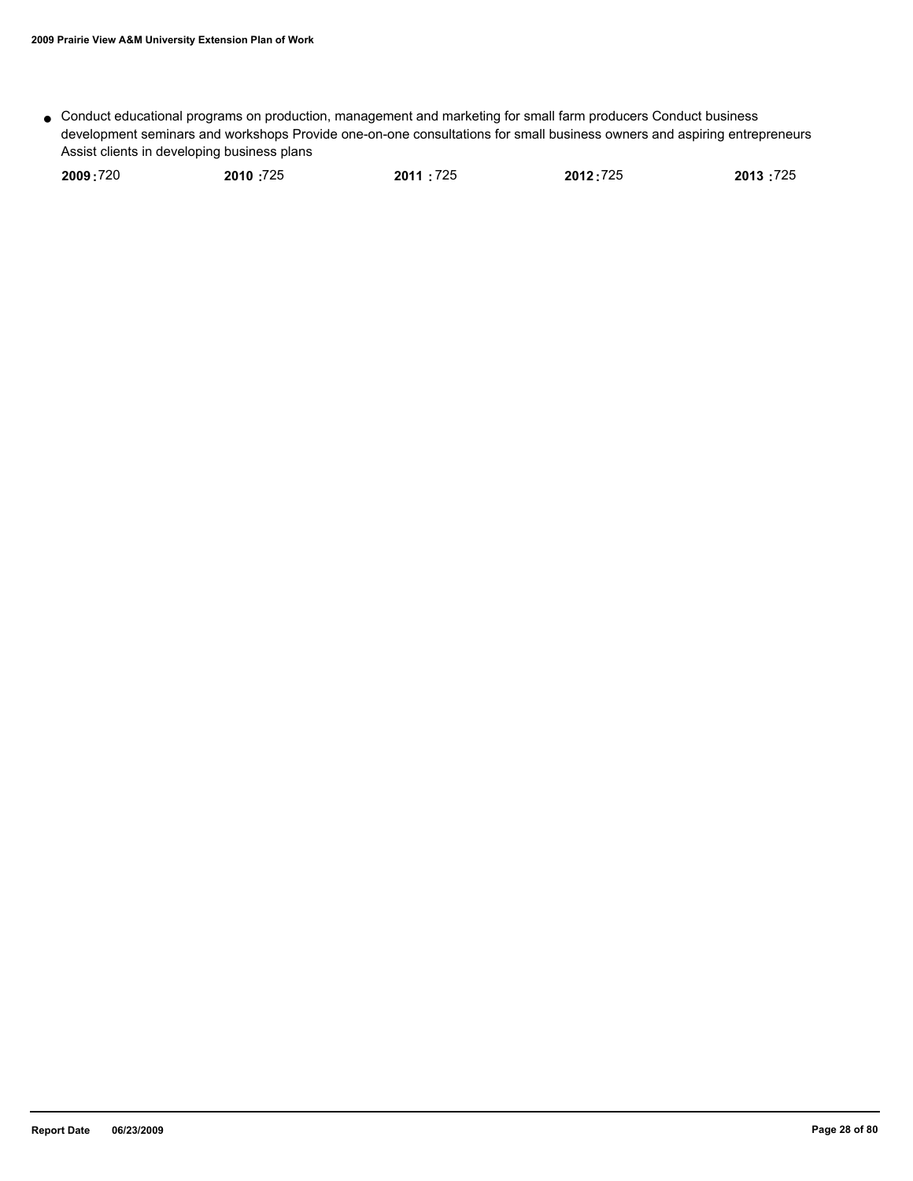- Conduct educational programs on production, management and marketing for small farm producers Conduct business development seminars and workshops Provide one-on-one consultations for small business owners and aspiring entrepreneurs Assist clients in developing business plans

| 2009 | 2010 | 2011 | 2012 | 2013 |
|---|---|---|---|---|
| 720 | 725 | 725 | 725 | 725 |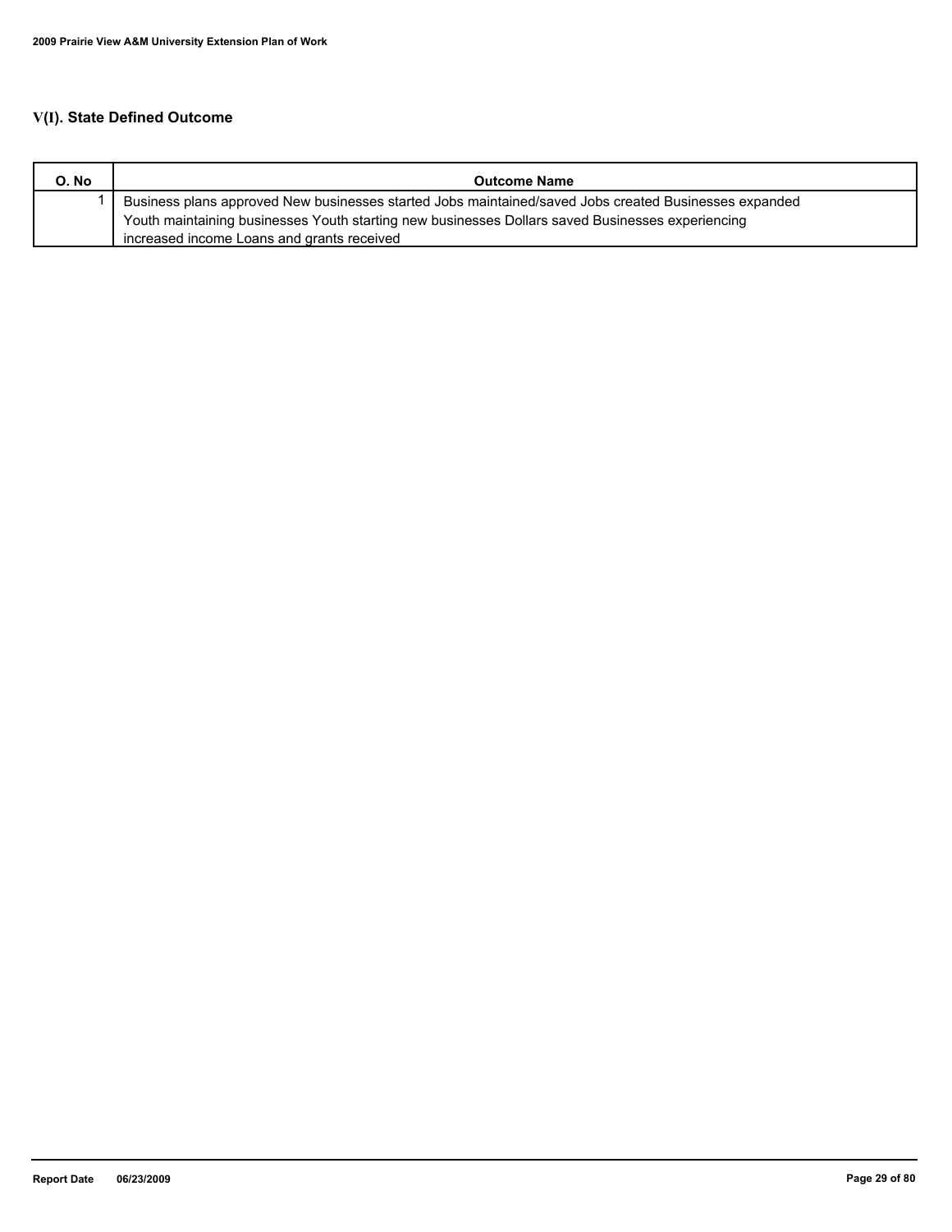## V(I). State Defined Outcome

| O. No | Outcome Name |
|---|---|
| 1 | Business plans approved New businesses started Jobs maintained/saved Jobs created Businesses expanded Youth maintaining businesses Youth starting new businesses Dollars saved Businesses experiencing increased income Loans and grants received |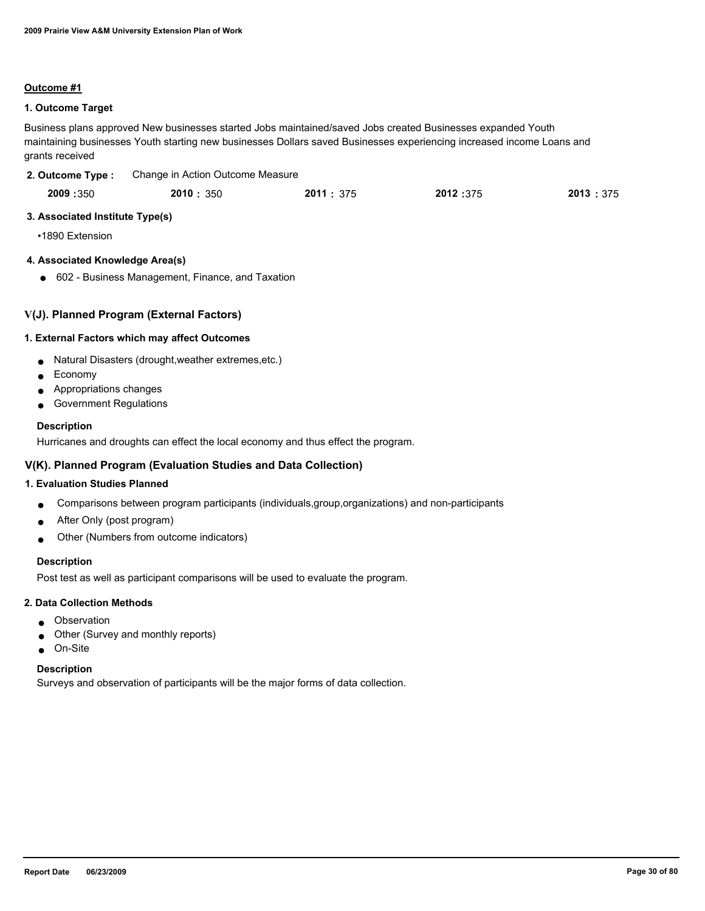**Outcome #1**

**1. Outcome Target**

Business plans approved New businesses started Jobs maintained/saved Jobs created Businesses expanded Youth maintaining businesses Youth starting new businesses Dollars saved Businesses experiencing increased income Loans and grants received

**2. Outcome Type :** Change in Action Outcome Measure

| 2009 | 2010 | 2011 | 2012 | 2013 |
|---|---|---|---|---|
| 350 | 350 | 375 | 375 | 375 |

**3. Associated Institute Type(s)**

•1890 Extension

**4. Associated Knowledge Area(s)**

- 602 - Business Management, Finance, and Taxation

## V(J). Planned Program (External Factors)

**1. External Factors which may affect Outcomes**

- Natural Disasters (drought,weather extremes,etc.)
- Economy
- Appropriations changes
- Government Regulations

**Description**

Hurricanes and droughts can effect the local economy and thus effect the program.

## V(K). Planned Program (Evaluation Studies and Data Collection)

**1. Evaluation Studies Planned**

- Comparisons between program participants (individuals,group,organizations) and non-participants
- After Only (post program)
- Other (Numbers from outcome indicators)

**Description**

Post test as well as participant comparisons will be used to evaluate the program.

**2. Data Collection Methods**

- Observation
- Other (Survey and monthly reports)
- On-Site

**Description**

Surveys and observation of participants will be the major forms of data collection.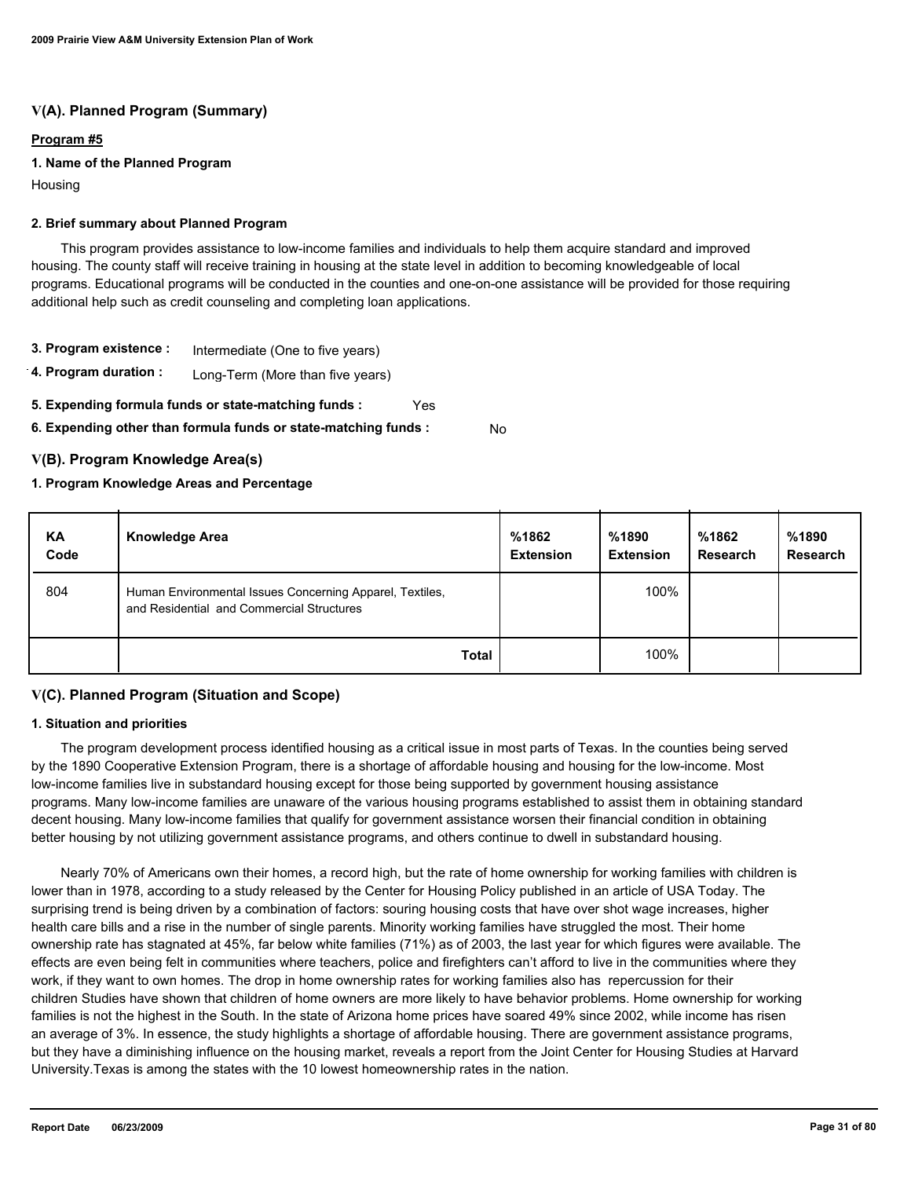## V(A). Planned Program (Summary)

**Program #5**

**1. Name of the Planned Program**

Housing

**2. Brief summary about Planned Program**

This program provides assistance to low-income families and individuals to help them acquire standard and improved housing. The county staff will receive training in housing at the state level in addition to becoming knowledgeable of local programs. Educational programs will be conducted in the counties and one-on-one assistance will be provided for those requiring additional help such as credit counseling and completing loan applications.

**3. Program existence :** Intermediate (One to five years)

**4. Program duration :** Long-Term (More than five years)

**5. Expending formula funds or state-matching funds :** Yes

**6. Expending other than formula funds or state-matching funds :** No

## V(B). Program Knowledge Area(s)

**1. Program Knowledge Areas and Percentage**

| KA Code | Knowledge Area | %1862 Extension | %1890 Extension | %1862 Research | %1890 Research |
|---|---|---|---|---|---|
| 804 | Human Environmental Issues Concerning Apparel, Textiles, and Residential and Commercial Structures | | 100% | | |
| | **Total** | | 100% | | |

## V(C). Planned Program (Situation and Scope)

**1. Situation and priorities**

The program development process identified housing as a critical issue in most parts of Texas. In the counties being served by the 1890 Cooperative Extension Program, there is a shortage of affordable housing and housing for the low-income. Most low-income families live in substandard housing except for those being supported by government housing assistance programs. Many low-income families are unaware of the various housing programs established to assist them in obtaining standard decent housing. Many low-income families that qualify for government assistance worsen their financial condition in obtaining better housing by not utilizing government assistance programs, and others continue to dwell in substandard housing.

Nearly 70% of Americans own their homes, a record high, but the rate of home ownership for working families with children is lower than in 1978, according to a study released by the Center for Housing Policy published in an article of USA Today. The surprising trend is being driven by a combination of factors: souring housing costs that have over shot wage increases, higher health care bills and a rise in the number of single parents. Minority working families have struggled the most. Their home ownership rate has stagnated at 45%, far below white families (71%) as of 2003, the last year for which figures were available. The effects are even being felt in communities where teachers, police and firefighters can't afford to live in the communities where they work, if they want to own homes. The drop in home ownership rates for working families also has repercussion for their children Studies have shown that children of home owners are more likely to have behavior problems. Home ownership for working families is not the highest in the South. In the state of Arizona home prices have soared 49% since 2002, while income has risen an average of 3%. In essence, the study highlights a shortage of affordable housing. There are government assistance programs, but they have a diminishing influence on the housing market, reveals a report from the Joint Center for Housing Studies at Harvard University.Texas is among the states with the 10 lowest homeownership rates in the nation.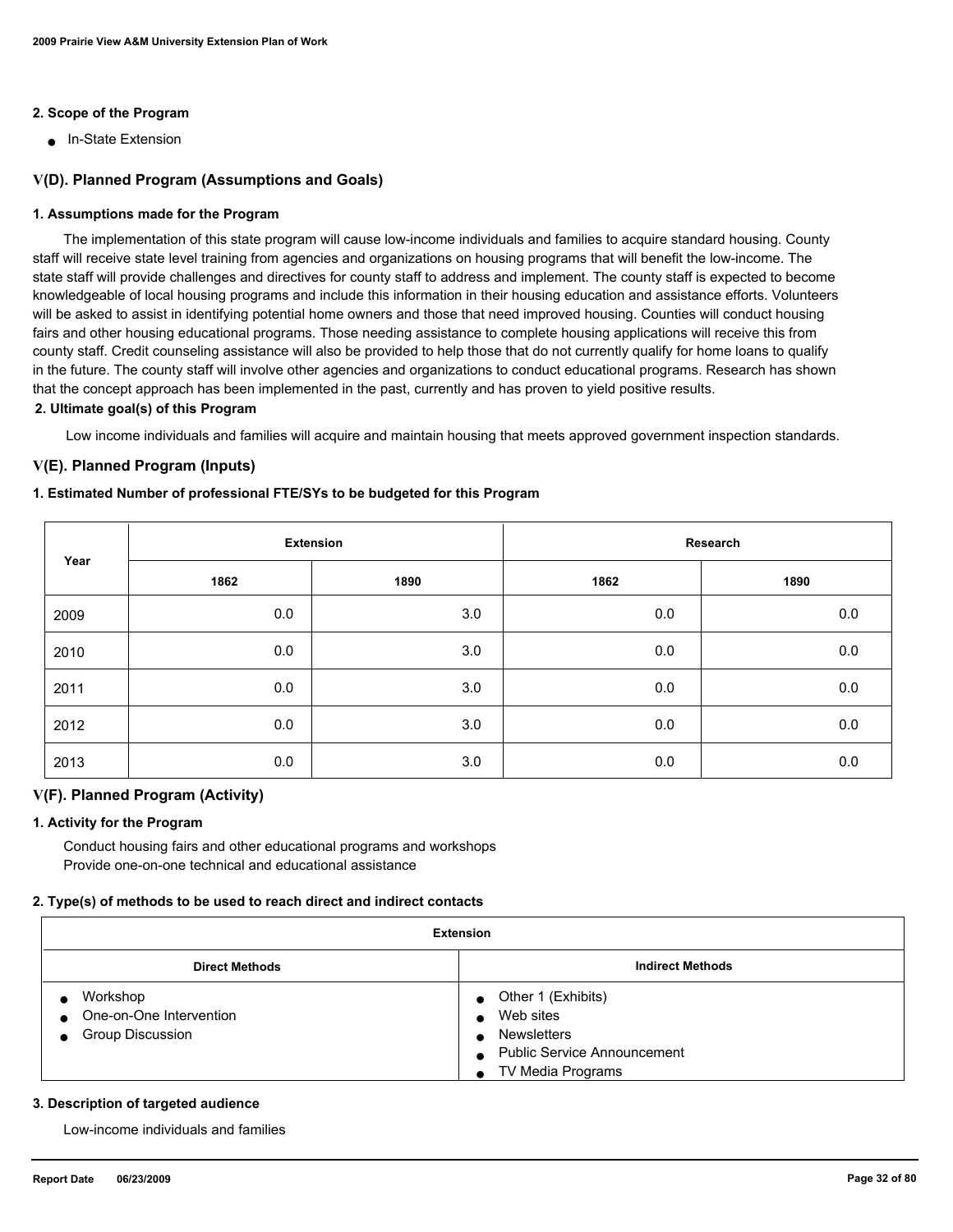**2. Scope of the Program**

- In-State Extension

## V(D). Planned Program (Assumptions and Goals)

**1. Assumptions made for the Program**

The implementation of this state program will cause low-income individuals and families to acquire standard housing. County staff will receive state level training from agencies and organizations on housing programs that will benefit the low-income. The state staff will provide challenges and directives for county staff to address and implement. The county staff is expected to become knowledgeable of local housing programs and include this information in their housing education and assistance efforts. Volunteers will be asked to assist in identifying potential home owners and those that need improved housing. Counties will conduct housing fairs and other housing educational programs. Those needing assistance to complete housing applications will receive this from county staff. Credit counseling assistance will also be provided to help those that do not currently qualify for home loans to qualify in the future. The county staff will involve other agencies and organizations to conduct educational programs. Research has shown that the concept approach has been implemented in the past, currently and has proven to yield positive results.

**2. Ultimate goal(s) of this Program**

Low income individuals and families will acquire and maintain housing that meets approved government inspection standards.

## V(E). Planned Program (Inputs)

**1. Estimated Number of professional FTE/SYs to be budgeted for this Program**

| Year | Extension | | Research | |
|---|---|---|---|---|
| | 1862 | 1890 | 1862 | 1890 |
| 2009 | 0.0 | 3.0 | 0.0 | 0.0 |
| 2010 | 0.0 | 3.0 | 0.0 | 0.0 |
| 2011 | 0.0 | 3.0 | 0.0 | 0.0 |
| 2012 | 0.0 | 3.0 | 0.0 | 0.0 |
| 2013 | 0.0 | 3.0 | 0.0 | 0.0 |

## V(F). Planned Program (Activity)

**1. Activity for the Program**

Conduct housing fairs and other educational programs and workshops
Provide one-on-one technical and educational assistance

**2. Type(s) of methods to be used to reach direct and indirect contacts**

| Extension | |
|---|---|
| **Direct Methods** | **Indirect Methods** |
| • Workshop<br>• One-on-One Intervention<br>• Group Discussion | • Other 1 (Exhibits)<br>• Web sites<br>• Newsletters<br>• Public Service Announcement<br>• TV Media Programs |

**3. Description of targeted audience**

Low-income individuals and families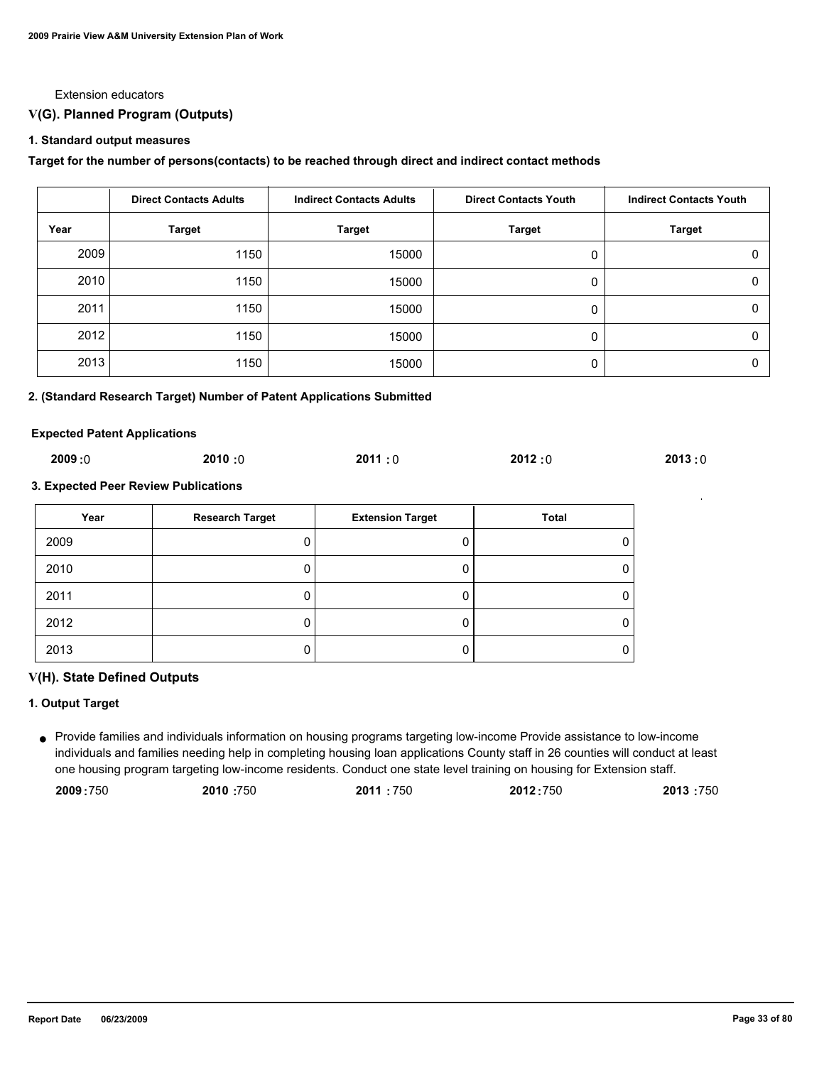Extension educators

## V(G). Planned Program (Outputs)

### 1. Standard output measures

**Target for the number of persons(contacts) to be reached through direct and indirect contact methods**

| | Direct Contacts Adults | Indirect Contacts Adults | Direct Contacts Youth | Indirect Contacts Youth |
|---|---|---|---|---|
| **Year** | **Target** | **Target** | **Target** | **Target** |
| 2009 | 1150 | 15000 | 0 | 0 |
| 2010 | 1150 | 15000 | 0 | 0 |
| 2011 | 1150 | 15000 | 0 | 0 |
| 2012 | 1150 | 15000 | 0 | 0 |
| 2013 | 1150 | 15000 | 0 | 0 |

### 2. (Standard Research Target) Number of Patent Applications Submitted

**Expected Patent Applications**

**2009 :** 0 **2010 :** 0 **2011 :** 0 **2012 :** 0 **2013 :** 0

### 3. Expected Peer Review Publications

| Year | Research Target | Extension Target | Total |
|---|---|---|---|
| 2009 | 0 | 0 | 0 |
| 2010 | 0 | 0 | 0 |
| 2011 | 0 | 0 | 0 |
| 2012 | 0 | 0 | 0 |
| 2013 | 0 | 0 | 0 |

## V(H). State Defined Outputs

### 1. Output Target

- Provide families and individuals information on housing programs targeting low-income Provide assistance to low-income individuals and families needing help in completing housing loan applications County staff in 26 counties will conduct at least one housing program targeting low-income residents. Conduct one state level training on housing for Extension staff.

  **2009 :** 750 **2010 :** 750 **2011 :** 750 **2012 :** 750 **2013 :** 750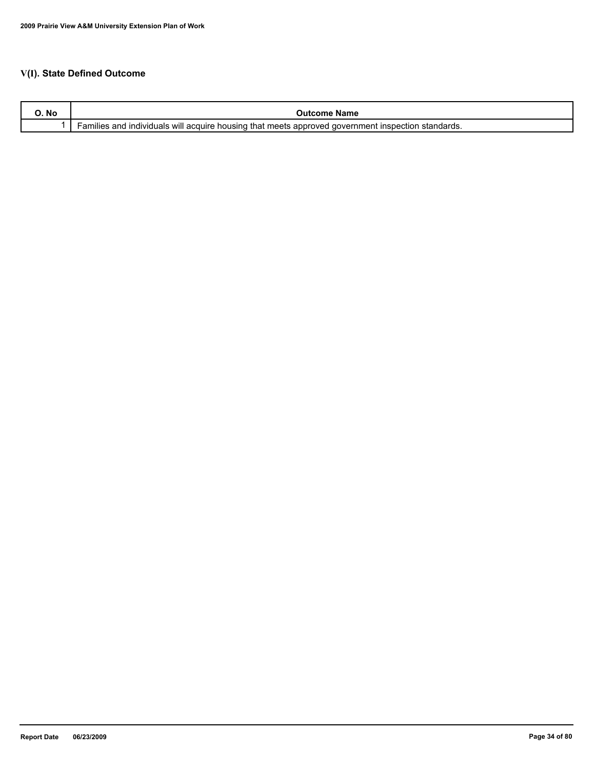## V(I). State Defined Outcome

| O. No | Outcome Name |
| --- | --- |
| 1 | Families and individuals will acquire housing that meets approved government inspection standards. |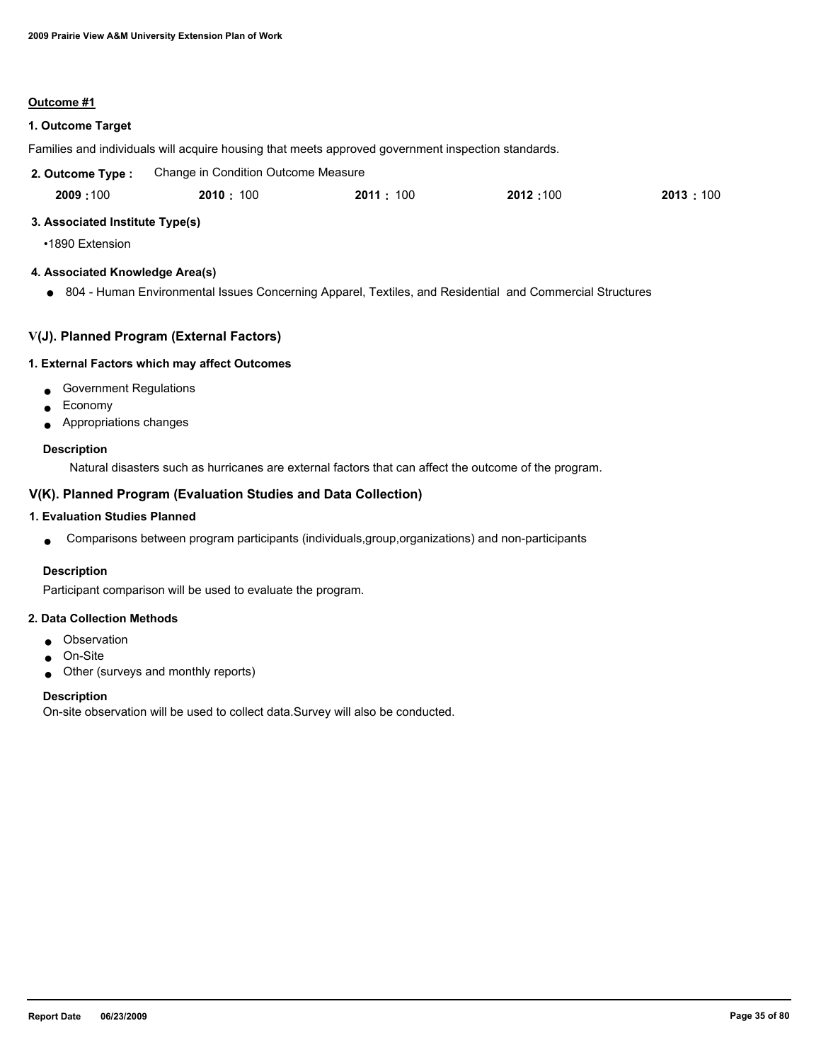**Outcome #1**

**1. Outcome Target**

Families and individuals will acquire housing that meets approved government inspection standards.

**2. Outcome Type :** Change in Condition Outcome Measure

| 2009 | 2010 | 2011 | 2012 | 2013 |
|---|---|---|---|---|
| 100 | 100 | 100 | 100 | 100 |

**3. Associated Institute Type(s)**

•1890 Extension

**4. Associated Knowledge Area(s)**

- 804 - Human Environmental Issues Concerning Apparel, Textiles, and Residential and Commercial Structures

## V(J). Planned Program (External Factors)

**1. External Factors which may affect Outcomes**

- Government Regulations
- Economy
- Appropriations changes

**Description**

Natural disasters such as hurricanes are external factors that can affect the outcome of the program.

## V(K). Planned Program (Evaluation Studies and Data Collection)

**1. Evaluation Studies Planned**

- Comparisons between program participants (individuals,group,organizations) and non-participants

**Description**

Participant comparison will be used to evaluate the program.

**2. Data Collection Methods**

- Observation
- On-Site
- Other (surveys and monthly reports)

**Description**

On-site observation will be used to collect data.Survey will also be conducted.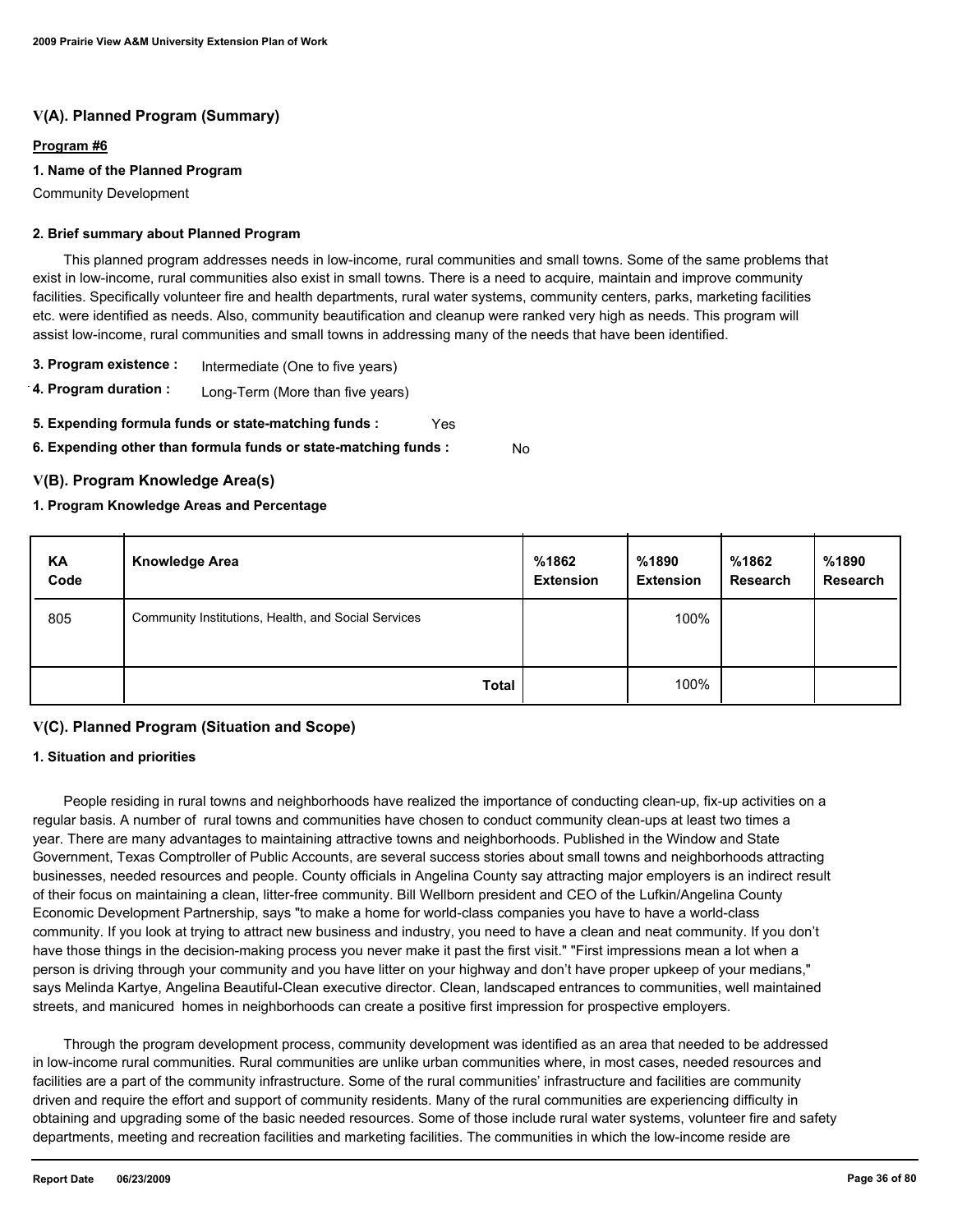## V(A). Planned Program (Summary)

**Program #6**

**1. Name of the Planned Program**

Community Development

**2. Brief summary about Planned Program**

This planned program addresses needs in low-income, rural communities and small towns. Some of the same problems that exist in low-income, rural communities also exist in small towns. There is a need to acquire, maintain and improve community facilities. Specifically volunteer fire and health departments, rural water systems, community centers, parks, marketing facilities etc. were identified as needs. Also, community beautification and cleanup were ranked very high as needs. This program will assist low-income, rural communities and small towns in addressing many of the needs that have been identified.

**3. Program existence :** Intermediate (One to five years)

**4. Program duration :** Long-Term (More than five years)

**5. Expending formula funds or state-matching funds :** Yes

**6. Expending other than formula funds or state-matching funds :** No

## V(B). Program Knowledge Area(s)

**1. Program Knowledge Areas and Percentage**

| KA Code | Knowledge Area | %1862 Extension | %1890 Extension | %1862 Research | %1890 Research |
|---|---|---|---|---|---|
| 805 | Community Institutions, Health, and Social Services | | 100% | | |
| | **Total** | | 100% | | |

## V(C). Planned Program (Situation and Scope)

**1. Situation and priorities**

People residing in rural towns and neighborhoods have realized the importance of conducting clean-up, fix-up activities on a regular basis. A number of rural towns and communities have chosen to conduct community clean-ups at least two times a year. There are many advantages to maintaining attractive towns and neighborhoods. Published in the Window and State Government, Texas Comptroller of Public Accounts, are several success stories about small towns and neighborhoods attracting businesses, needed resources and people. County officials in Angelina County say attracting major employers is an indirect result of their focus on maintaining a clean, litter-free community. Bill Wellborn president and CEO of the Lufkin/Angelina County Economic Development Partnership, says "to make a home for world-class companies you have to have a world-class community. If you look at trying to attract new business and industry, you need to have a clean and neat community. If you don't have those things in the decision-making process you never make it past the first visit." "First impressions mean a lot when a person is driving through your community and you have litter on your highway and don't have proper upkeep of your medians," says Melinda Kartye, Angelina Beautiful-Clean executive director. Clean, landscaped entrances to communities, well maintained streets, and manicured homes in neighborhoods can create a positive first impression for prospective employers.

Through the program development process, community development was identified as an area that needed to be addressed in low-income rural communities. Rural communities are unlike urban communities where, in most cases, needed resources and facilities are a part of the community infrastructure. Some of the rural communities' infrastructure and facilities are community driven and require the effort and support of community residents. Many of the rural communities are experiencing difficulty in obtaining and upgrading some of the basic needed resources. Some of those include rural water systems, volunteer fire and safety departments, meeting and recreation facilities and marketing facilities. The communities in which the low-income reside are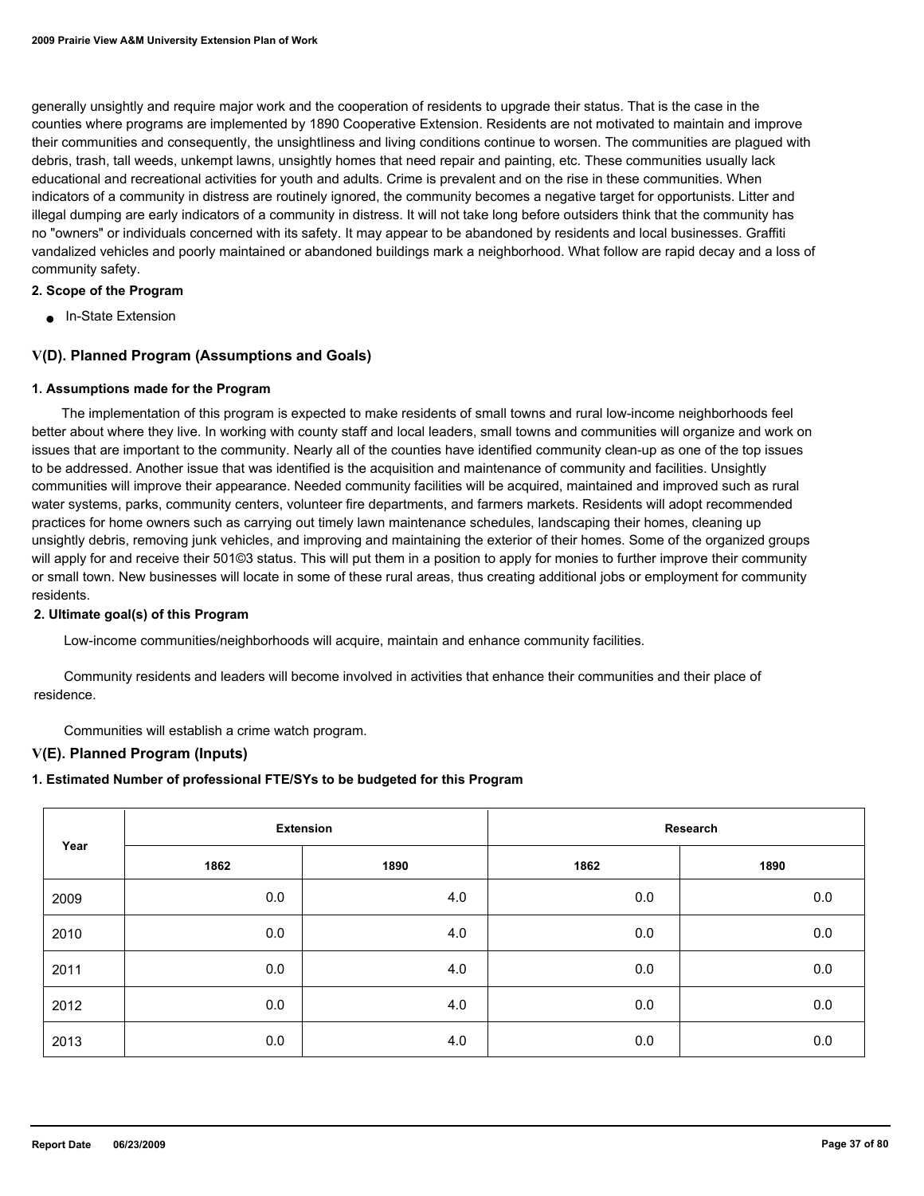generally unsightly and require major work and the cooperation of residents to upgrade their status. That is the case in the counties where programs are implemented by 1890 Cooperative Extension. Residents are not motivated to maintain and improve their communities and consequently, the unsightliness and living conditions continue to worsen. The communities are plagued with debris, trash, tall weeds, unkempt lawns, unsightly homes that need repair and painting, etc. These communities usually lack educational and recreational activities for youth and adults. Crime is prevalent and on the rise in these communities. When indicators of a community in distress are routinely ignored, the community becomes a negative target for opportunists. Litter and illegal dumping are early indicators of a community in distress. It will not take long before outsiders think that the community has no "owners" or individuals concerned with its safety. It may appear to be abandoned by residents and local businesses. Graffiti vandalized vehicles and poorly maintained or abandoned buildings mark a neighborhood. What follow are rapid decay and a loss of community safety.

**2. Scope of the Program**

- In-State Extension

## V(D). Planned Program (Assumptions and Goals)

**1. Assumptions made for the Program**

The implementation of this program is expected to make residents of small towns and rural low-income neighborhoods feel better about where they live. In working with county staff and local leaders, small towns and communities will organize and work on issues that are important to the community. Nearly all of the counties have identified community clean-up as one of the top issues to be addressed. Another issue that was identified is the acquisition and maintenance of community and facilities. Unsightly communities will improve their appearance. Needed community facilities will be acquired, maintained and improved such as rural water systems, parks, community centers, volunteer fire departments, and farmers markets. Residents will adopt recommended practices for home owners such as carrying out timely lawn maintenance schedules, landscaping their homes, cleaning up unsightly debris, removing junk vehicles, and improving and maintaining the exterior of their homes. Some of the organized groups will apply for and receive their 501©3 status. This will put them in a position to apply for monies to further improve their community or small town. New businesses will locate in some of these rural areas, thus creating additional jobs or employment for community residents.

**2. Ultimate goal(s) of this Program**

Low-income communities/neighborhoods will acquire, maintain and enhance community facilities.

Community residents and leaders will become involved in activities that enhance their communities and their place of residence.

Communities will establish a crime watch program.

## V(E). Planned Program (Inputs)

**1. Estimated Number of professional FTE/SYs to be budgeted for this Program**

| Year | Extension | | Research | |
|---|---|---|---|---|
| | 1862 | 1890 | 1862 | 1890 |
| 2009 | 0.0 | 4.0 | 0.0 | 0.0 |
| 2010 | 0.0 | 4.0 | 0.0 | 0.0 |
| 2011 | 0.0 | 4.0 | 0.0 | 0.0 |
| 2012 | 0.0 | 4.0 | 0.0 | 0.0 |
| 2013 | 0.0 | 4.0 | 0.0 | 0.0 |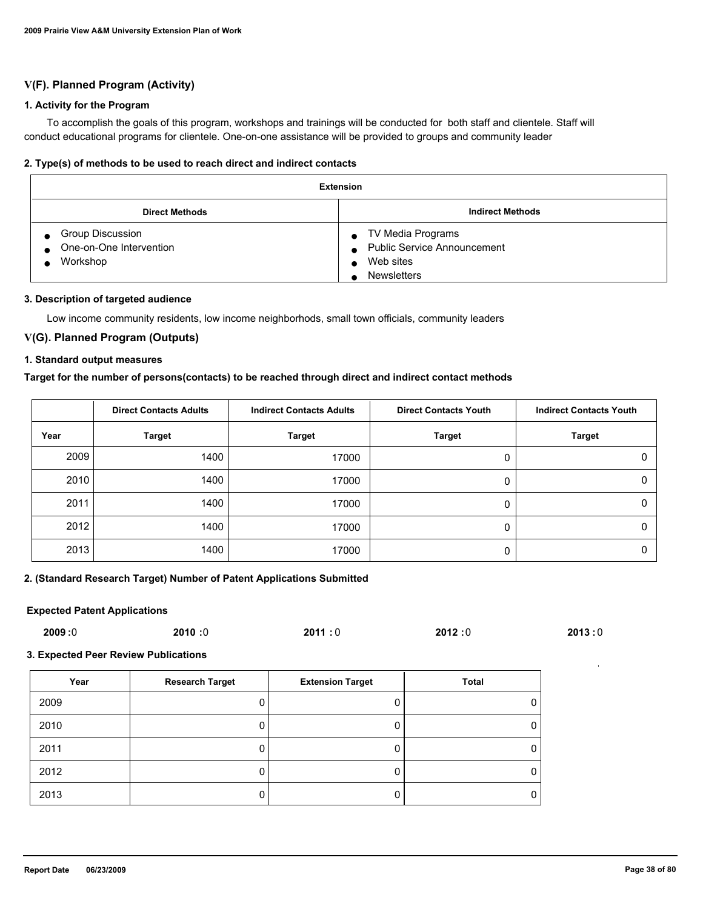## V(F). Planned Program (Activity)

### 1. Activity for the Program

To accomplish the goals of this program, workshops and trainings will be conducted for both staff and clientele. Staff will conduct educational programs for clientele. One-on-one assistance will be provided to groups and community leader

### 2. Type(s) of methods to be used to reach direct and indirect contacts

| Extension | |
|---|---|
| **Direct Methods** | **Indirect Methods** |
| • Group Discussion<br>• One-on-One Intervention<br>• Workshop | • TV Media Programs<br>• Public Service Announcement<br>• Web sites<br>• Newsletters |

### 3. Description of targeted audience

Low income community residents, low income neighborhods, small town officials, community leaders

## V(G). Planned Program (Outputs)

### 1. Standard output measures

**Target for the number of persons(contacts) to be reached through direct and indirect contact methods**

| | Direct Contacts Adults | Indirect Contacts Adults | Direct Contacts Youth | Indirect Contacts Youth |
|---|---|---|---|---|
| Year | Target | Target | Target | Target |
| 2009 | 1400 | 17000 | 0 | 0 |
| 2010 | 1400 | 17000 | 0 | 0 |
| 2011 | 1400 | 17000 | 0 | 0 |
| 2012 | 1400 | 17000 | 0 | 0 |
| 2013 | 1400 | 17000 | 0 | 0 |

### 2. (Standard Research Target) Number of Patent Applications Submitted

**Expected Patent Applications**

**2009 :** 0 **2010 :** 0 **2011 :** 0 **2012 :** 0 **2013 :** 0

### 3. Expected Peer Review Publications

| Year | Research Target | Extension Target | Total |
|---|---|---|---|
| 2009 | 0 | 0 | 0 |
| 2010 | 0 | 0 | 0 |
| 2011 | 0 | 0 | 0 |
| 2012 | 0 | 0 | 0 |
| 2013 | 0 | 0 | 0 |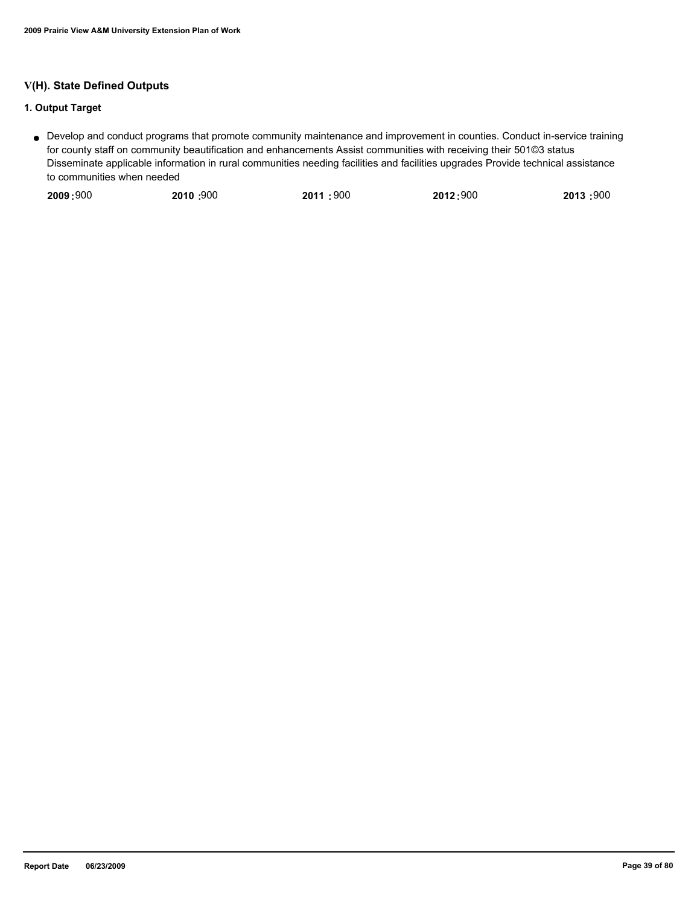## V(H). State Defined Outputs

### 1. Output Target

- Develop and conduct programs that promote community maintenance and improvement in counties. Conduct in-service training for county staff on community beautification and enhancements Assist communities with receiving their 501©3 status Disseminate applicable information in rural communities needing facilities and facilities upgrades Provide technical assistance to communities when needed

| 2009 | 2010 | 2011 | 2012 | 2013 |
|---|---|---|---|---|
| 900 | 900 | 900 | 900 | 900 |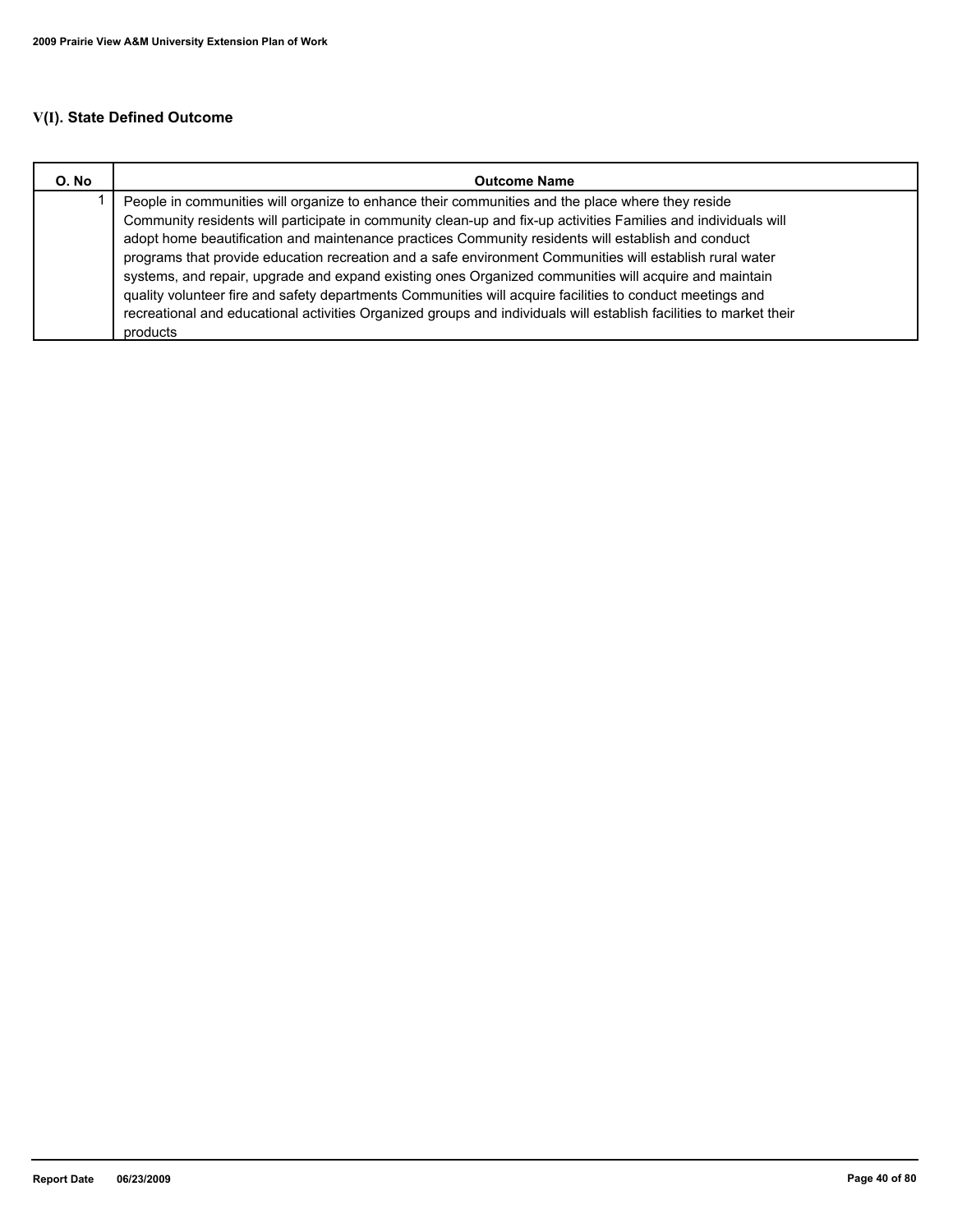## V(I). State Defined Outcome

| O. No | Outcome Name |
|---|---|
| 1 | People in communities will organize to enhance their communities and the place where they reside Community residents will participate in community clean-up and fix-up activities Families and individuals will adopt home beautification and maintenance practices Community residents will establish and conduct programs that provide education recreation and a safe environment Communities will establish rural water systems, and repair, upgrade and expand existing ones Organized communities will acquire and maintain quality volunteer fire and safety departments Communities will acquire facilities to conduct meetings and recreational and educational activities Organized groups and individuals will establish facilities to market their products |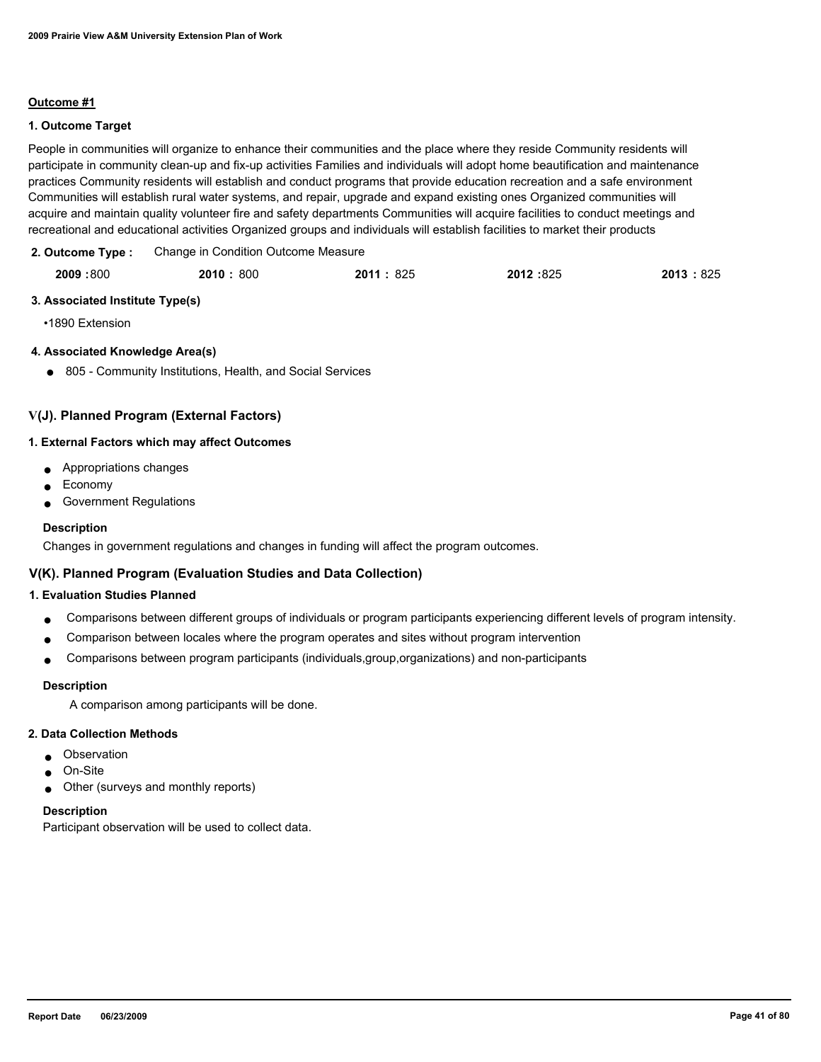**Outcome #1**

**1. Outcome Target**

People in communities will organize to enhance their communities and the place where they reside Community residents will participate in community clean-up and fix-up activities Families and individuals will adopt home beautification and maintenance practices Community residents will establish and conduct programs that provide education recreation and a safe environment Communities will establish rural water systems, and repair, upgrade and expand existing ones Organized communities will acquire and maintain quality volunteer fire and safety departments Communities will acquire facilities to conduct meetings and recreational and educational activities Organized groups and individuals will establish facilities to market their products

**2. Outcome Type :** Change in Condition Outcome Measure

| **2009 :** 800 | **2010 :** 800 | **2011 :** 825 | **2012 :** 825 | **2013 :** 825 |
| --- | --- | --- | --- | --- |

**3. Associated Institute Type(s)**

- 1890 Extension

**4. Associated Knowledge Area(s)**

- 805 - Community Institutions, Health, and Social Services

## V(J). Planned Program (External Factors)

**1. External Factors which may affect Outcomes**

- Appropriations changes
- Economy
- Government Regulations

**Description**

Changes in government regulations and changes in funding will affect the program outcomes.

## V(K). Planned Program (Evaluation Studies and Data Collection)

**1. Evaluation Studies Planned**

- Comparisons between different groups of individuals or program participants experiencing different levels of program intensity.
- Comparison between locales where the program operates and sites without program intervention
- Comparisons between program participants (individuals,group,organizations) and non-participants

**Description**

A comparison among participants will be done.

**2. Data Collection Methods**

- Observation
- On-Site
- Other (surveys and monthly reports)

**Description**

Participant observation will be used to collect data.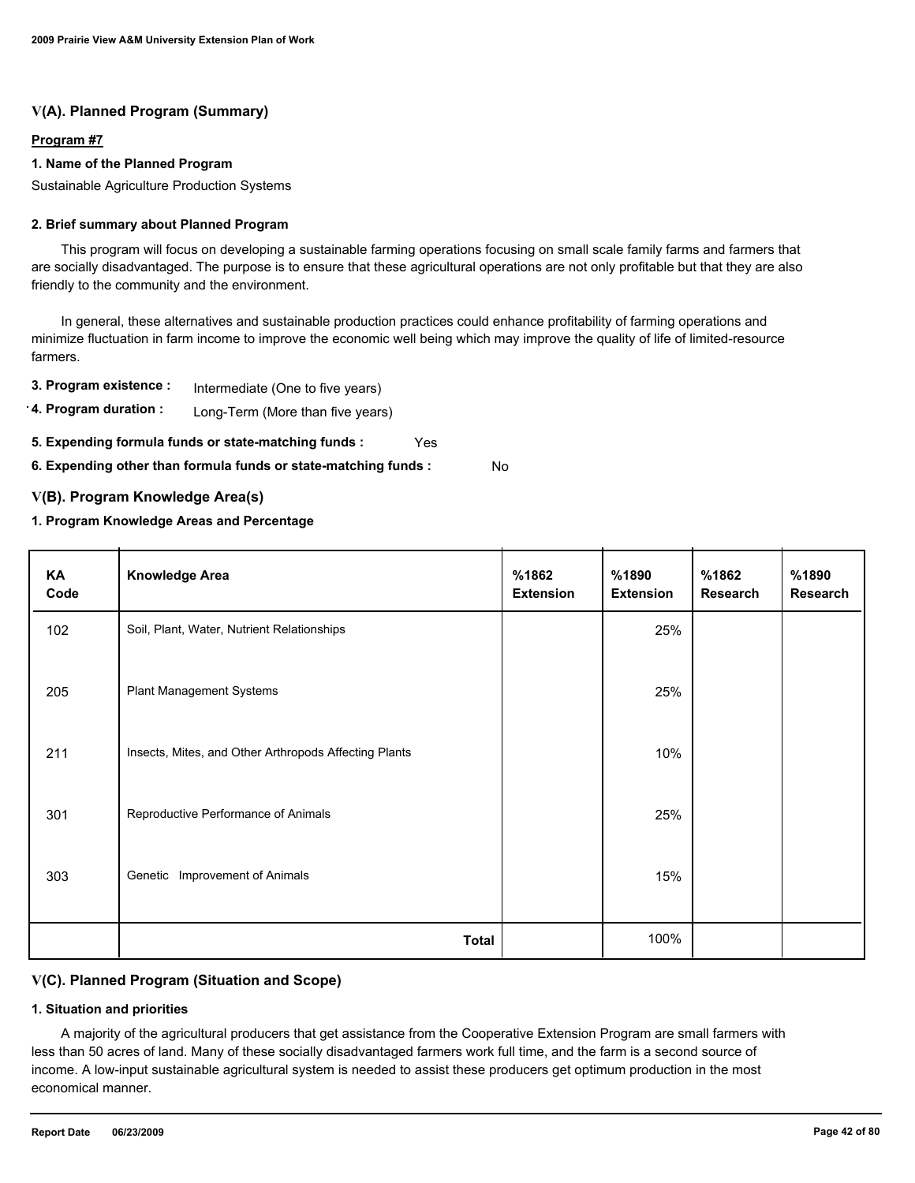## V(A). Planned Program (Summary)

**Program #7**

**1. Name of the Planned Program**

Sustainable Agriculture Production Systems

**2. Brief summary about Planned Program**

This program will focus on developing a sustainable farming operations focusing on small scale family farms and farmers that are socially disadvantaged. The purpose is to ensure that these agricultural operations are not only profitable but that they are also friendly to the community and the environment.

In general, these alternatives and sustainable production practices could enhance profitability of farming operations and minimize fluctuation in farm income to improve the economic well being which may improve the quality of life of limited-resource farmers.

**3. Program existence :** Intermediate (One to five years)

**4. Program duration :** Long-Term (More than five years)

**5. Expending formula funds or state-matching funds :** Yes

**6. Expending other than formula funds or state-matching funds :** No

## V(B). Program Knowledge Area(s)

**1. Program Knowledge Areas and Percentage**

| KA Code | Knowledge Area | %1862 Extension | %1890 Extension | %1862 Research | %1890 Research |
|---|---|---|---|---|---|
| 102 | Soil, Plant, Water, Nutrient Relationships | | 25% | | |
| 205 | Plant Management Systems | | 25% | | |
| 211 | Insects, Mites, and Other Arthropods Affecting Plants | | 10% | | |
| 301 | Reproductive Performance of Animals | | 25% | | |
| 303 | Genetic Improvement of Animals | | 15% | | |
| | **Total** | | 100% | | |

## V(C). Planned Program (Situation and Scope)

**1. Situation and priorities**

A majority of the agricultural producers that get assistance from the Cooperative Extension Program are small farmers with less than 50 acres of land. Many of these socially disadvantaged farmers work full time, and the farm is a second source of income. A low-input sustainable agricultural system is needed to assist these producers get optimum production in the most economical manner.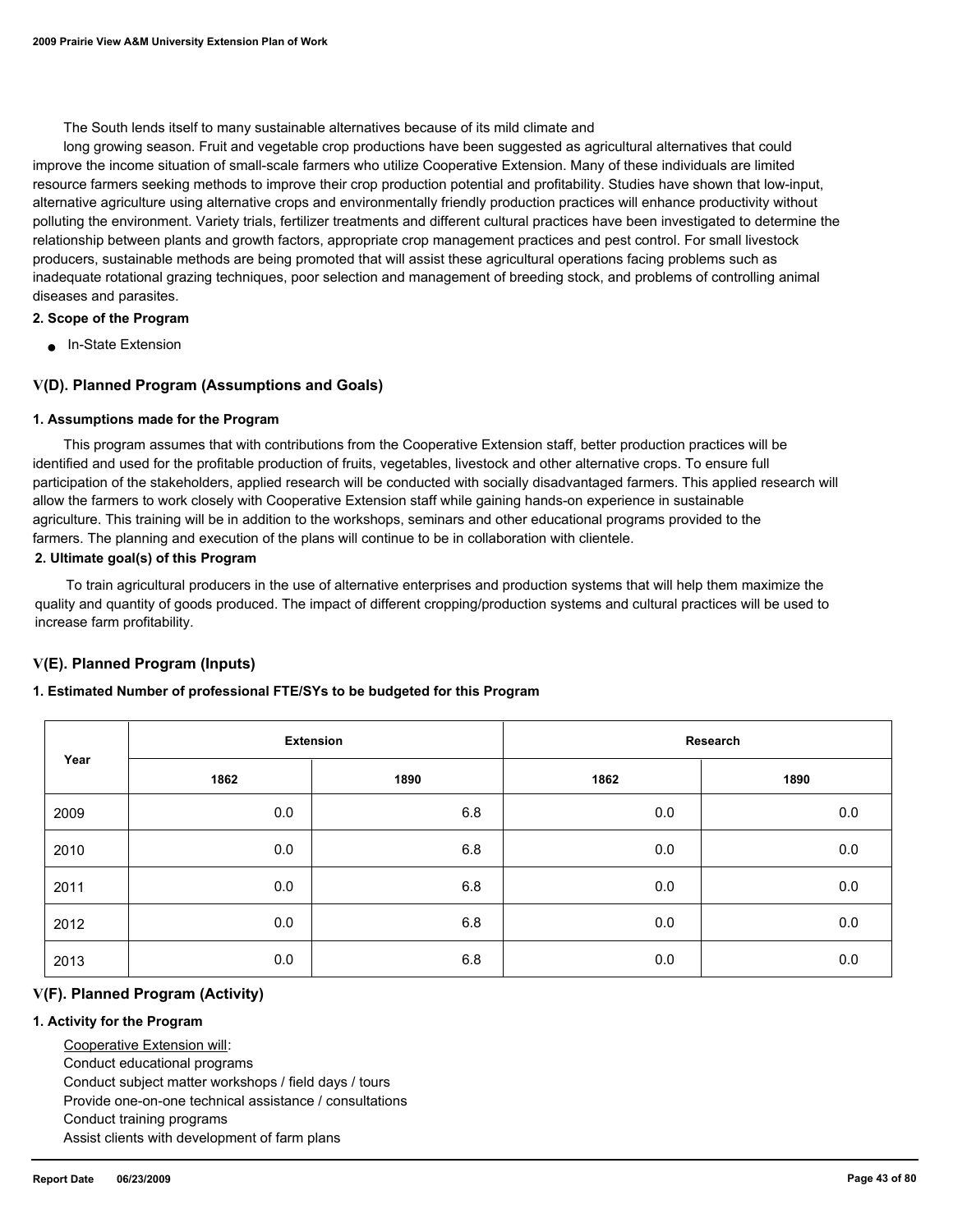The South lends itself to many sustainable alternatives because of its mild climate and

long growing season. Fruit and vegetable crop productions have been suggested as agricultural alternatives that could improve the income situation of small-scale farmers who utilize Cooperative Extension. Many of these individuals are limited resource farmers seeking methods to improve their crop production potential and profitability. Studies have shown that low-input, alternative agriculture using alternative crops and environmentally friendly production practices will enhance productivity without polluting the environment. Variety trials, fertilizer treatments and different cultural practices have been investigated to determine the relationship between plants and growth factors, appropriate crop management practices and pest control. For small livestock producers, sustainable methods are being promoted that will assist these agricultural operations facing problems such as inadequate rotational grazing techniques, poor selection and management of breeding stock, and problems of controlling animal diseases and parasites.

**2. Scope of the Program**

- In-State Extension

## V(D). Planned Program (Assumptions and Goals)

**1. Assumptions made for the Program**

This program assumes that with contributions from the Cooperative Extension staff, better production practices will be identified and used for the profitable production of fruits, vegetables, livestock and other alternative crops. To ensure full participation of the stakeholders, applied research will be conducted with socially disadvantaged farmers. This applied research will allow the farmers to work closely with Cooperative Extension staff while gaining hands-on experience in sustainable agriculture. This training will be in addition to the workshops, seminars and other educational programs provided to the farmers. The planning and execution of the plans will continue to be in collaboration with clientele.

**2. Ultimate goal(s) of this Program**

To train agricultural producers in the use of alternative enterprises and production systems that will help them maximize the quality and quantity of goods produced. The impact of different cropping/production systems and cultural practices will be used to increase farm profitability.

## V(E). Planned Program (Inputs)

**1. Estimated Number of professional FTE/SYs to be budgeted for this Program**

| Year | Extension | | Research | |
|---|---|---|---|---|
| | 1862 | 1890 | 1862 | 1890 |
| 2009 | 0.0 | 6.8 | 0.0 | 0.0 |
| 2010 | 0.0 | 6.8 | 0.0 | 0.0 |
| 2011 | 0.0 | 6.8 | 0.0 | 0.0 |
| 2012 | 0.0 | 6.8 | 0.0 | 0.0 |
| 2013 | 0.0 | 6.8 | 0.0 | 0.0 |

## V(F). Planned Program (Activity)

**1. Activity for the Program**

Cooperative Extension will:
Conduct educational programs
Conduct subject matter workshops / field days / tours
Provide one-on-one technical assistance / consultations
Conduct training programs
Assist clients with development of farm plans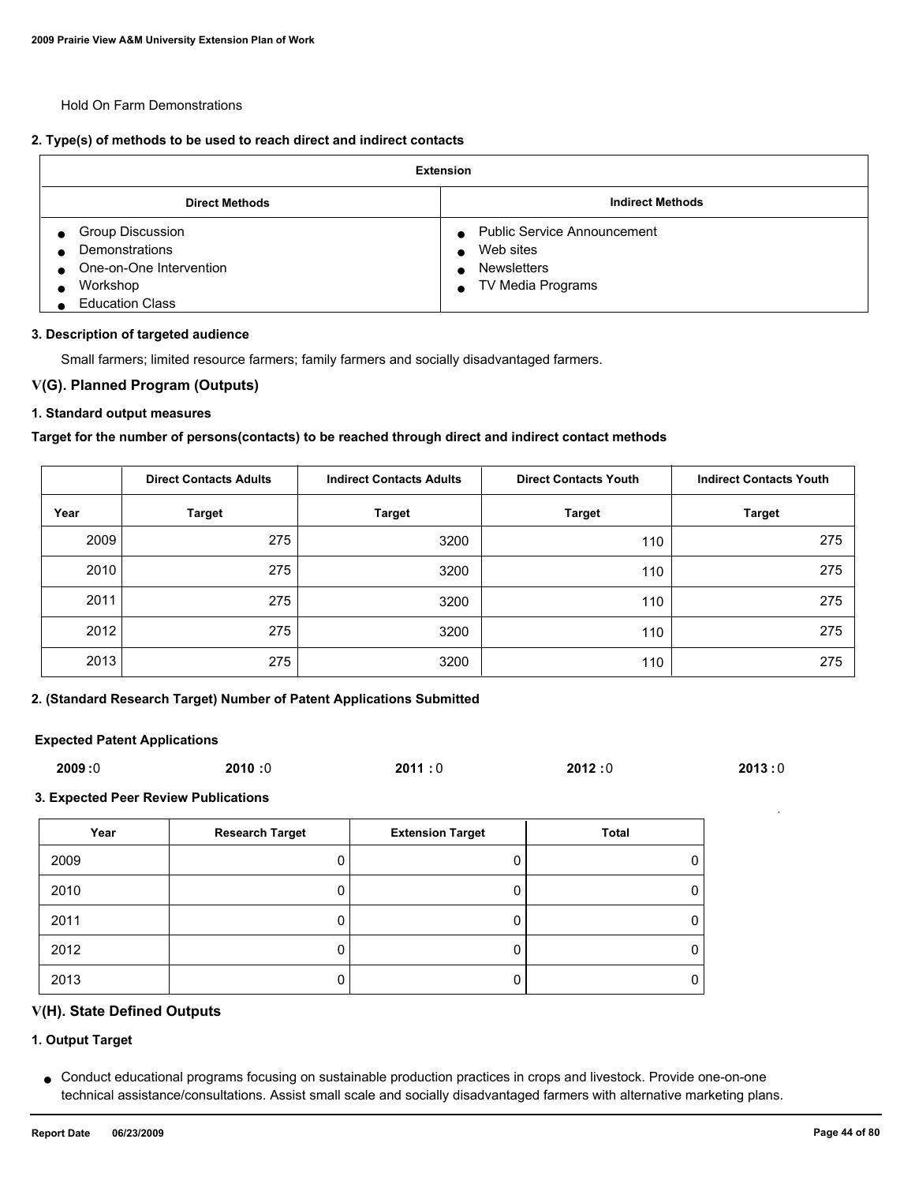Hold On Farm Demonstrations

**2. Type(s) of methods to be used to reach direct and indirect contacts**

| Extension | |
|---|---|
| **Direct Methods** | **Indirect Methods** |
| • Group Discussion<br>• Demonstrations<br>• One-on-One Intervention<br>• Workshop<br>• Education Class | • Public Service Announcement<br>• Web sites<br>• Newsletters<br>• TV Media Programs |

**3. Description of targeted audience**

Small farmers; limited resource farmers; family farmers and socially disadvantaged farmers.

## V(G). Planned Program (Outputs)

**1. Standard output measures**

**Target for the number of persons(contacts) to be reached through direct and indirect contact methods**

| | Direct Contacts Adults | Indirect Contacts Adults | Direct Contacts Youth | Indirect Contacts Youth |
|---|---|---|---|---|
| **Year** | **Target** | **Target** | **Target** | **Target** |
| 2009 | 275 | 3200 | 110 | 275 |
| 2010 | 275 | 3200 | 110 | 275 |
| 2011 | 275 | 3200 | 110 | 275 |
| 2012 | 275 | 3200 | 110 | 275 |
| 2013 | 275 | 3200 | 110 | 275 |

**2. (Standard Research Target) Number of Patent Applications Submitted**

**Expected Patent Applications**

**2009 :**0 **2010 :**0 **2011 :** 0 **2012 :**0 **2013 :** 0

**3. Expected Peer Review Publications**

| Year | Research Target | Extension Target | Total |
|---|---|---|---|
| 2009 | 0 | 0 | 0 |
| 2010 | 0 | 0 | 0 |
| 2011 | 0 | 0 | 0 |
| 2012 | 0 | 0 | 0 |
| 2013 | 0 | 0 | 0 |

## V(H). State Defined Outputs

**1. Output Target**

- Conduct educational programs focusing on sustainable production practices in crops and livestock. Provide one-on-one technical assistance/consultations. Assist small scale and socially disadvantaged farmers with alternative marketing plans.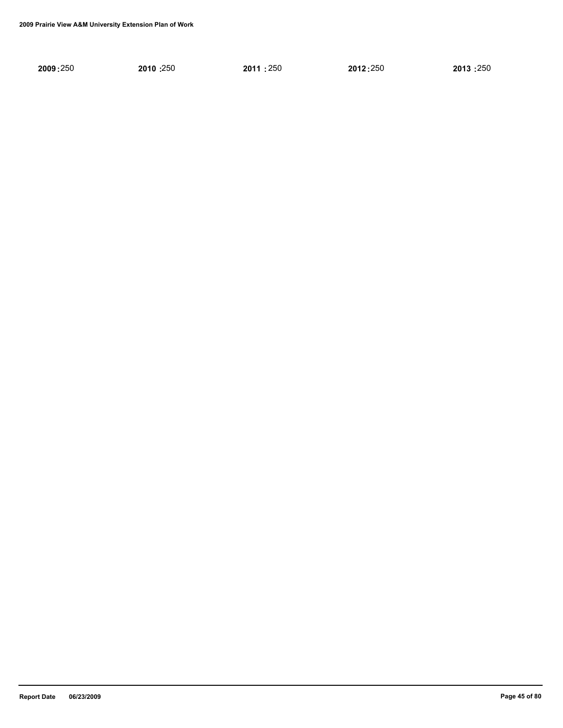**2009 :** 250 **2010 :** 250 **2011 :** 250 **2012 :** 250 **2013 :** 250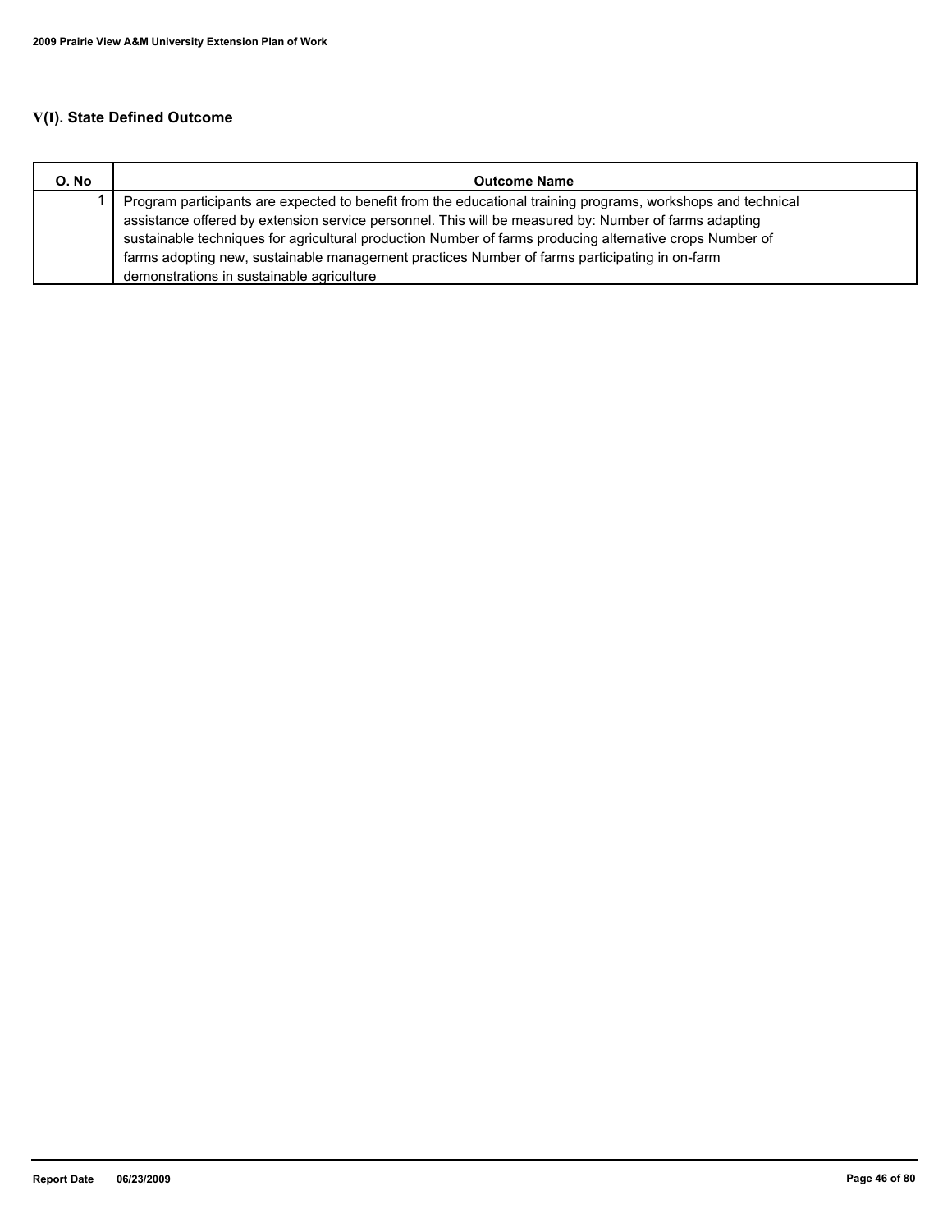## V(I). State Defined Outcome

| O. No | Outcome Name |
|---|---|
| 1 | Program participants are expected to benefit from the educational training programs, workshops and technical assistance offered by extension service personnel. This will be measured by: Number of farms adapting sustainable techniques for agricultural production Number of farms producing alternative crops Number of farms adopting new, sustainable management practices Number of farms participating in on-farm demonstrations in sustainable agriculture |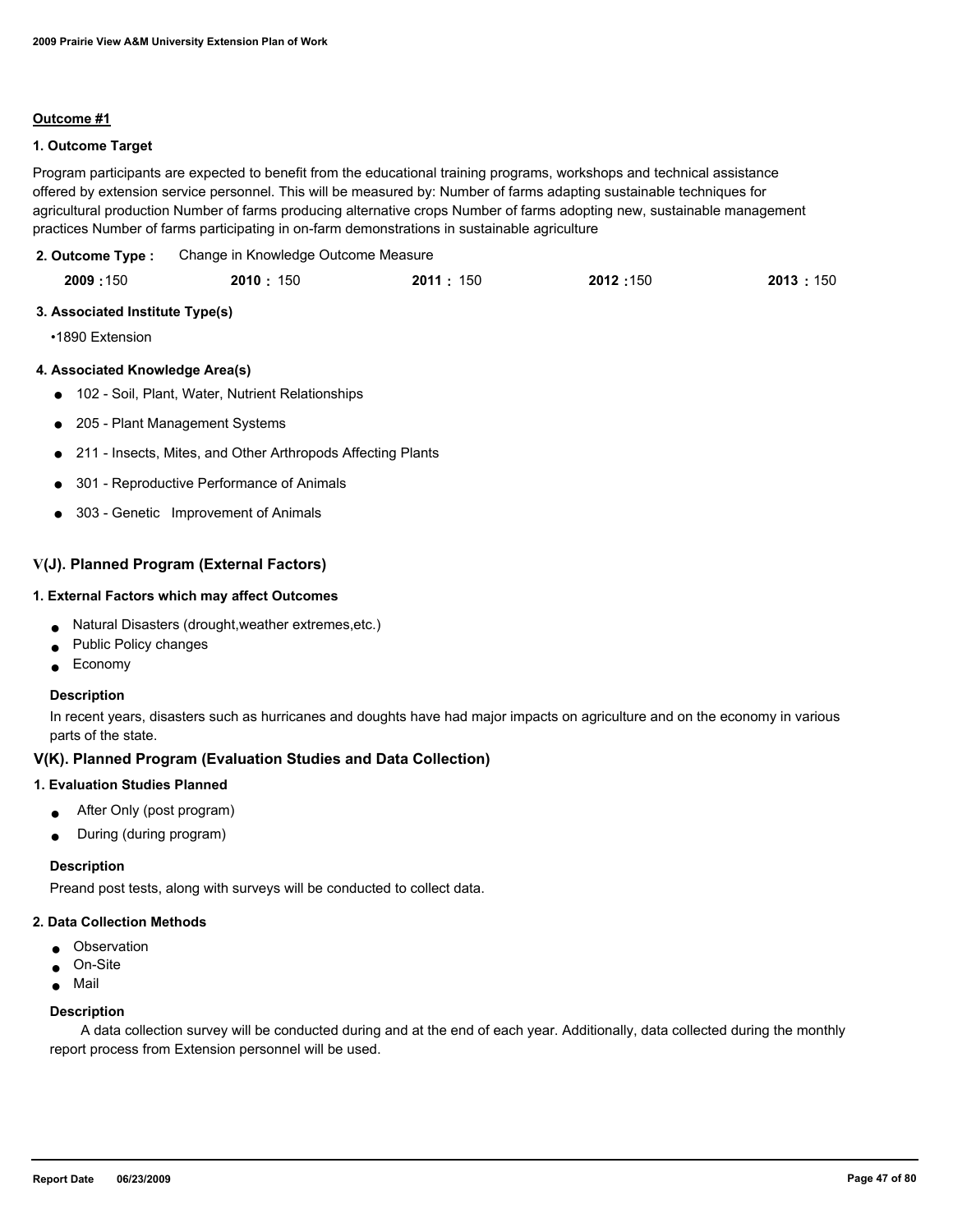**Outcome #1**

**1. Outcome Target**

Program participants are expected to benefit from the educational training programs, workshops and technical assistance offered by extension service personnel. This will be measured by: Number of farms adapting sustainable techniques for agricultural production Number of farms producing alternative crops Number of farms adopting new, sustainable management practices Number of farms participating in on-farm demonstrations in sustainable agriculture

**2. Outcome Type :** Change in Knowledge Outcome Measure

| 2009 : 150 | 2010 : 150 | 2011 : 150 | 2012 : 150 | 2013 : 150 |
|---|---|---|---|---|

**3. Associated Institute Type(s)**

•1890 Extension

**4. Associated Knowledge Area(s)**

- 102 - Soil, Plant, Water, Nutrient Relationships
- 205 - Plant Management Systems
- 211 - Insects, Mites, and Other Arthropods Affecting Plants
- 301 - Reproductive Performance of Animals
- 303 - Genetic Improvement of Animals

## V(J). Planned Program (External Factors)

**1. External Factors which may affect Outcomes**

- Natural Disasters (drought,weather extremes,etc.)
- Public Policy changes
- Economy

**Description**

In recent years, disasters such as hurricanes and doughts have had major impacts on agriculture and on the economy in various parts of the state.

## V(K). Planned Program (Evaluation Studies and Data Collection)

**1. Evaluation Studies Planned**

- After Only (post program)
- During (during program)

**Description**

Preand post tests, along with surveys will be conducted to collect data.

**2. Data Collection Methods**

- Observation
- On-Site
- Mail

**Description**

A data collection survey will be conducted during and at the end of each year. Additionally, data collected during the monthly report process from Extension personnel will be used.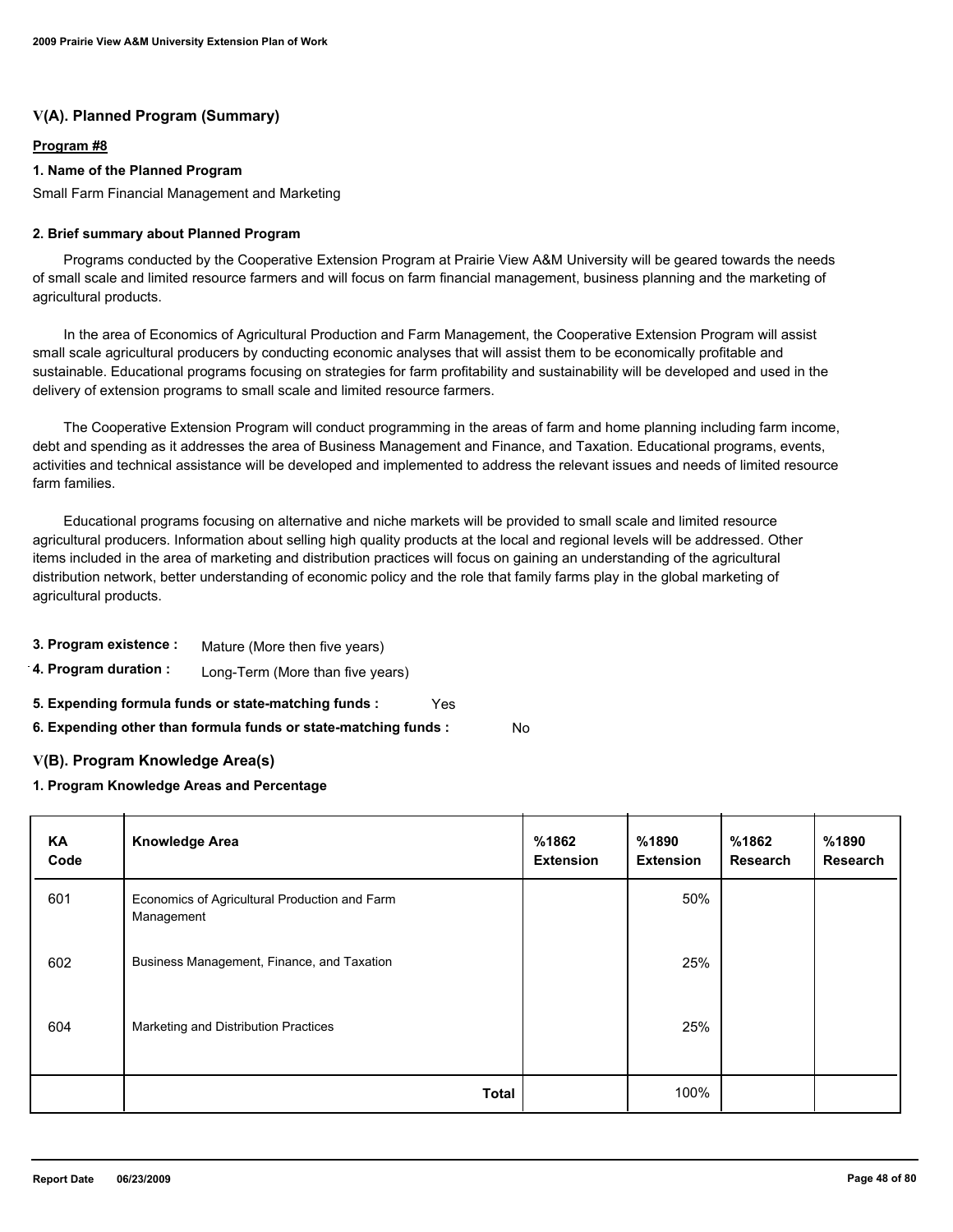## V(A). Planned Program (Summary)

**Program #8**

**1. Name of the Planned Program**

Small Farm Financial Management and Marketing

**2. Brief summary about Planned Program**

Programs conducted by the Cooperative Extension Program at Prairie View A&M University will be geared towards the needs of small scale and limited resource farmers and will focus on farm financial management, business planning and the marketing of agricultural products.

In the area of Economics of Agricultural Production and Farm Management, the Cooperative Extension Program will assist small scale agricultural producers by conducting economic analyses that will assist them to be economically profitable and sustainable. Educational programs focusing on strategies for farm profitability and sustainability will be developed and used in the delivery of extension programs to small scale and limited resource farmers.

The Cooperative Extension Program will conduct programming in the areas of farm and home planning including farm income, debt and spending as it addresses the area of Business Management and Finance, and Taxation. Educational programs, events, activities and technical assistance will be developed and implemented to address the relevant issues and needs of limited resource farm families.

Educational programs focusing on alternative and niche markets will be provided to small scale and limited resource agricultural producers. Information about selling high quality products at the local and regional levels will be addressed. Other items included in the area of marketing and distribution practices will focus on gaining an understanding of the agricultural distribution network, better understanding of economic policy and the role that family farms play in the global marketing of agricultural products.

**3. Program existence :** Mature (More then five years)

**4. Program duration :** Long-Term (More than five years)

**5. Expending formula funds or state-matching funds :** Yes

**6. Expending other than formula funds or state-matching funds :** No

## V(B). Program Knowledge Area(s)

**1. Program Knowledge Areas and Percentage**

| KA Code | Knowledge Area | %1862 Extension | %1890 Extension | %1862 Research | %1890 Research |
|---|---|---|---|---|---|
| 601 | Economics of Agricultural Production and Farm Management | | 50% | | |
| 602 | Business Management, Finance, and Taxation | | 25% | | |
| 604 | Marketing and Distribution Practices | | 25% | | |
| | **Total** | | 100% | | |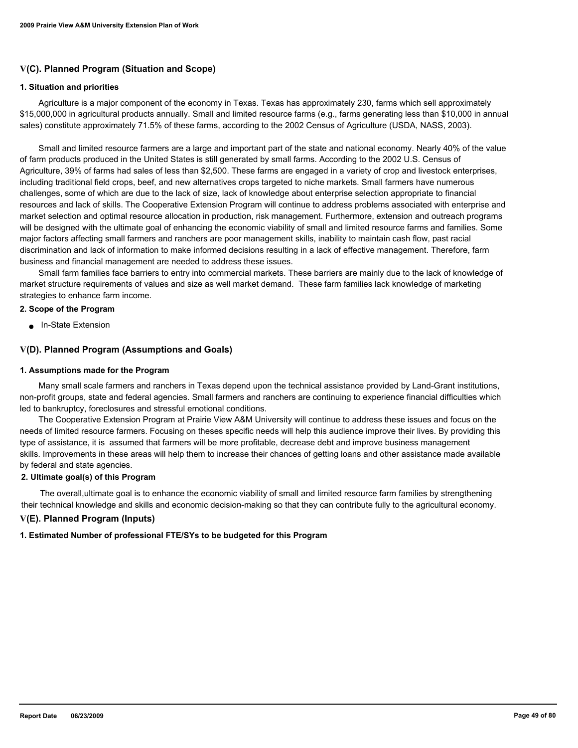## V(C). Planned Program (Situation and Scope)

### 1. Situation and priorities

Agriculture is a major component of the economy in Texas. Texas has approximately 230, farms which sell approximately $15,000,000 in agricultural products annually. Small and limited resource farms (e.g., farms generating less than $10,000 in annual sales) constitute approximately 71.5% of these farms, according to the 2002 Census of Agriculture (USDA, NASS, 2003).

Small and limited resource farmers are a large and important part of the state and national economy. Nearly 40% of the value of farm products produced in the United States is still generated by small farms. According to the 2002 U.S. Census of Agriculture, 39% of farms had sales of less than $2,500. These farms are engaged in a variety of crop and livestock enterprises, including traditional field crops, beef, and new alternatives crops targeted to niche markets. Small farmers have numerous challenges, some of which are due to the lack of size, lack of knowledge about enterprise selection appropriate to financial resources and lack of skills. The Cooperative Extension Program will continue to address problems associated with enterprise and market selection and optimal resource allocation in production, risk management. Furthermore, extension and outreach programs will be designed with the ultimate goal of enhancing the economic viability of small and limited resource farms and families. Some major factors affecting small farmers and ranchers are poor management skills, inability to maintain cash flow, past racial discrimination and lack of information to make informed decisions resulting in a lack of effective management. Therefore, farm business and financial management are needed to address these issues.

Small farm families face barriers to entry into commercial markets. These barriers are mainly due to the lack of knowledge of market structure requirements of values and size as well market demand. These farm families lack knowledge of marketing strategies to enhance farm income.

### 2. Scope of the Program

- In-State Extension

## V(D). Planned Program (Assumptions and Goals)

### 1. Assumptions made for the Program

Many small scale farmers and ranchers in Texas depend upon the technical assistance provided by Land-Grant institutions, non-profit groups, state and federal agencies. Small farmers and ranchers are continuing to experience financial difficulties which led to bankruptcy, foreclosures and stressful emotional conditions.

The Cooperative Extension Program at Prairie View A&M University will continue to address these issues and focus on the needs of limited resource farmers. Focusing on theses specific needs will help this audience improve their lives. By providing this type of assistance, it is assumed that farmers will be more profitable, decrease debt and improve business management skills. Improvements in these areas will help them to increase their chances of getting loans and other assistance made available by federal and state agencies.

### 2. Ultimate goal(s) of this Program

The overall,ultimate goal is to enhance the economic viability of small and limited resource farm families by strengthening their technical knowledge and skills and economic decision-making so that they can contribute fully to the agricultural economy.

## V(E). Planned Program (Inputs)

### 1. Estimated Number of professional FTE/SYs to be budgeted for this Program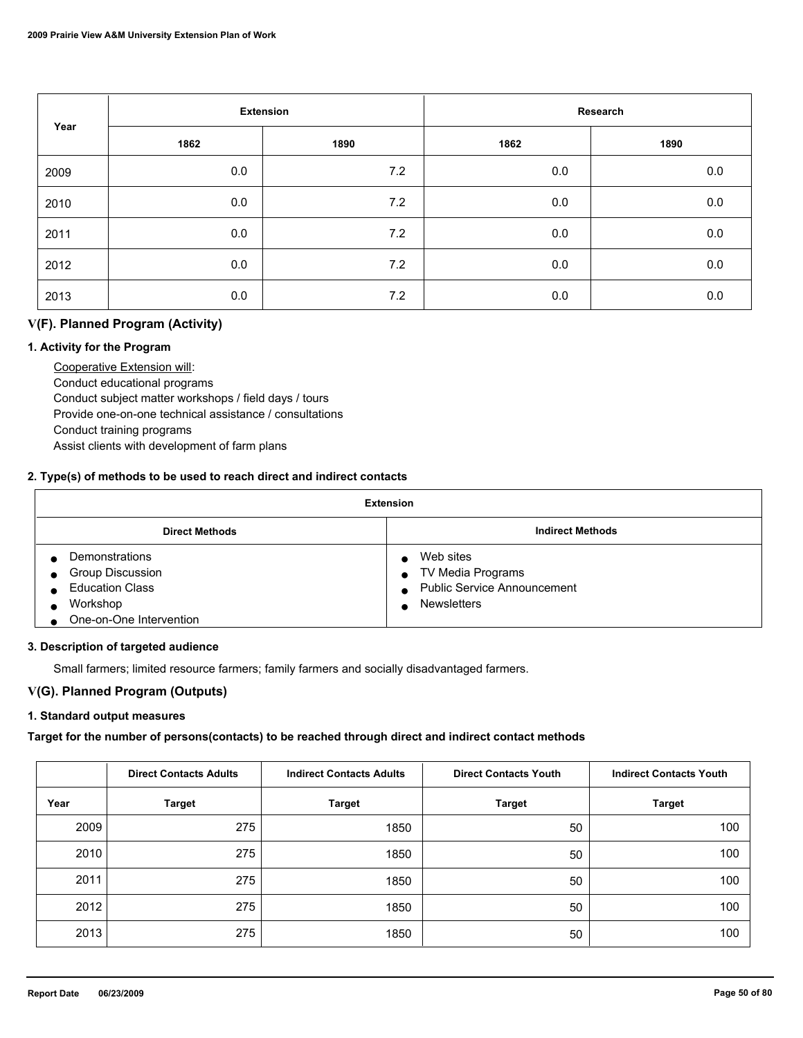| Year | Extension | | Research | |
|---|---|---|---|---|
| | 1862 | 1890 | 1862 | 1890 |
| 2009 | 0.0 | 7.2 | 0.0 | 0.0 |
| 2010 | 0.0 | 7.2 | 0.0 | 0.0 |
| 2011 | 0.0 | 7.2 | 0.0 | 0.0 |
| 2012 | 0.0 | 7.2 | 0.0 | 0.0 |
| 2013 | 0.0 | 7.2 | 0.0 | 0.0 |

## V(F). Planned Program (Activity)

### 1. Activity for the Program

Cooperative Extension will:
Conduct educational programs
Conduct subject matter workshops / field days / tours
Provide one-on-one technical assistance / consultations
Conduct training programs
Assist clients with development of farm plans

### 2. Type(s) of methods to be used to reach direct and indirect contacts

| Extension | |
|---|---|
| **Direct Methods** | **Indirect Methods** |
| • Demonstrations<br>• Group Discussion<br>• Education Class<br>• Workshop<br>• One-on-One Intervention | • Web sites<br>• TV Media Programs<br>• Public Service Announcement<br>• Newsletters |

### 3. Description of targeted audience

Small farmers; limited resource farmers; family farmers and socially disadvantaged farmers.

## V(G). Planned Program (Outputs)

### 1. Standard output measures

**Target for the number of persons(contacts) to be reached through direct and indirect contact methods**

| | Direct Contacts Adults | Indirect Contacts Adults | Direct Contacts Youth | Indirect Contacts Youth |
|---|---|---|---|---|
| Year | Target | Target | Target | Target |
| 2009 | 275 | 1850 | 50 | 100 |
| 2010 | 275 | 1850 | 50 | 100 |
| 2011 | 275 | 1850 | 50 | 100 |
| 2012 | 275 | 1850 | 50 | 100 |
| 2013 | 275 | 1850 | 50 | 100 |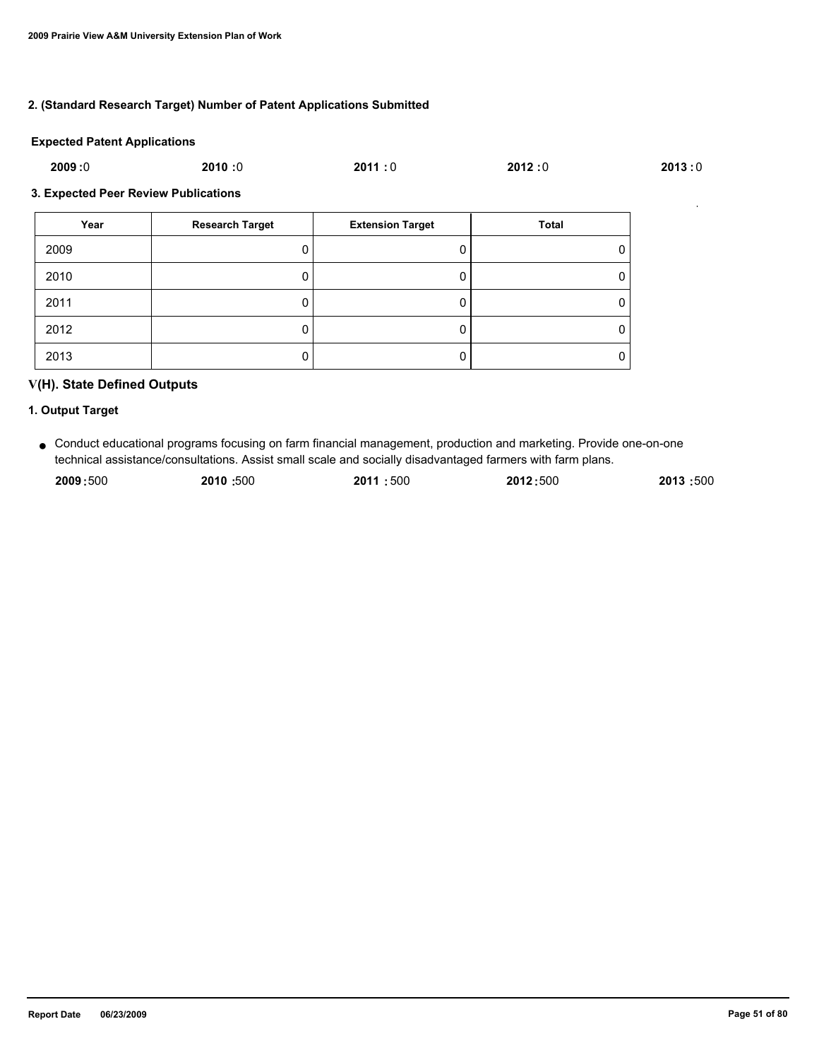### 2. (Standard Research Target) Number of Patent Applications Submitted

**Expected Patent Applications**

**2009 :**0 **2010 :**0 **2011 :** 0 **2012 :**0 **2013 :** 0

### 3. Expected Peer Review Publications

| Year | Research Target | Extension Target | Total |
| --- | --- | --- | --- |
| 2009 | 0 | 0 | 0 |
| 2010 | 0 | 0 | 0 |
| 2011 | 0 | 0 | 0 |
| 2012 | 0 | 0 | 0 |
| 2013 | 0 | 0 | 0 |

## V(H). State Defined Outputs

### 1. Output Target

- Conduct educational programs focusing on farm financial management, production and marketing. Provide one-on-one technical assistance/consultations. Assist small scale and socially disadvantaged farmers with farm plans.

  **2009 :**500 **2010 :**500 **2011 :** 500 **2012 :**500 **2013 :**500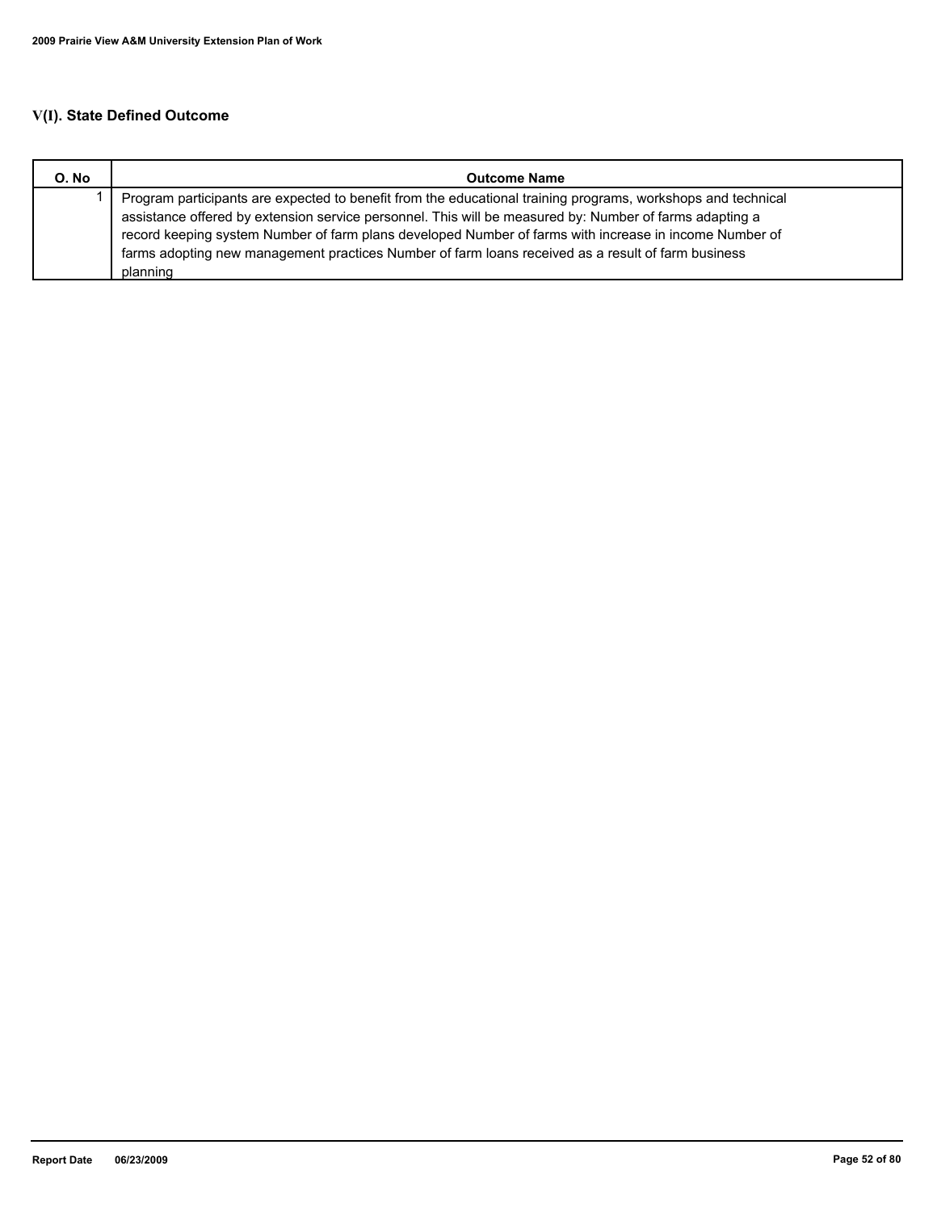## V(I). State Defined Outcome

| O. No | Outcome Name |
|---|---|
| 1 | Program participants are expected to benefit from the educational training programs, workshops and technical assistance offered by extension service personnel. This will be measured by: Number of farms adapting a record keeping system Number of farm plans developed Number of farms with increase in income Number of farms adopting new management practices Number of farm loans received as a result of farm business planning |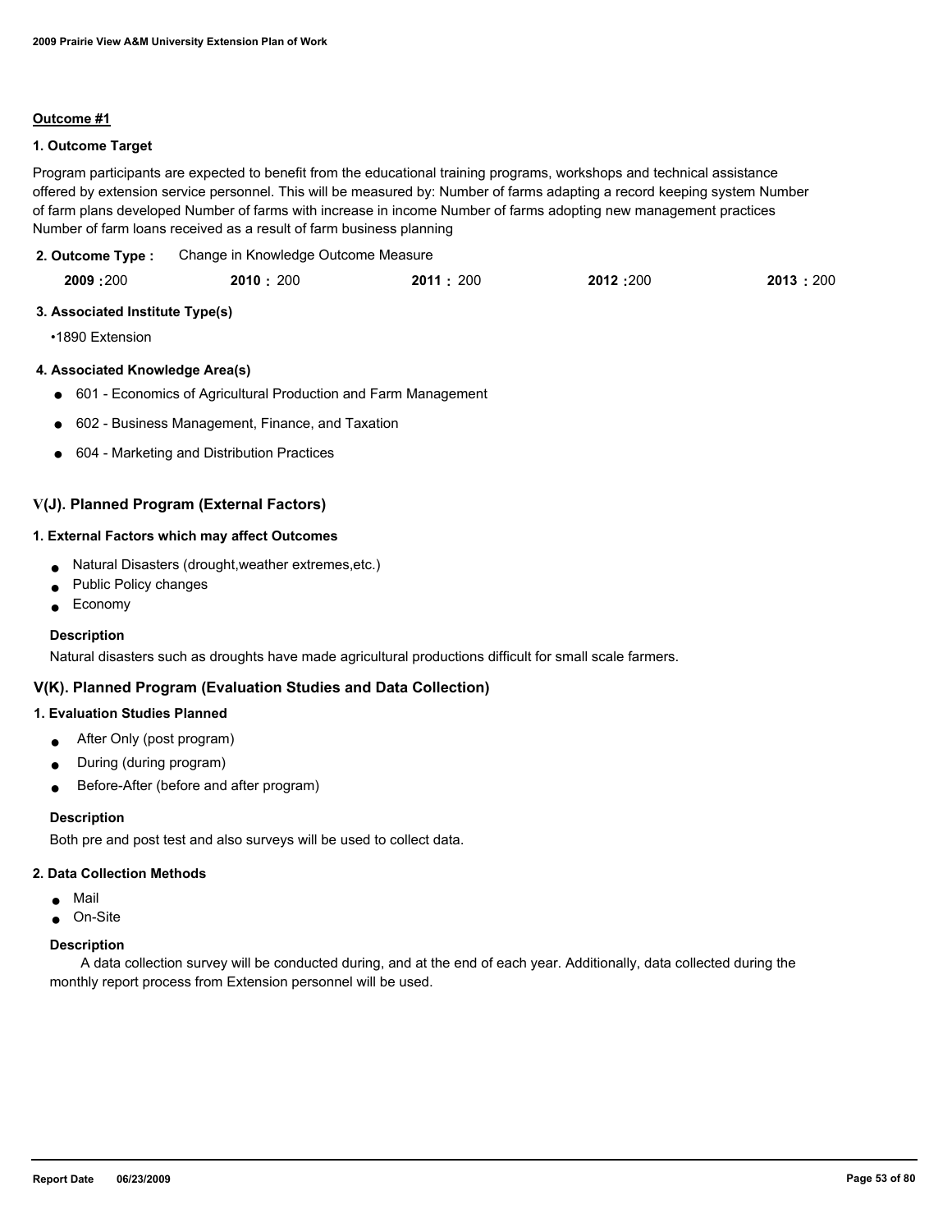**Outcome #1**

**1. Outcome Target**

Program participants are expected to benefit from the educational training programs, workshops and technical assistance offered by extension service personnel. This will be measured by: Number of farms adapting a record keeping system Number of farm plans developed Number of farms with increase in income Number of farms adopting new management practices Number of farm loans received as a result of farm business planning

**2. Outcome Type :** Change in Knowledge Outcome Measure

| **2009 :** 200 | **2010 :** 200 | **2011 :** 200 | **2012 :** 200 | **2013 :** 200 |
|---|---|---|---|---|

**3. Associated Institute Type(s)**

- 1890 Extension

**4. Associated Knowledge Area(s)**

- 601 - Economics of Agricultural Production and Farm Management
- 602 - Business Management, Finance, and Taxation
- 604 - Marketing and Distribution Practices

## V(J). Planned Program (External Factors)

**1. External Factors which may affect Outcomes**

- Natural Disasters (drought,weather extremes,etc.)
- Public Policy changes
- Economy

**Description**

Natural disasters such as droughts have made agricultural productions difficult for small scale farmers.

## V(K). Planned Program (Evaluation Studies and Data Collection)

**1. Evaluation Studies Planned**

- After Only (post program)
- During (during program)
- Before-After (before and after program)

**Description**

Both pre and post test and also surveys will be used to collect data.

**2. Data Collection Methods**

- Mail
- On-Site

**Description**

A data collection survey will be conducted during, and at the end of each year. Additionally, data collected during the monthly report process from Extension personnel will be used.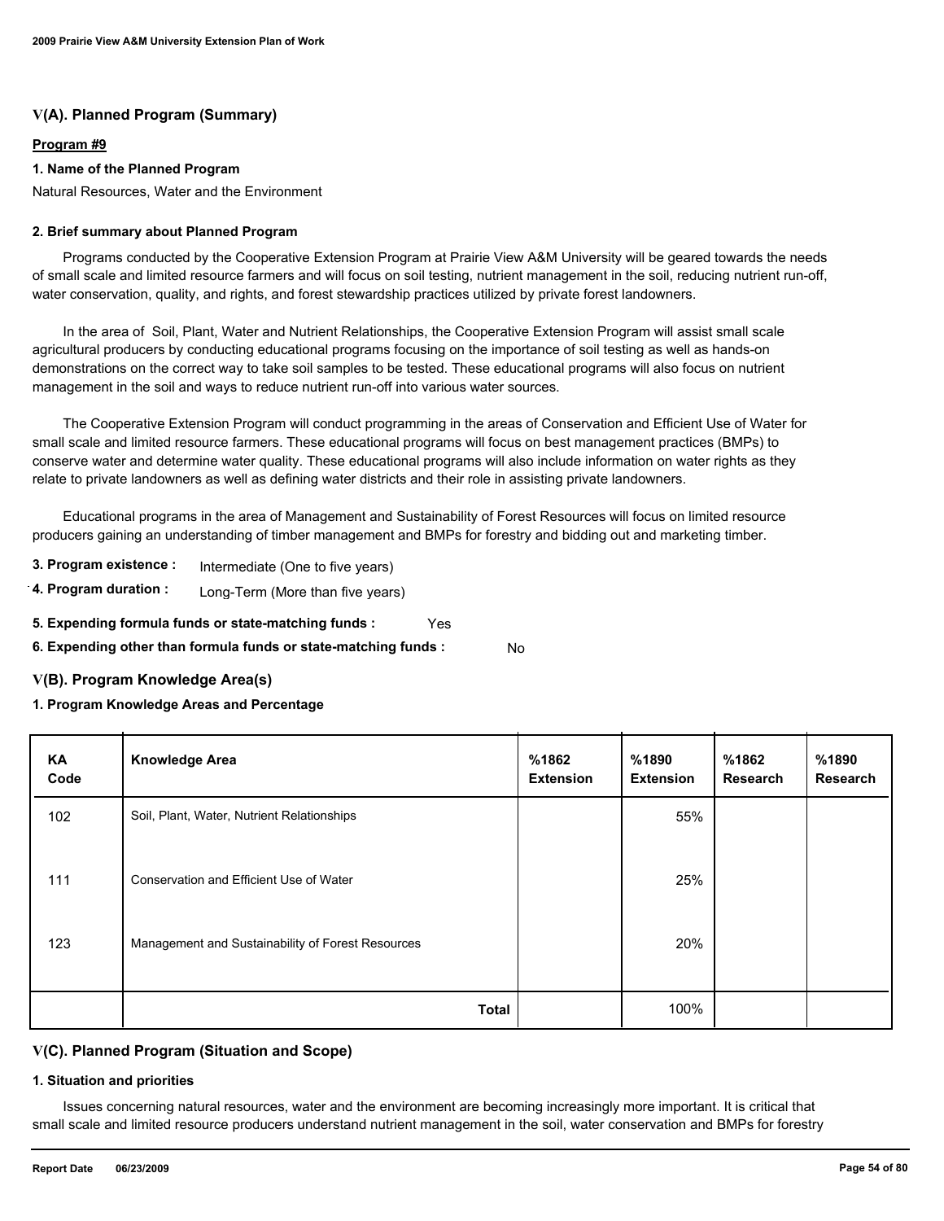## V(A). Planned Program (Summary)

**Program #9**

### 1. Name of the Planned Program

Natural Resources, Water and the Environment

### 2. Brief summary about Planned Program

Programs conducted by the Cooperative Extension Program at Prairie View A&M University will be geared towards the needs of small scale and limited resource farmers and will focus on soil testing, nutrient management in the soil, reducing nutrient run-off, water conservation, quality, and rights, and forest stewardship practices utilized by private forest landowners.

In the area of Soil, Plant, Water and Nutrient Relationships, the Cooperative Extension Program will assist small scale agricultural producers by conducting educational programs focusing on the importance of soil testing as well as hands-on demonstrations on the correct way to take soil samples to be tested. These educational programs will also focus on nutrient management in the soil and ways to reduce nutrient run-off into various water sources.

The Cooperative Extension Program will conduct programming in the areas of Conservation and Efficient Use of Water for small scale and limited resource farmers. These educational programs will focus on best management practices (BMPs) to conserve water and determine water quality. These educational programs will also include information on water rights as they relate to private landowners as well as defining water districts and their role in assisting private landowners.

Educational programs in the area of Management and Sustainability of Forest Resources will focus on limited resource producers gaining an understanding of timber management and BMPs for forestry and bidding out and marketing timber.

**3. Program existence :** Intermediate (One to five years)

**4. Program duration :** Long-Term (More than five years)

**5. Expending formula funds or state-matching funds :** Yes

**6. Expending other than formula funds or state-matching funds :** No

## V(B). Program Knowledge Area(s)

### 1. Program Knowledge Areas and Percentage

| KA Code | Knowledge Area | %1862 Extension | %1890 Extension | %1862 Research | %1890 Research |
|---|---|---|---|---|---|
| 102 | Soil, Plant, Water, Nutrient Relationships | | 55% | | |
| 111 | Conservation and Efficient Use of Water | | 25% | | |
| 123 | Management and Sustainability of Forest Resources | | 20% | | |
| | **Total** | | 100% | | |

## V(C). Planned Program (Situation and Scope)

### 1. Situation and priorities

Issues concerning natural resources, water and the environment are becoming increasingly more important. It is critical that small scale and limited resource producers understand nutrient management in the soil, water conservation and BMPs for forestry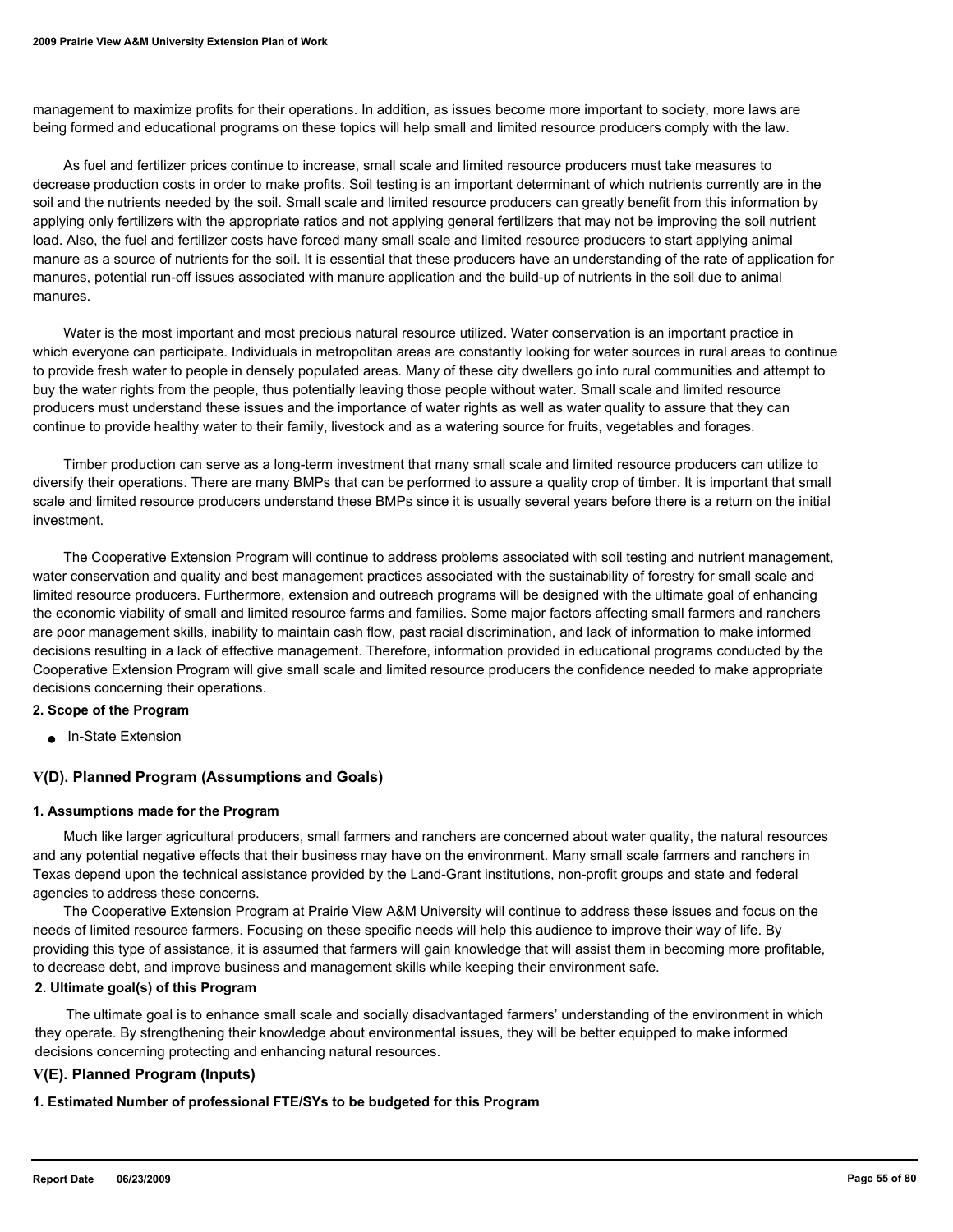management to maximize profits for their operations. In addition, as issues become more important to society, more laws are being formed and educational programs on these topics will help small and limited resource producers comply with the law.

As fuel and fertilizer prices continue to increase, small scale and limited resource producers must take measures to decrease production costs in order to make profits. Soil testing is an important determinant of which nutrients currently are in the soil and the nutrients needed by the soil. Small scale and limited resource producers can greatly benefit from this information by applying only fertilizers with the appropriate ratios and not applying general fertilizers that may not be improving the soil nutrient load. Also, the fuel and fertilizer costs have forced many small scale and limited resource producers to start applying animal manure as a source of nutrients for the soil. It is essential that these producers have an understanding of the rate of application for manures, potential run-off issues associated with manure application and the build-up of nutrients in the soil due to animal manures.

Water is the most important and most precious natural resource utilized. Water conservation is an important practice in which everyone can participate. Individuals in metropolitan areas are constantly looking for water sources in rural areas to continue to provide fresh water to people in densely populated areas. Many of these city dwellers go into rural communities and attempt to buy the water rights from the people, thus potentially leaving those people without water. Small scale and limited resource producers must understand these issues and the importance of water rights as well as water quality to assure that they can continue to provide healthy water to their family, livestock and as a watering source for fruits, vegetables and forages.

Timber production can serve as a long-term investment that many small scale and limited resource producers can utilize to diversify their operations. There are many BMPs that can be performed to assure a quality crop of timber. It is important that small scale and limited resource producers understand these BMPs since it is usually several years before there is a return on the initial investment.

The Cooperative Extension Program will continue to address problems associated with soil testing and nutrient management, water conservation and quality and best management practices associated with the sustainability of forestry for small scale and limited resource producers. Furthermore, extension and outreach programs will be designed with the ultimate goal of enhancing the economic viability of small and limited resource farms and families. Some major factors affecting small farmers and ranchers are poor management skills, inability to maintain cash flow, past racial discrimination, and lack of information to make informed decisions resulting in a lack of effective management. Therefore, information provided in educational programs conducted by the Cooperative Extension Program will give small scale and limited resource producers the confidence needed to make appropriate decisions concerning their operations.

**2. Scope of the Program**

- In-State Extension

## V(D). Planned Program (Assumptions and Goals)

**1. Assumptions made for the Program**

Much like larger agricultural producers, small farmers and ranchers are concerned about water quality, the natural resources and any potential negative effects that their business may have on the environment. Many small scale farmers and ranchers in Texas depend upon the technical assistance provided by the Land-Grant institutions, non-profit groups and state and federal agencies to address these concerns.

The Cooperative Extension Program at Prairie View A&M University will continue to address these issues and focus on the needs of limited resource farmers. Focusing on these specific needs will help this audience to improve their way of life. By providing this type of assistance, it is assumed that farmers will gain knowledge that will assist them in becoming more profitable, to decrease debt, and improve business and management skills while keeping their environment safe.

**2. Ultimate goal(s) of this Program**

The ultimate goal is to enhance small scale and socially disadvantaged farmers' understanding of the environment in which they operate. By strengthening their knowledge about environmental issues, they will be better equipped to make informed decisions concerning protecting and enhancing natural resources.

## V(E). Planned Program (Inputs)

**1. Estimated Number of professional FTE/SYs to be budgeted for this Program**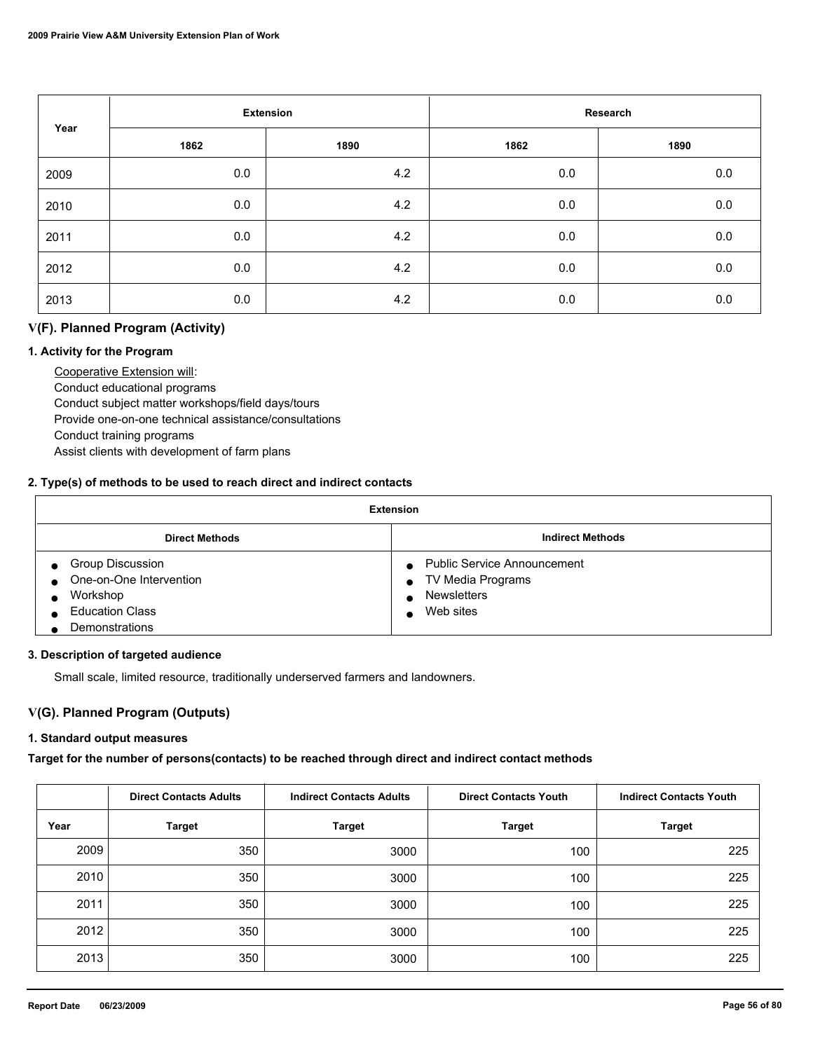| Year | Extension | | Research | |
|---|---|---|---|---|
| | 1862 | 1890 | 1862 | 1890 |
| 2009 | 0.0 | 4.2 | 0.0 | 0.0 |
| 2010 | 0.0 | 4.2 | 0.0 | 0.0 |
| 2011 | 0.0 | 4.2 | 0.0 | 0.0 |
| 2012 | 0.0 | 4.2 | 0.0 | 0.0 |
| 2013 | 0.0 | 4.2 | 0.0 | 0.0 |

## V(F). Planned Program (Activity)

### 1. Activity for the Program

Cooperative Extension will:
Conduct educational programs
Conduct subject matter workshops/field days/tours
Provide one-on-one technical assistance/consultations
Conduct training programs
Assist clients with development of farm plans

### 2. Type(s) of methods to be used to reach direct and indirect contacts

| Extension | |
|---|---|
| **Direct Methods** | **Indirect Methods** |
| • Group Discussion<br>• One-on-One Intervention<br>• Workshop<br>• Education Class<br>• Demonstrations | • Public Service Announcement<br>• TV Media Programs<br>• Newsletters<br>• Web sites |

### 3. Description of targeted audience

Small scale, limited resource, traditionally underserved farmers and landowners.

## V(G). Planned Program (Outputs)

### 1. Standard output measures

**Target for the number of persons(contacts) to be reached through direct and indirect contact methods**

| | Direct Contacts Adults | Indirect Contacts Adults | Direct Contacts Youth | Indirect Contacts Youth |
|---|---|---|---|---|
| Year | Target | Target | Target | Target |
| 2009 | 350 | 3000 | 100 | 225 |
| 2010 | 350 | 3000 | 100 | 225 |
| 2011 | 350 | 3000 | 100 | 225 |
| 2012 | 350 | 3000 | 100 | 225 |
| 2013 | 350 | 3000 | 100 | 225 |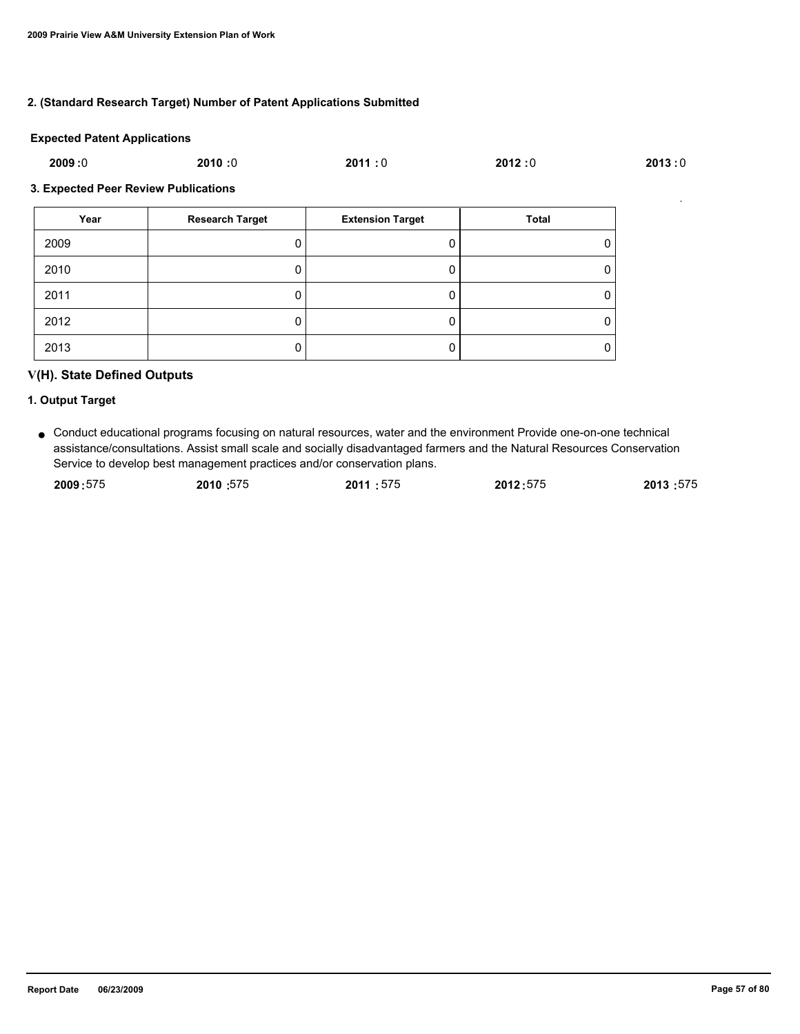### 2. (Standard Research Target) Number of Patent Applications Submitted

**Expected Patent Applications**

**2009 :** 0 **2010 :** 0 **2011 :** 0 **2012 :** 0 **2013 :** 0

### 3. Expected Peer Review Publications

| Year | Research Target | Extension Target | Total |
|---|---|---|---|
| 2009 | 0 | 0 | 0 |
| 2010 | 0 | 0 | 0 |
| 2011 | 0 | 0 | 0 |
| 2012 | 0 | 0 | 0 |
| 2013 | 0 | 0 | 0 |

## V(H). State Defined Outputs

### 1. Output Target

- Conduct educational programs focusing on natural resources, water and the environment Provide one-on-one technical assistance/consultations. Assist small scale and socially disadvantaged farmers and the Natural Resources Conservation Service to develop best management practices and/or conservation plans.

  **2009 :** 575 **2010 :** 575 **2011 :** 575 **2012 :** 575 **2013 :** 575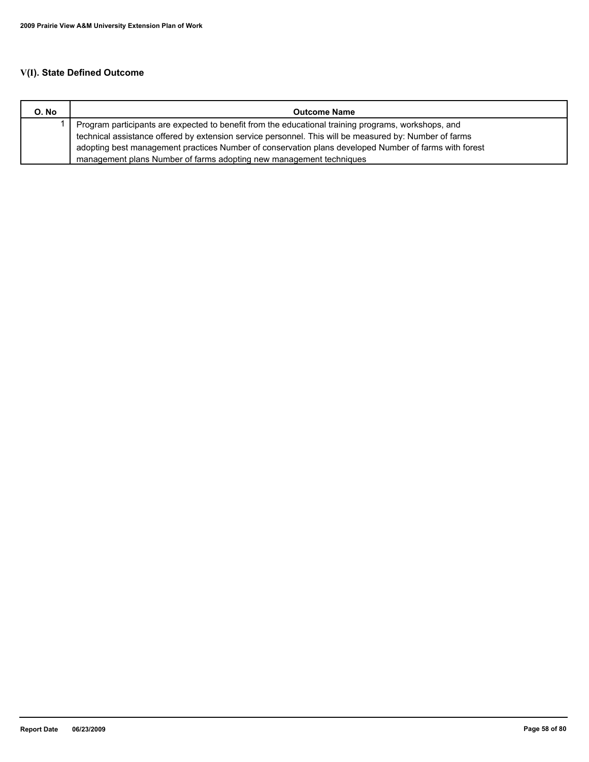## V(I). State Defined Outcome

| O. No | Outcome Name |
| --- | --- |
| 1 | Program participants are expected to benefit from the educational training programs, workshops, and technical assistance offered by extension service personnel. This will be measured by: Number of farms adopting best management practices Number of conservation plans developed Number of farms with forest management plans Number of farms adopting new management techniques |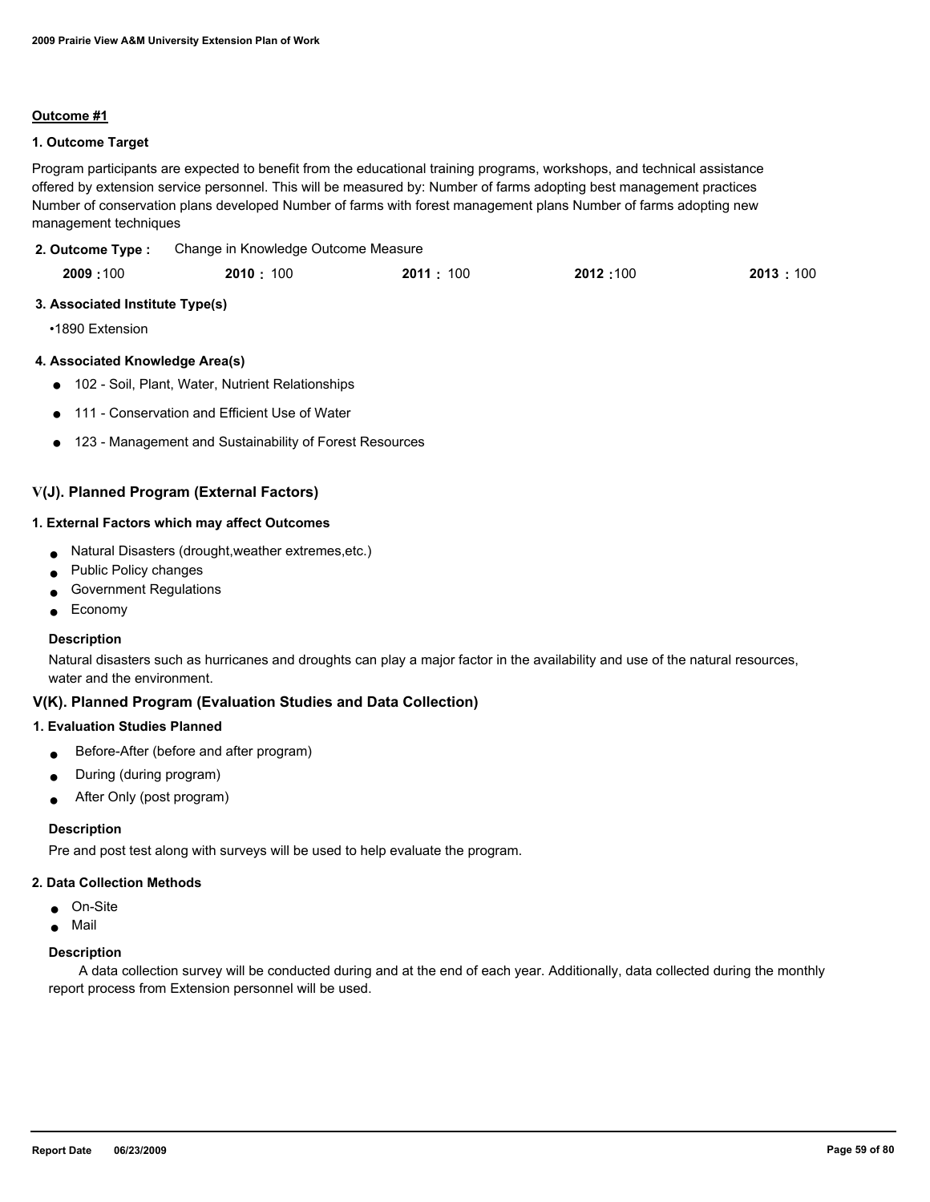**Outcome #1**

**1. Outcome Target**

Program participants are expected to benefit from the educational training programs, workshops, and technical assistance offered by extension service personnel. This will be measured by: Number of farms adopting best management practices Number of conservation plans developed Number of farms with forest management plans Number of farms adopting new management techniques

**2. Outcome Type :** Change in Knowledge Outcome Measure

| **2009 :** 100 | **2010 :** 100 | **2011 :** 100 | **2012 :** 100 | **2013 :** 100 |
|---|---|---|---|---|

**3. Associated Institute Type(s)**

- 1890 Extension

**4. Associated Knowledge Area(s)**

- 102 - Soil, Plant, Water, Nutrient Relationships
- 111 - Conservation and Efficient Use of Water
- 123 - Management and Sustainability of Forest Resources

## V(J). Planned Program (External Factors)

**1. External Factors which may affect Outcomes**

- Natural Disasters (drought,weather extremes,etc.)
- Public Policy changes
- Government Regulations
- Economy

**Description**

Natural disasters such as hurricanes and droughts can play a major factor in the availability and use of the natural resources, water and the environment.

## V(K). Planned Program (Evaluation Studies and Data Collection)

**1. Evaluation Studies Planned**

- Before-After (before and after program)
- During (during program)
- After Only (post program)

**Description**

Pre and post test along with surveys will be used to help evaluate the program.

**2. Data Collection Methods**

- On-Site
- Mail

**Description**

A data collection survey will be conducted during and at the end of each year. Additionally, data collected during the monthly report process from Extension personnel will be used.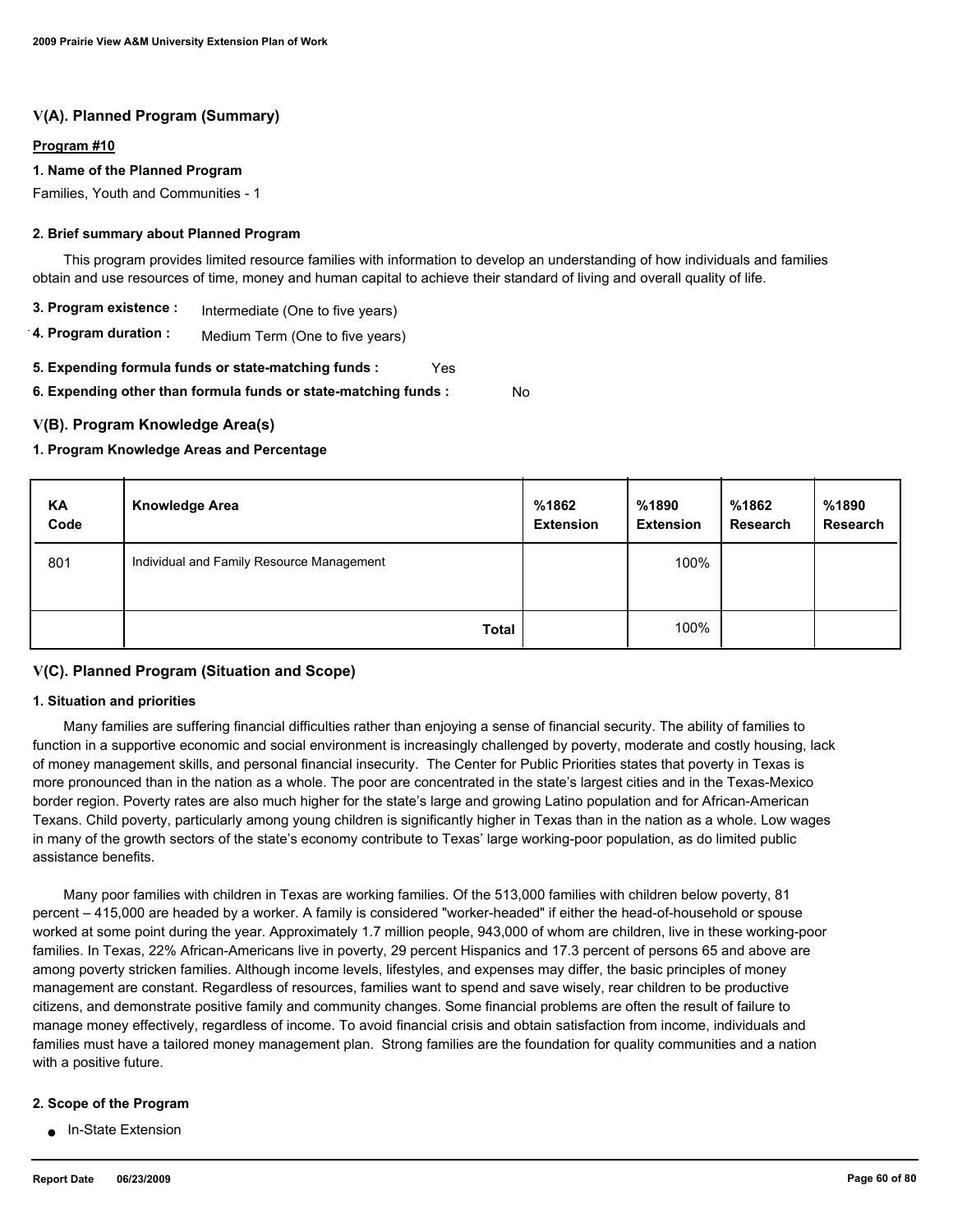## V(A). Planned Program (Summary)

**Program #10**

### 1. Name of the Planned Program

Families, Youth and Communities - 1

### 2. Brief summary about Planned Program

This program provides limited resource families with information to develop an understanding of how individuals and families obtain and use resources of time, money and human capital to achieve their standard of living and overall quality of life.

**3. Program existence :** Intermediate (One to five years)

**4. Program duration :** Medium Term (One to five years)

**5. Expending formula funds or state-matching funds :** Yes

**6. Expending other than formula funds or state-matching funds :** No

## V(B). Program Knowledge Area(s)

### 1. Program Knowledge Areas and Percentage

| KA Code | Knowledge Area | %1862 Extension | %1890 Extension | %1862 Research | %1890 Research |
|---|---|---|---|---|---|
| 801 | Individual and Family Resource Management | | 100% | | |
| | **Total** | | 100% | | |

## V(C). Planned Program (Situation and Scope)

### 1. Situation and priorities

Many families are suffering financial difficulties rather than enjoying a sense of financial security. The ability of families to function in a supportive economic and social environment is increasingly challenged by poverty, moderate and costly housing, lack of money management skills, and personal financial insecurity. The Center for Public Priorities states that poverty in Texas is more pronounced than in the nation as a whole. The poor are concentrated in the state's largest cities and in the Texas-Mexico border region. Poverty rates are also much higher for the state's large and growing Latino population and for African-American Texans. Child poverty, particularly among young children is significantly higher in Texas than in the nation as a whole. Low wages in many of the growth sectors of the state's economy contribute to Texas' large working-poor population, as do limited public assistance benefits.

Many poor families with children in Texas are working families. Of the 513,000 families with children below poverty, 81 percent – 415,000 are headed by a worker. A family is considered "worker-headed" if either the head-of-household or spouse worked at some point during the year. Approximately 1.7 million people, 943,000 of whom are children, live in these working-poor families. In Texas, 22% African-Americans live in poverty, 29 percent Hispanics and 17.3 percent of persons 65 and above are among poverty stricken families. Although income levels, lifestyles, and expenses may differ, the basic principles of money management are constant. Regardless of resources, families want to spend and save wisely, rear children to be productive citizens, and demonstrate positive family and community changes. Some financial problems are often the result of failure to manage money effectively, regardless of income. To avoid financial crisis and obtain satisfaction from income, individuals and families must have a tailored money management plan. Strong families are the foundation for quality communities and a nation with a positive future.

### 2. Scope of the Program

- In-State Extension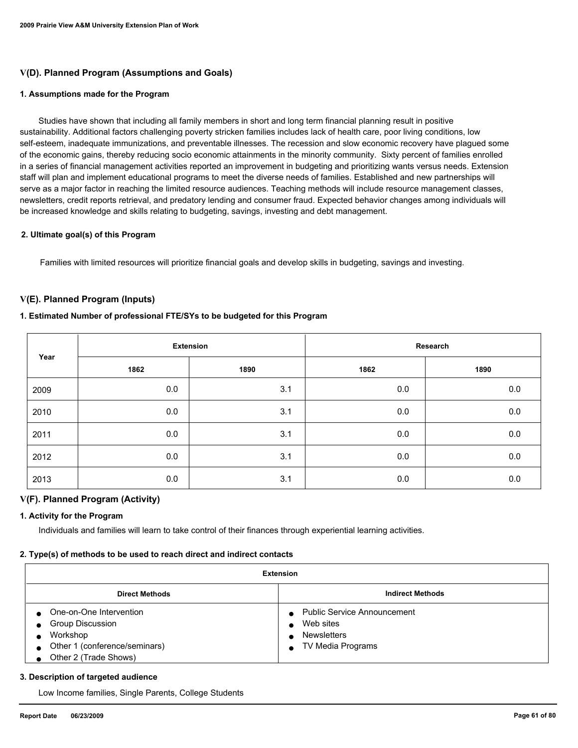## V(D). Planned Program (Assumptions and Goals)

### 1. Assumptions made for the Program

Studies have shown that including all family members in short and long term financial planning result in positive sustainability. Additional factors challenging poverty stricken families includes lack of health care, poor living conditions, low self-esteem, inadequate immunizations, and preventable illnesses. The recession and slow economic recovery have plagued some of the economic gains, thereby reducing socio economic attainments in the minority community. Sixty percent of families enrolled in a series of financial management activities reported an improvement in budgeting and prioritizing wants versus needs. Extension staff will plan and implement educational programs to meet the diverse needs of families. Established and new partnerships will serve as a major factor in reaching the limited resource audiences. Teaching methods will include resource management classes, newsletters, credit reports retrieval, and predatory lending and consumer fraud. Expected behavior changes among individuals will be increased knowledge and skills relating to budgeting, savings, investing and debt management.

### 2. Ultimate goal(s) of this Program

Families with limited resources will prioritize financial goals and develop skills in budgeting, savings and investing.

## V(E). Planned Program (Inputs)

### 1. Estimated Number of professional FTE/SYs to be budgeted for this Program

| Year | Extension | | Research | |
|---|---|---|---|---|
| | 1862 | 1890 | 1862 | 1890 |
| 2009 | 0.0 | 3.1 | 0.0 | 0.0 |
| 2010 | 0.0 | 3.1 | 0.0 | 0.0 |
| 2011 | 0.0 | 3.1 | 0.0 | 0.0 |
| 2012 | 0.0 | 3.1 | 0.0 | 0.0 |
| 2013 | 0.0 | 3.1 | 0.0 | 0.0 |

## V(F). Planned Program (Activity)

### 1. Activity for the Program

Individuals and families will learn to take control of their finances through experiential learning activities.

### 2. Type(s) of methods to be used to reach direct and indirect contacts

| Extension | |
|---|---|
| **Direct Methods** | **Indirect Methods** |
| • One-on-One Intervention<br>• Group Discussion<br>• Workshop<br>• Other 1 (conference/seminars)<br>• Other 2 (Trade Shows) | • Public Service Announcement<br>• Web sites<br>• Newsletters<br>• TV Media Programs |

### 3. Description of targeted audience

Low Income families, Single Parents, College Students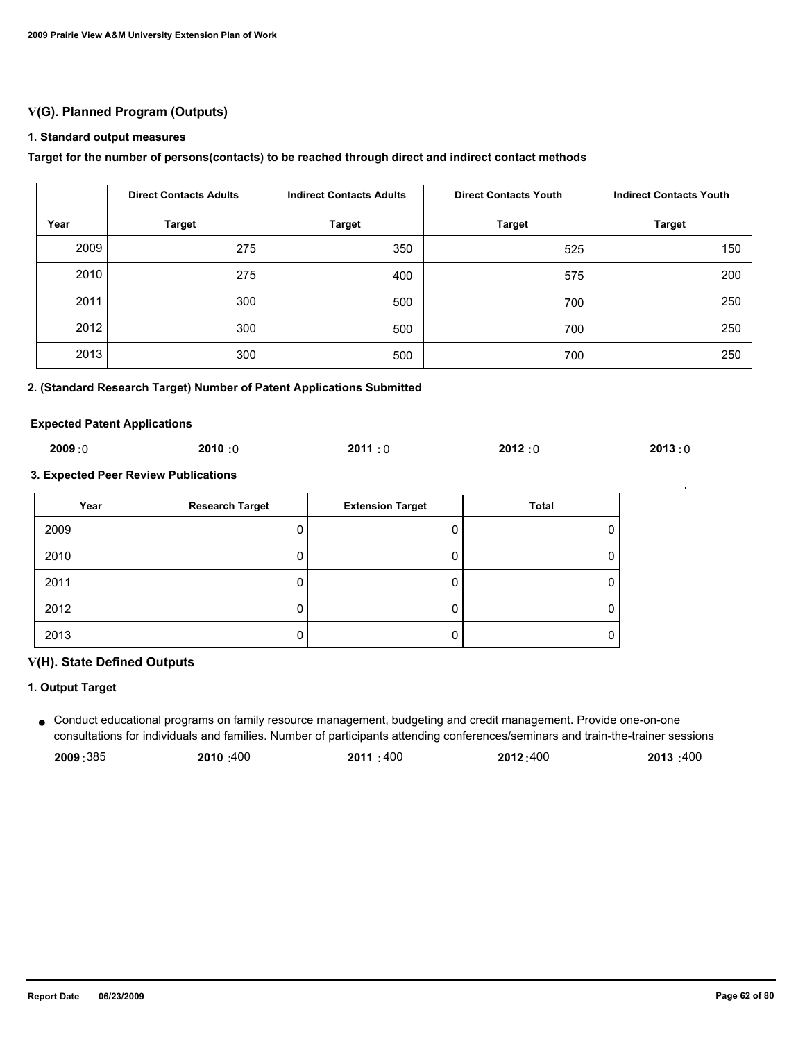## V(G). Planned Program (Outputs)

### 1. Standard output measures

**Target for the number of persons(contacts) to be reached through direct and indirect contact methods**

| | Direct Contacts Adults | Indirect Contacts Adults | Direct Contacts Youth | Indirect Contacts Youth |
|---|---|---|---|---|
| Year | Target | Target | Target | Target |
| 2009 | 275 | 350 | 525 | 150 |
| 2010 | 275 | 400 | 575 | 200 |
| 2011 | 300 | 500 | 700 | 250 |
| 2012 | 300 | 500 | 700 | 250 |
| 2013 | 300 | 500 | 700 | 250 |

### 2. (Standard Research Target) Number of Patent Applications Submitted

**Expected Patent Applications**

**2009 :** 0 **2010 :** 0 **2011 :** 0 **2012 :** 0 **2013 :** 0

### 3. Expected Peer Review Publications

| Year | Research Target | Extension Target | Total |
|---|---|---|---|
| 2009 | 0 | 0 | 0 |
| 2010 | 0 | 0 | 0 |
| 2011 | 0 | 0 | 0 |
| 2012 | 0 | 0 | 0 |
| 2013 | 0 | 0 | 0 |

## V(H). State Defined Outputs

### 1. Output Target

- Conduct educational programs on family resource management, budgeting and credit management. Provide one-on-one consultations for individuals and families. Number of participants attending conferences/seminars and train-the-trainer sessions

  **2009 :** 385 **2010 :** 400 **2011 :** 400 **2012 :** 400 **2013 :** 400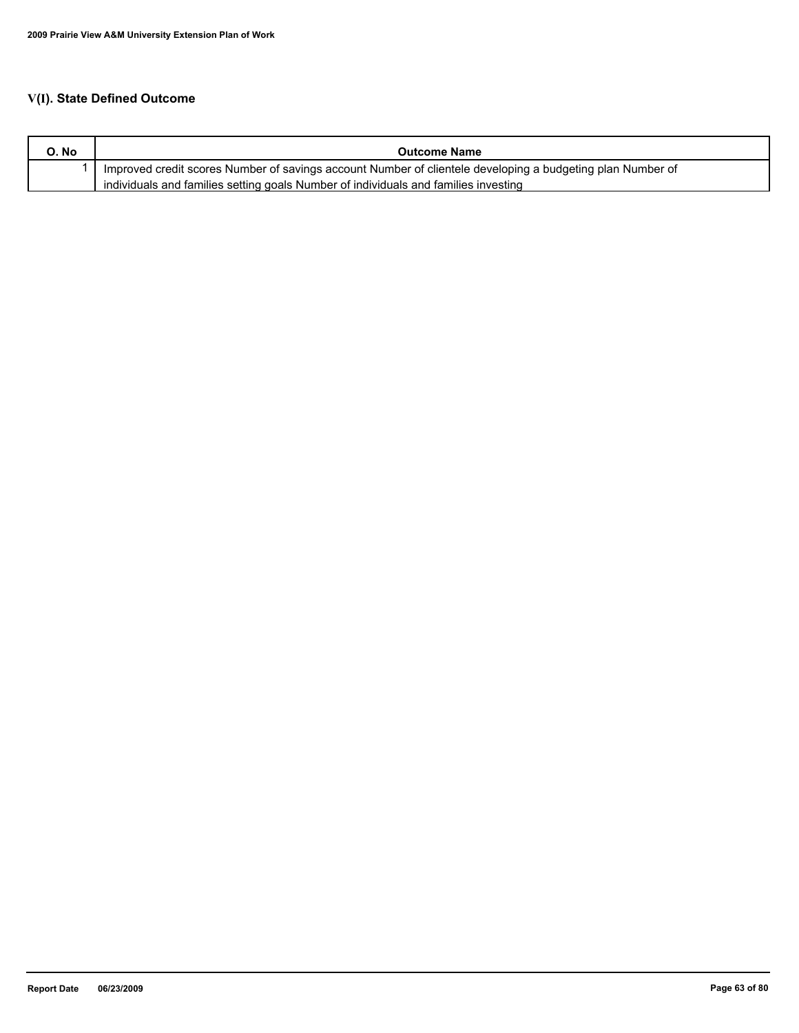## V(I). State Defined Outcome

| O. No | Outcome Name |
|---|---|
| 1 | Improved credit scores Number of savings account Number of clientele developing a budgeting plan Number of individuals and families setting goals Number of individuals and families investing |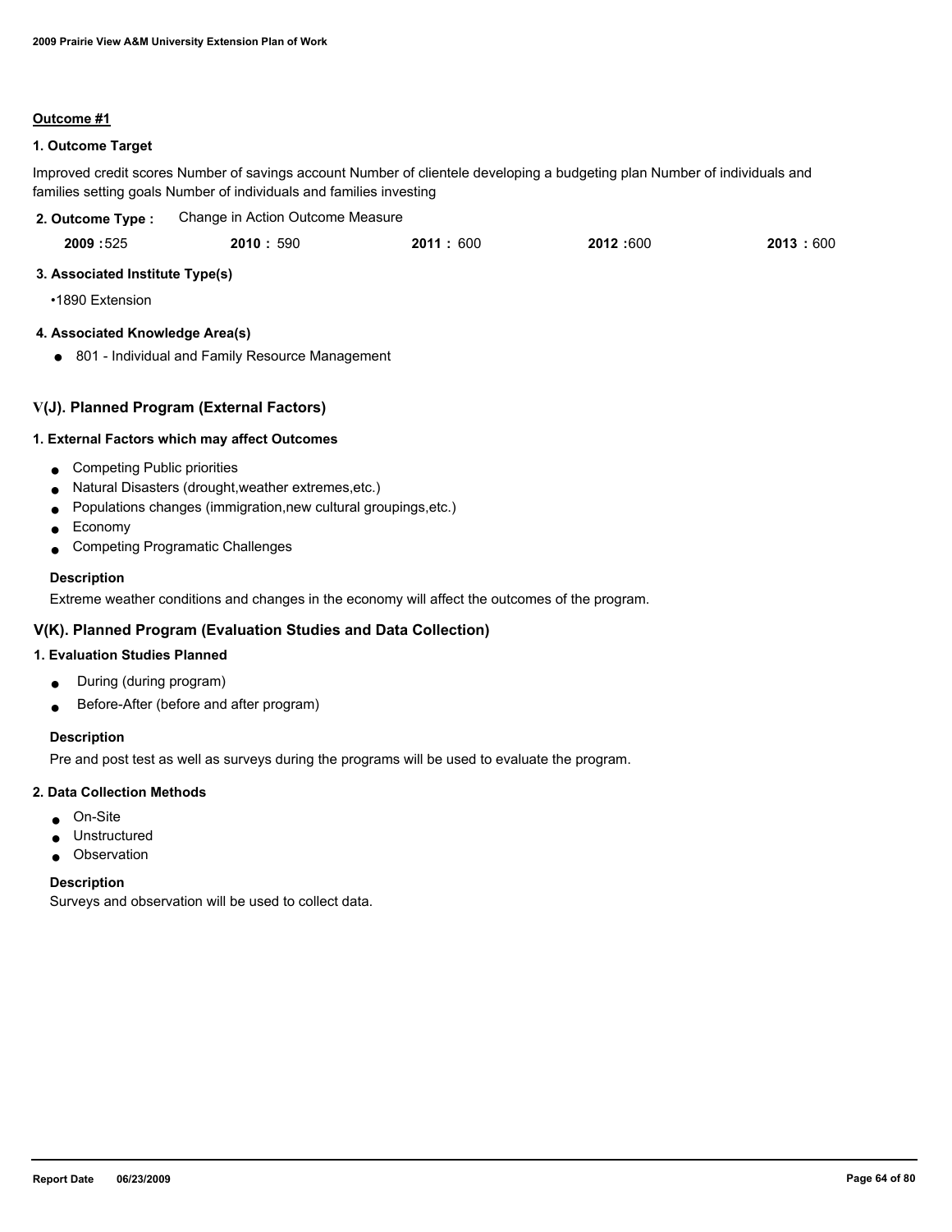**Outcome #1**

**1. Outcome Target**

Improved credit scores Number of savings account Number of clientele developing a budgeting plan Number of individuals and families setting goals Number of individuals and families investing

**2. Outcome Type :** Change in Action Outcome Measure

| 2009 | 2010 | 2011 | 2012 | 2013 |
|---|---|---|---|---|
| 525 | 590 | 600 | 600 | 600 |

**3. Associated Institute Type(s)**

- 1890 Extension

**4. Associated Knowledge Area(s)**

- 801 - Individual and Family Resource Management

## V(J). Planned Program (External Factors)

**1. External Factors which may affect Outcomes**

- Competing Public priorities
- Natural Disasters (drought,weather extremes,etc.)
- Populations changes (immigration,new cultural groupings,etc.)
- Economy
- Competing Programatic Challenges

**Description**

Extreme weather conditions and changes in the economy will affect the outcomes of the program.

## V(K). Planned Program (Evaluation Studies and Data Collection)

**1. Evaluation Studies Planned**

- During (during program)
- Before-After (before and after program)

**Description**

Pre and post test as well as surveys during the programs will be used to evaluate the program.

**2. Data Collection Methods**

- On-Site
- Unstructured
- Observation

**Description**

Surveys and observation will be used to collect data.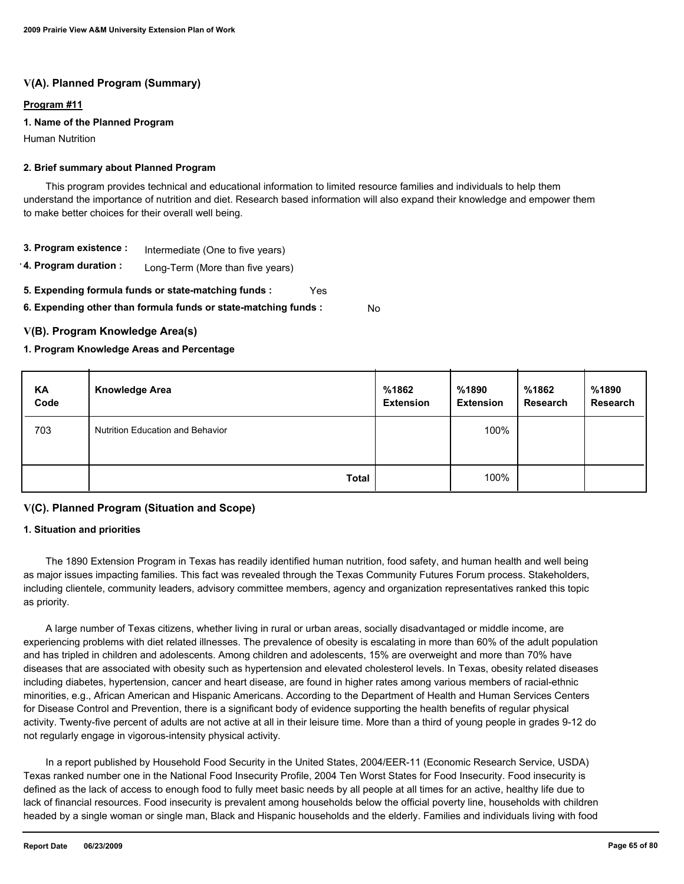## V(A). Planned Program (Summary)

**Program #11**

**1. Name of the Planned Program**

Human Nutrition

**2. Brief summary about Planned Program**

This program provides technical and educational information to limited resource families and individuals to help them understand the importance of nutrition and diet. Research based information will also expand their knowledge and empower them to make better choices for their overall well being.

**3. Program existence :** Intermediate (One to five years)

**4. Program duration :** Long-Term (More than five years)

**5. Expending formula funds or state-matching funds :** Yes

**6. Expending other than formula funds or state-matching funds :** No

## V(B). Program Knowledge Area(s)

**1. Program Knowledge Areas and Percentage**

| KA Code | Knowledge Area | %1862 Extension | %1890 Extension | %1862 Research | %1890 Research |
|---|---|---|---|---|---|
| 703 | Nutrition Education and Behavior | | 100% | | |
| | **Total** | | 100% | | |

## V(C). Planned Program (Situation and Scope)

**1. Situation and priorities**

The 1890 Extension Program in Texas has readily identified human nutrition, food safety, and human health and well being as major issues impacting families. This fact was revealed through the Texas Community Futures Forum process. Stakeholders, including clientele, community leaders, advisory committee members, agency and organization representatives ranked this topic as priority.

A large number of Texas citizens, whether living in rural or urban areas, socially disadvantaged or middle income, are experiencing problems with diet related illnesses. The prevalence of obesity is escalating in more than 60% of the adult population and has tripled in children and adolescents. Among children and adolescents, 15% are overweight and more than 70% have diseases that are associated with obesity such as hypertension and elevated cholesterol levels. In Texas, obesity related diseases including diabetes, hypertension, cancer and heart disease, are found in higher rates among various members of racial-ethnic minorities, e.g., African American and Hispanic Americans. According to the Department of Health and Human Services Centers for Disease Control and Prevention, there is a significant body of evidence supporting the health benefits of regular physical activity. Twenty-five percent of adults are not active at all in their leisure time. More than a third of young people in grades 9-12 do not regularly engage in vigorous-intensity physical activity.

In a report published by Household Food Security in the United States, 2004/EER-11 (Economic Research Service, USDA) Texas ranked number one in the National Food Insecurity Profile, 2004 Ten Worst States for Food Insecurity. Food insecurity is defined as the lack of access to enough food to fully meet basic needs by all people at all times for an active, healthy life due to lack of financial resources. Food insecurity is prevalent among households below the official poverty line, households with children headed by a single woman or single man, Black and Hispanic households and the elderly. Families and individuals living with food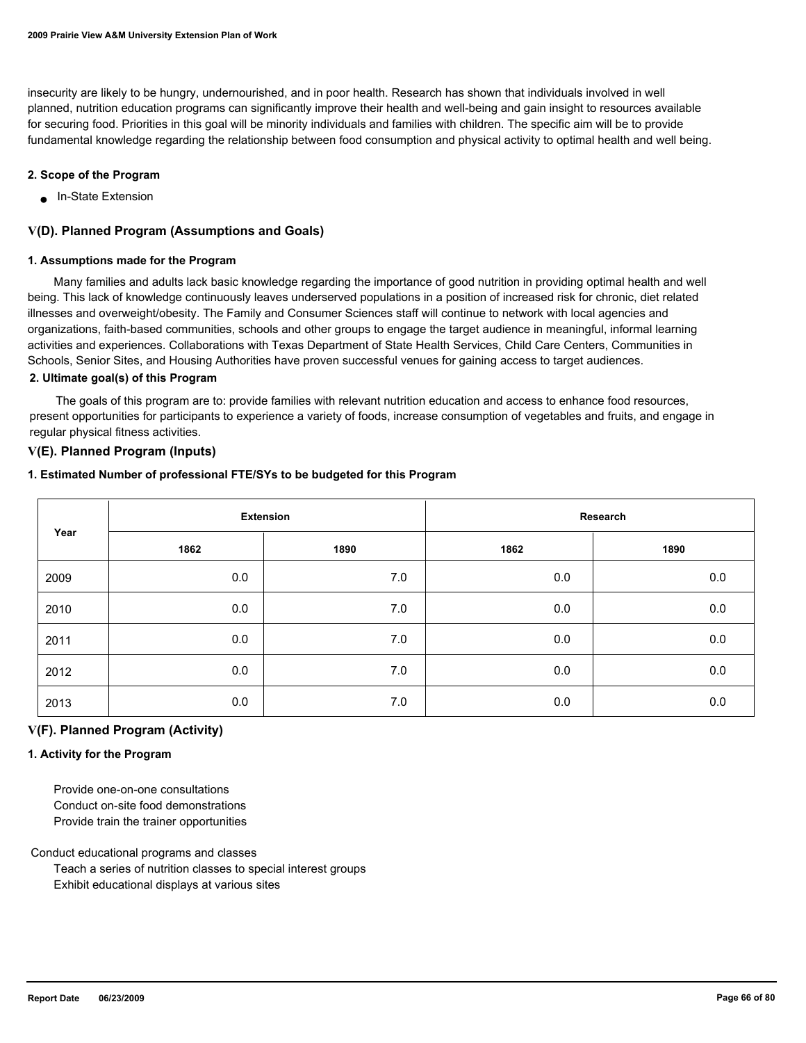insecurity are likely to be hungry, undernourished, and in poor health. Research has shown that individuals involved in well planned, nutrition education programs can significantly improve their health and well-being and gain insight to resources available for securing food. Priorities in this goal will be minority individuals and families with children. The specific aim will be to provide fundamental knowledge regarding the relationship between food consumption and physical activity to optimal health and well being.

#### 2. Scope of the Program

- In-State Extension

### V(D). Planned Program (Assumptions and Goals)

#### 1. Assumptions made for the Program

Many families and adults lack basic knowledge regarding the importance of good nutrition in providing optimal health and well being. This lack of knowledge continuously leaves underserved populations in a position of increased risk for chronic, diet related illnesses and overweight/obesity. The Family and Consumer Sciences staff will continue to network with local agencies and organizations, faith-based communities, schools and other groups to engage the target audience in meaningful, informal learning activities and experiences. Collaborations with Texas Department of State Health Services, Child Care Centers, Communities in Schools, Senior Sites, and Housing Authorities have proven successful venues for gaining access to target audiences.

#### 2. Ultimate goal(s) of this Program

The goals of this program are to: provide families with relevant nutrition education and access to enhance food resources, present opportunities for participants to experience a variety of foods, increase consumption of vegetables and fruits, and engage in regular physical fitness activities.

### V(E). Planned Program (Inputs)

#### 1. Estimated Number of professional FTE/SYs to be budgeted for this Program

| Year | Extension | | Research | |
|---|---|---|---|---|
| | 1862 | 1890 | 1862 | 1890 |
| 2009 | 0.0 | 7.0 | 0.0 | 0.0 |
| 2010 | 0.0 | 7.0 | 0.0 | 0.0 |
| 2011 | 0.0 | 7.0 | 0.0 | 0.0 |
| 2012 | 0.0 | 7.0 | 0.0 | 0.0 |
| 2013 | 0.0 | 7.0 | 0.0 | 0.0 |

### V(F). Planned Program (Activity)

#### 1. Activity for the Program

Provide one-on-one consultations
Conduct on-site food demonstrations
Provide train the trainer opportunities

Conduct educational programs and classes
Teach a series of nutrition classes to special interest groups
Exhibit educational displays at various sites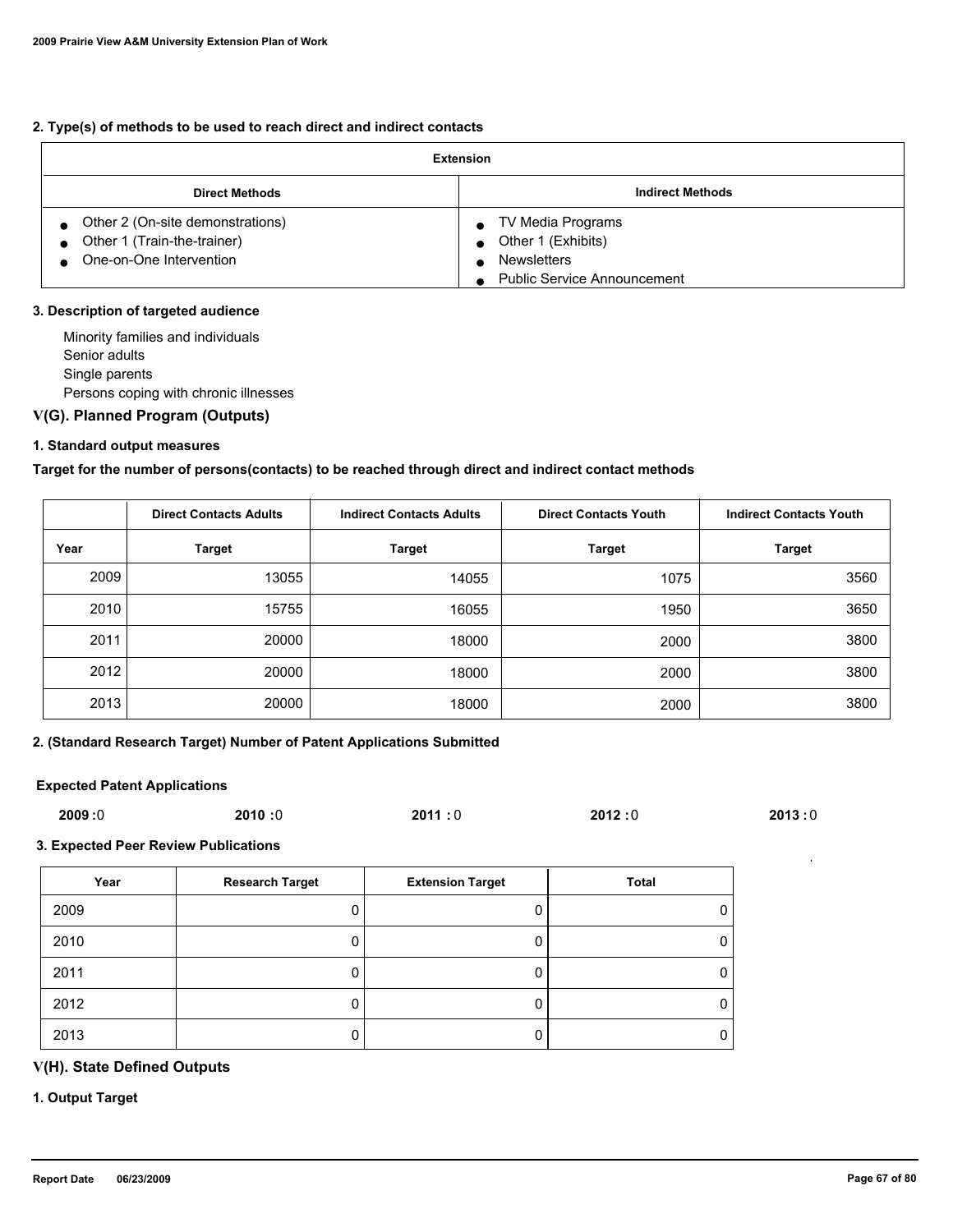### 2. Type(s) of methods to be used to reach direct and indirect contacts

| Extension | |
|---|---|
| **Direct Methods** | **Indirect Methods** |
| • Other 2 (On-site demonstrations)<br>• Other 1 (Train-the-trainer)<br>• One-on-One Intervention | • TV Media Programs<br>• Other 1 (Exhibits)<br>• Newsletters<br>• Public Service Announcement |

### 3. Description of targeted audience

Minority families and individuals
Senior adults
Single parents
Persons coping with chronic illnesses

## V(G). Planned Program (Outputs)

### 1. Standard output measures

**Target for the number of persons(contacts) to be reached through direct and indirect contact methods**

| | Direct Contacts Adults | Indirect Contacts Adults | Direct Contacts Youth | Indirect Contacts Youth |
|---|---|---|---|---|
| Year | Target | Target | Target | Target |
| 2009 | 13055 | 14055 | 1075 | 3560 |
| 2010 | 15755 | 16055 | 1950 | 3650 |
| 2011 | 20000 | 18000 | 2000 | 3800 |
| 2012 | 20000 | 18000 | 2000 | 3800 |
| 2013 | 20000 | 18000 | 2000 | 3800 |

### 2. (Standard Research Target) Number of Patent Applications Submitted

**Expected Patent Applications**

**2009 :** 0 **2010 :** 0 **2011 :** 0 **2012 :** 0 **2013 :** 0

### 3. Expected Peer Review Publications

| Year | Research Target | Extension Target | Total |
|---|---|---|---|
| 2009 | 0 | 0 | 0 |
| 2010 | 0 | 0 | 0 |
| 2011 | 0 | 0 | 0 |
| 2012 | 0 | 0 | 0 |
| 2013 | 0 | 0 | 0 |

## V(H). State Defined Outputs

### 1. Output Target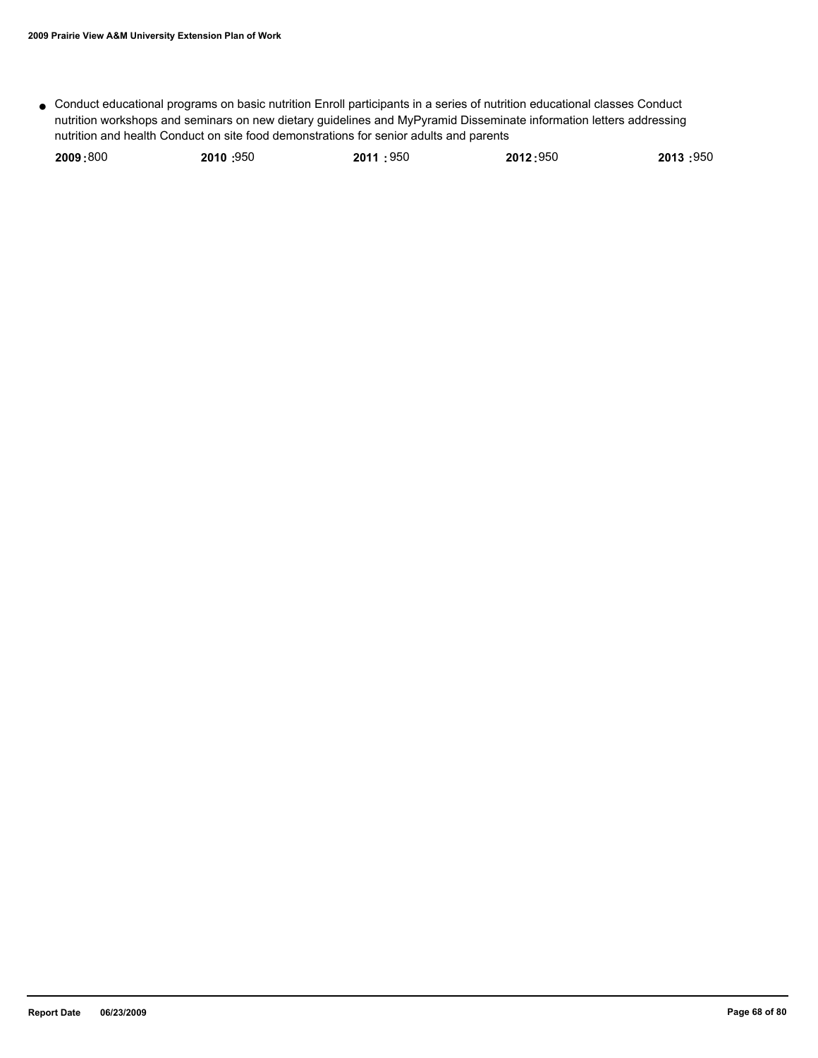- Conduct educational programs on basic nutrition Enroll participants in a series of nutrition educational classes Conduct nutrition workshops and seminars on new dietary guidelines and MyPyramid Disseminate information letters addressing nutrition and health Conduct on site food demonstrations for senior adults and parents

| **2009 :** 800 | **2010 :** 950 | **2011 :** 950 | **2012 :** 950 | **2013 :** 950 |
| --- | --- | --- | --- | --- |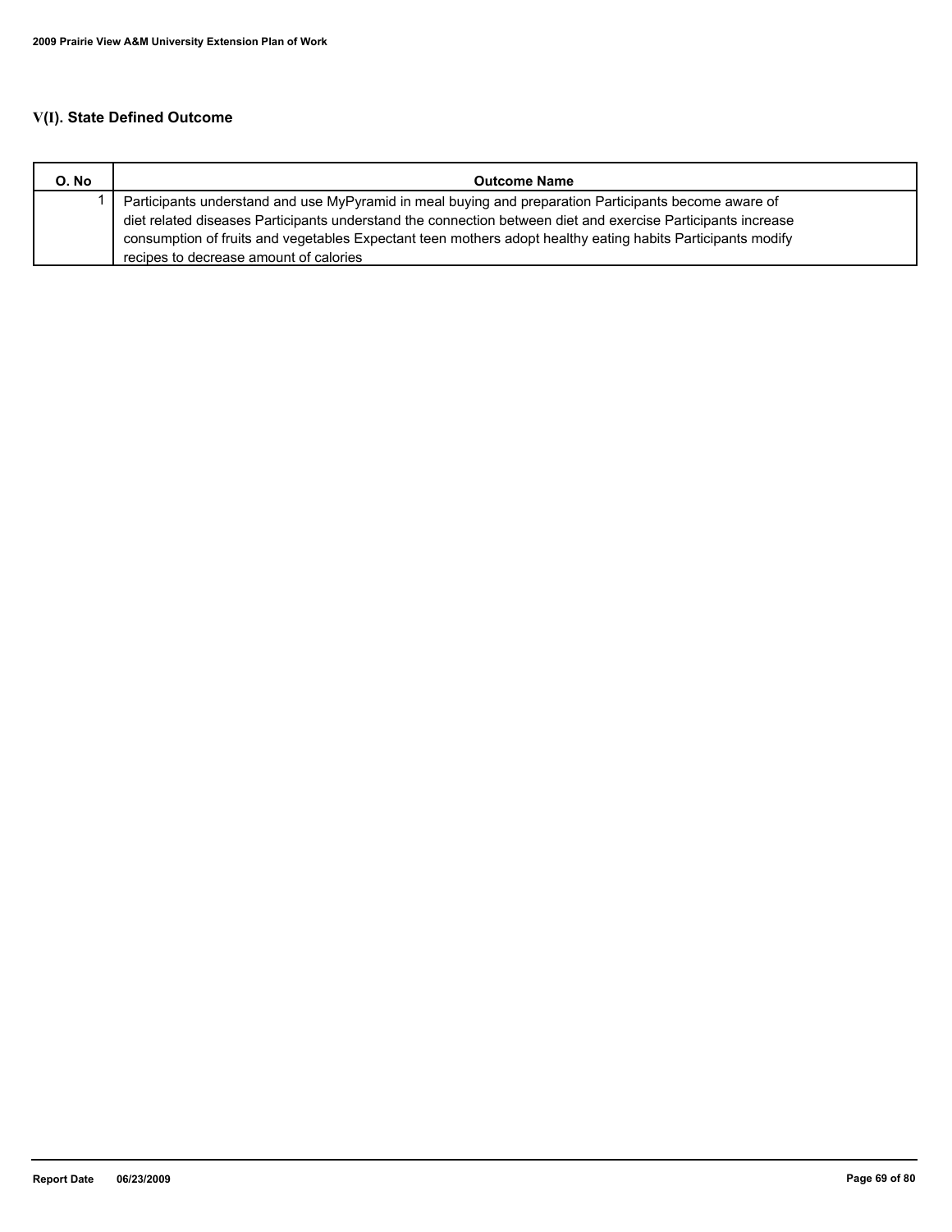## V(I). State Defined Outcome

| O. No | Outcome Name |
|---|---|
| 1 | Participants understand and use MyPyramid in meal buying and preparation Participants become aware of diet related diseases Participants understand the connection between diet and exercise Participants increase consumption of fruits and vegetables Expectant teen mothers adopt healthy eating habits Participants modify recipes to decrease amount of calories |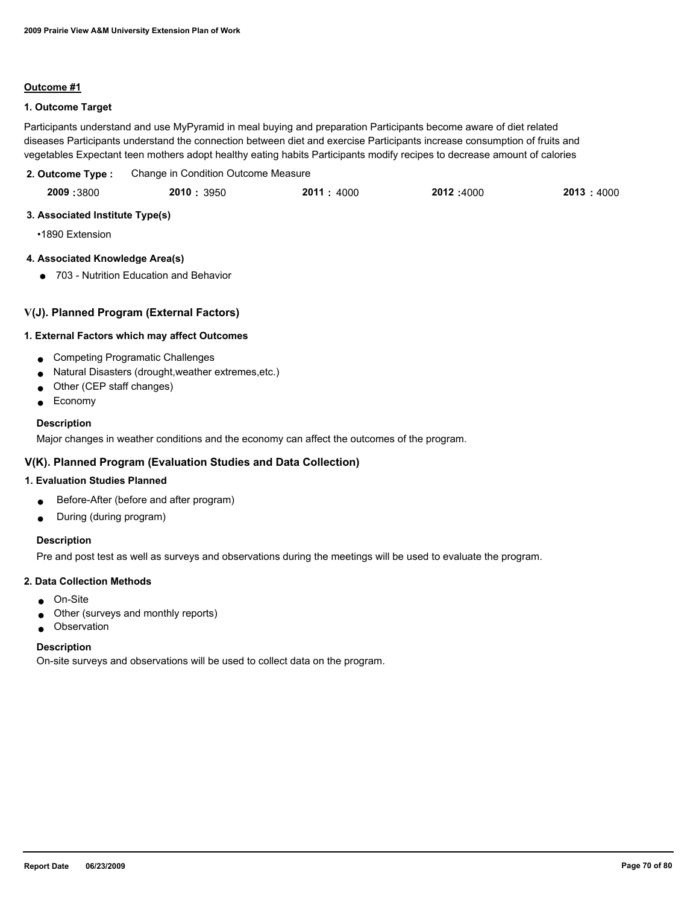**Outcome #1**

**1. Outcome Target**

Participants understand and use MyPyramid in meal buying and preparation Participants become aware of diet related diseases Participants understand the connection between diet and exercise Participants increase consumption of fruits and vegetables Expectant teen mothers adopt healthy eating habits Participants modify recipes to decrease amount of calories

**2. Outcome Type :** Change in Condition Outcome Measure

| 2009 : 3800 | 2010 : 3950 | 2011 : 4000 | 2012 : 4000 | 2013 : 4000 |
|---|---|---|---|---|

**3. Associated Institute Type(s)**

- 1890 Extension

**4. Associated Knowledge Area(s)**

- 703 - Nutrition Education and Behavior

## V(J). Planned Program (External Factors)

**1. External Factors which may affect Outcomes**

- Competing Programatic Challenges
- Natural Disasters (drought,weather extremes,etc.)
- Other (CEP staff changes)
- Economy

**Description**

Major changes in weather conditions and the economy can affect the outcomes of the program.

## V(K). Planned Program (Evaluation Studies and Data Collection)

**1. Evaluation Studies Planned**

- Before-After (before and after program)
- During (during program)

**Description**

Pre and post test as well as surveys and observations during the meetings will be used to evaluate the program.

**2. Data Collection Methods**

- On-Site
- Other (surveys and monthly reports)
- Observation

**Description**

On-site surveys and observations will be used to collect data on the program.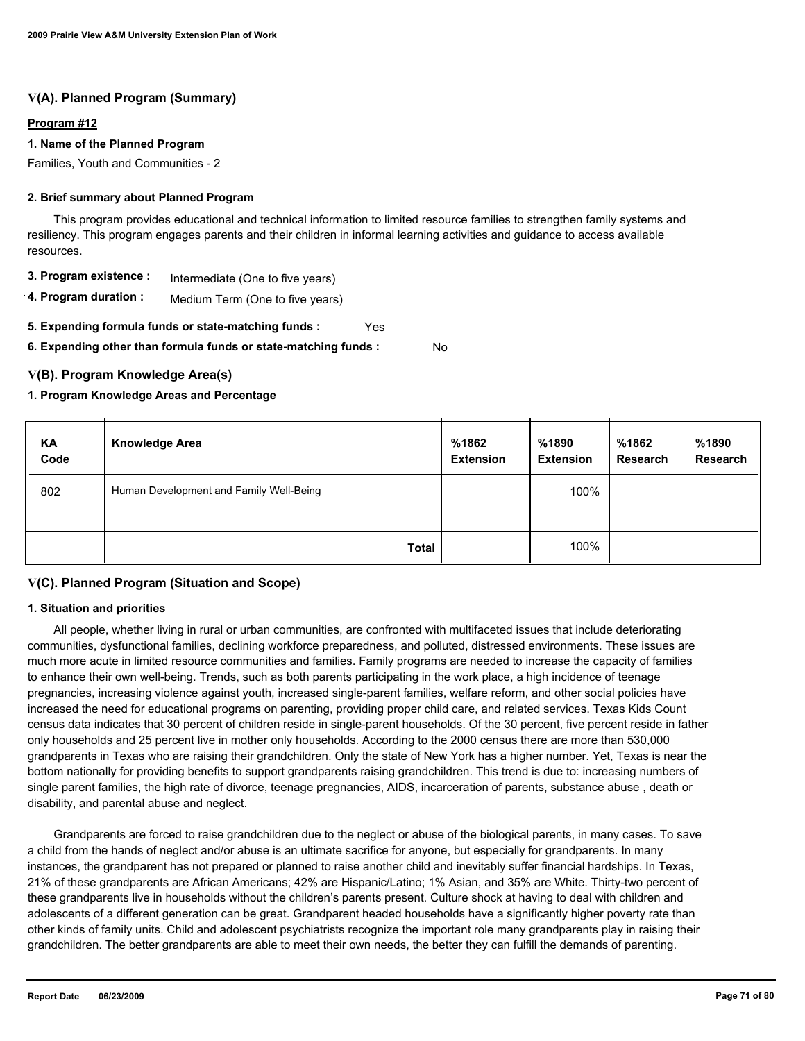## V(A). Planned Program (Summary)

**Program #12**

**1. Name of the Planned Program**

Families, Youth and Communities - 2

**2. Brief summary about Planned Program**

This program provides educational and technical information to limited resource families to strengthen family systems and resiliency. This program engages parents and their children in informal learning activities and guidance to access available resources.

**3. Program existence :** Intermediate (One to five years)

**4. Program duration :** Medium Term (One to five years)

**5. Expending formula funds or state-matching funds :** Yes

**6. Expending other than formula funds or state-matching funds :** No

## V(B). Program Knowledge Area(s)

**1. Program Knowledge Areas and Percentage**

| KA Code | Knowledge Area | %1862 Extension | %1890 Extension | %1862 Research | %1890 Research |
|---|---|---|---|---|---|
| 802 | Human Development and Family Well-Being | | 100% | | |
| | **Total** | | 100% | | |

## V(C). Planned Program (Situation and Scope)

**1. Situation and priorities**

All people, whether living in rural or urban communities, are confronted with multifaceted issues that include deteriorating communities, dysfunctional families, declining workforce preparedness, and polluted, distressed environments. These issues are much more acute in limited resource communities and families. Family programs are needed to increase the capacity of families to enhance their own well-being. Trends, such as both parents participating in the work place, a high incidence of teenage pregnancies, increasing violence against youth, increased single-parent families, welfare reform, and other social policies have increased the need for educational programs on parenting, providing proper child care, and related services. Texas Kids Count census data indicates that 30 percent of children reside in single-parent households. Of the 30 percent, five percent reside in father only households and 25 percent live in mother only households. According to the 2000 census there are more than 530,000 grandparents in Texas who are raising their grandchildren. Only the state of New York has a higher number. Yet, Texas is near the bottom nationally for providing benefits to support grandparents raising grandchildren. This trend is due to: increasing numbers of single parent families, the high rate of divorce, teenage pregnancies, AIDS, incarceration of parents, substance abuse , death or disability, and parental abuse and neglect.

Grandparents are forced to raise grandchildren due to the neglect or abuse of the biological parents, in many cases. To save a child from the hands of neglect and/or abuse is an ultimate sacrifice for anyone, but especially for grandparents. In many instances, the grandparent has not prepared or planned to raise another child and inevitably suffer financial hardships. In Texas, 21% of these grandparents are African Americans; 42% are Hispanic/Latino; 1% Asian, and 35% are White. Thirty-two percent of these grandparents live in households without the children's parents present. Culture shock at having to deal with children and adolescents of a different generation can be great. Grandparent headed households have a significantly higher poverty rate than other kinds of family units. Child and adolescent psychiatrists recognize the important role many grandparents play in raising their grandchildren. The better grandparents are able to meet their own needs, the better they can fulfill the demands of parenting.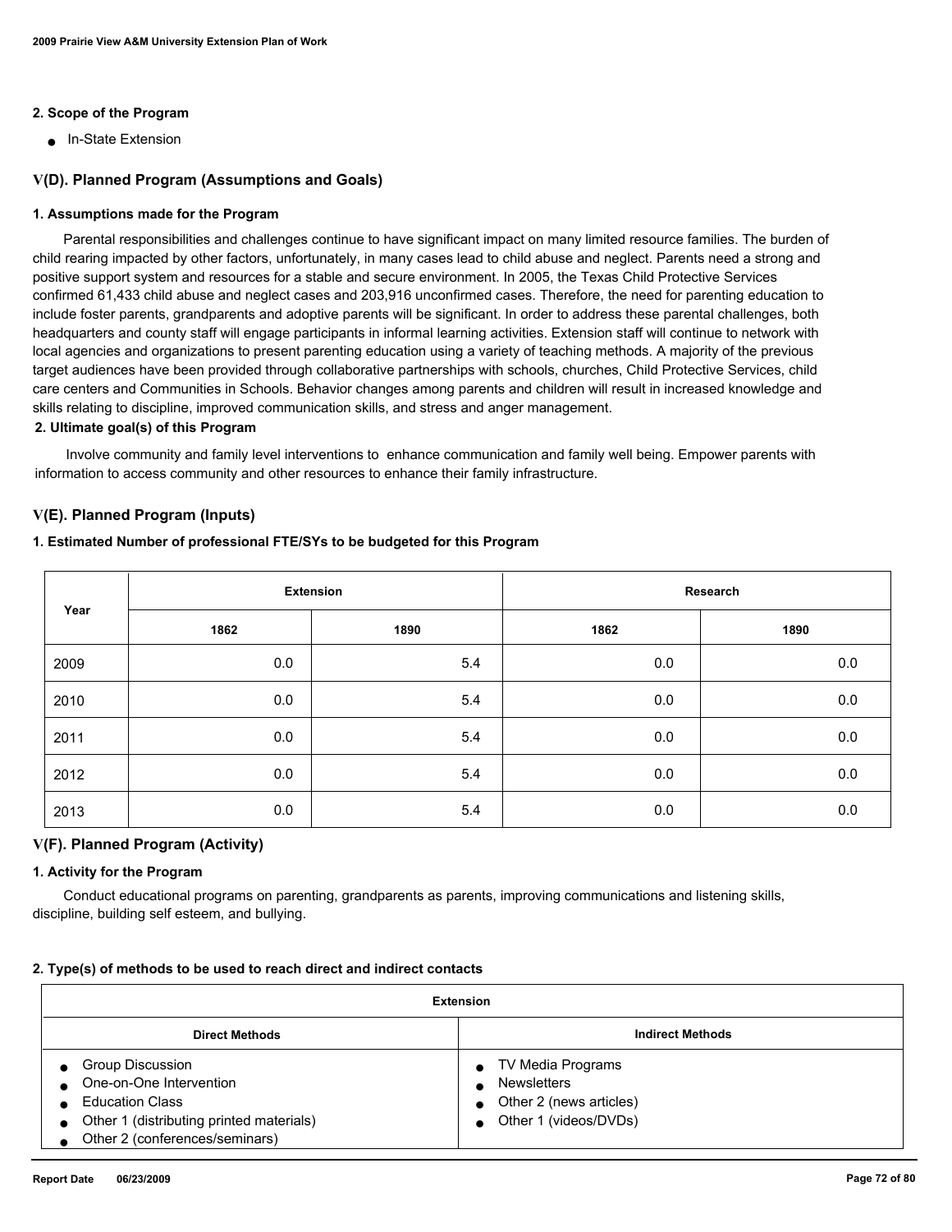### 2. Scope of the Program

- In-State Extension

## V(D). Planned Program (Assumptions and Goals)

### 1. Assumptions made for the Program

Parental responsibilities and challenges continue to have significant impact on many limited resource families. The burden of child rearing impacted by other factors, unfortunately, in many cases lead to child abuse and neglect. Parents need a strong and positive support system and resources for a stable and secure environment. In 2005, the Texas Child Protective Services confirmed 61,433 child abuse and neglect cases and 203,916 unconfirmed cases. Therefore, the need for parenting education to include foster parents, grandparents and adoptive parents will be significant. In order to address these parental challenges, both headquarters and county staff will engage participants in informal learning activities. Extension staff will continue to network with local agencies and organizations to present parenting education using a variety of teaching methods. A majority of the previous target audiences have been provided through collaborative partnerships with schools, churches, Child Protective Services, child care centers and Communities in Schools. Behavior changes among parents and children will result in increased knowledge and skills relating to discipline, improved communication skills, and stress and anger management.

### 2. Ultimate goal(s) of this Program

Involve community and family level interventions to enhance communication and family well being. Empower parents with information to access community and other resources to enhance their family infrastructure.

## V(E). Planned Program (Inputs)

### 1. Estimated Number of professional FTE/SYs to be budgeted for this Program

| Year | Extension | | Research | |
|---|---|---|---|---|
| | 1862 | 1890 | 1862 | 1890 |
| 2009 | 0.0 | 5.4 | 0.0 | 0.0 |
| 2010 | 0.0 | 5.4 | 0.0 | 0.0 |
| 2011 | 0.0 | 5.4 | 0.0 | 0.0 |
| 2012 | 0.0 | 5.4 | 0.0 | 0.0 |
| 2013 | 0.0 | 5.4 | 0.0 | 0.0 |

## V(F). Planned Program (Activity)

### 1. Activity for the Program

Conduct educational programs on parenting, grandparents as parents, improving communications and listening skills, discipline, building self esteem, and bullying.

### 2. Type(s) of methods to be used to reach direct and indirect contacts

| Extension | |
|---|---|
| **Direct Methods** | **Indirect Methods** |
| • Group Discussion<br>• One-on-One Intervention<br>• Education Class<br>• Other 1 (distributing printed materials)<br>• Other 2 (conferences/seminars) | • TV Media Programs<br>• Newsletters<br>• Other 2 (news articles)<br>• Other 1 (videos/DVDs) |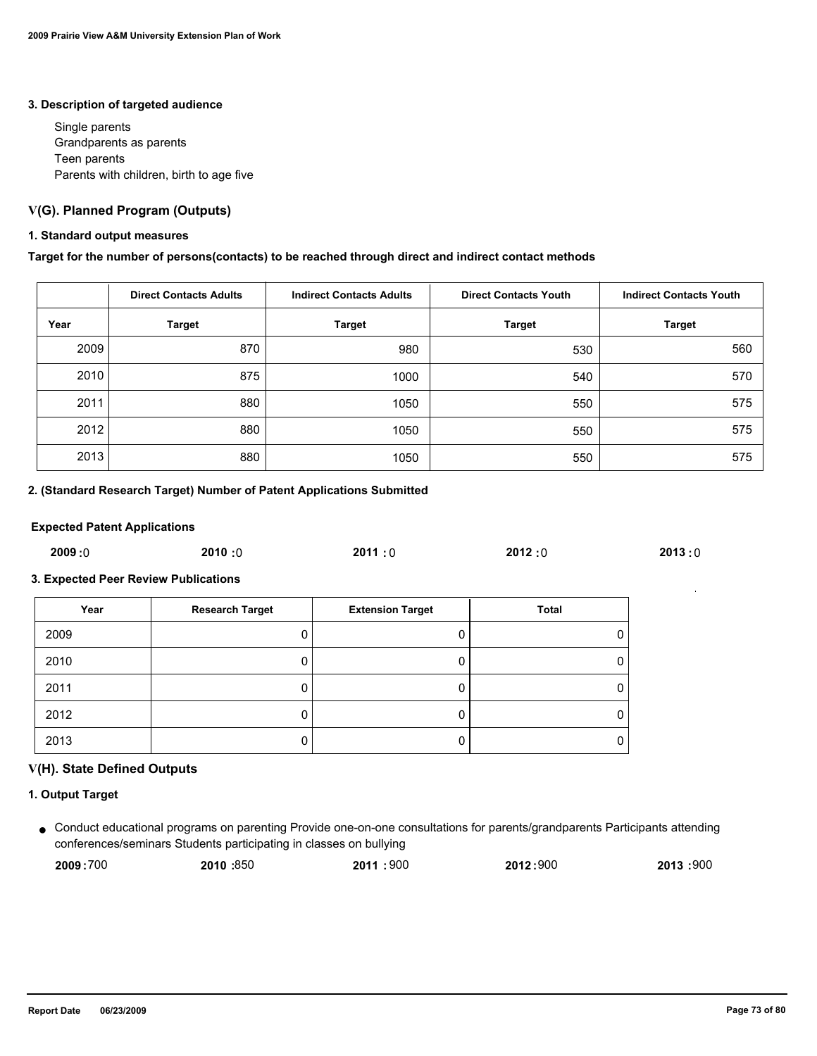### 3. Description of targeted audience

Single parents
Grandparents as parents
Teen parents
Parents with children, birth to age five

## V(G). Planned Program (Outputs)

### 1. Standard output measures

**Target for the number of persons(contacts) to be reached through direct and indirect contact methods**

| | Direct Contacts Adults | Indirect Contacts Adults | Direct Contacts Youth | Indirect Contacts Youth |
|---|---|---|---|---|
| Year | Target | Target | Target | Target |
| 2009 | 870 | 980 | 530 | 560 |
| 2010 | 875 | 1000 | 540 | 570 |
| 2011 | 880 | 1050 | 550 | 575 |
| 2012 | 880 | 1050 | 550 | 575 |
| 2013 | 880 | 1050 | 550 | 575 |

### 2. (Standard Research Target) Number of Patent Applications Submitted

**Expected Patent Applications**

**2009 :** 0 **2010 :** 0 **2011 :** 0 **2012 :** 0 **2013 :** 0

### 3. Expected Peer Review Publications

| Year | Research Target | Extension Target | Total |
|---|---|---|---|
| 2009 | 0 | 0 | 0 |
| 2010 | 0 | 0 | 0 |
| 2011 | 0 | 0 | 0 |
| 2012 | 0 | 0 | 0 |
| 2013 | 0 | 0 | 0 |

## V(H). State Defined Outputs

### 1. Output Target

- Conduct educational programs on parenting Provide one-on-one consultations for parents/grandparents Participants attending conferences/seminars Students participating in classes on bullying

  **2009 :** 700 **2010 :** 850 **2011 :** 900 **2012 :** 900 **2013 :** 900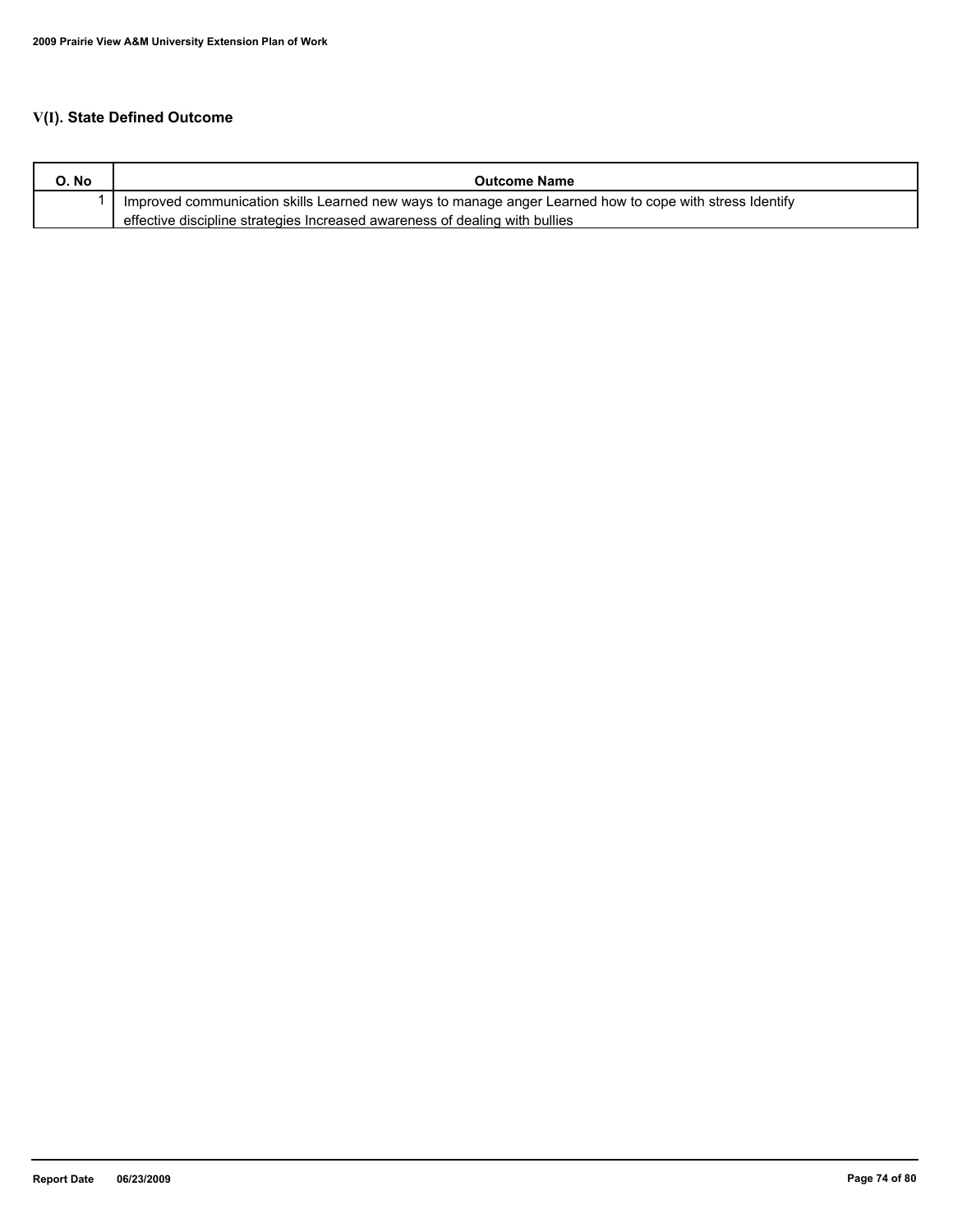## V(I). State Defined Outcome

| O. No | Outcome Name |
| --- | --- |
| 1 | Improved communication skills Learned new ways to manage anger Learned how to cope with stress Identify effective discipline strategies Increased awareness of dealing with bullies |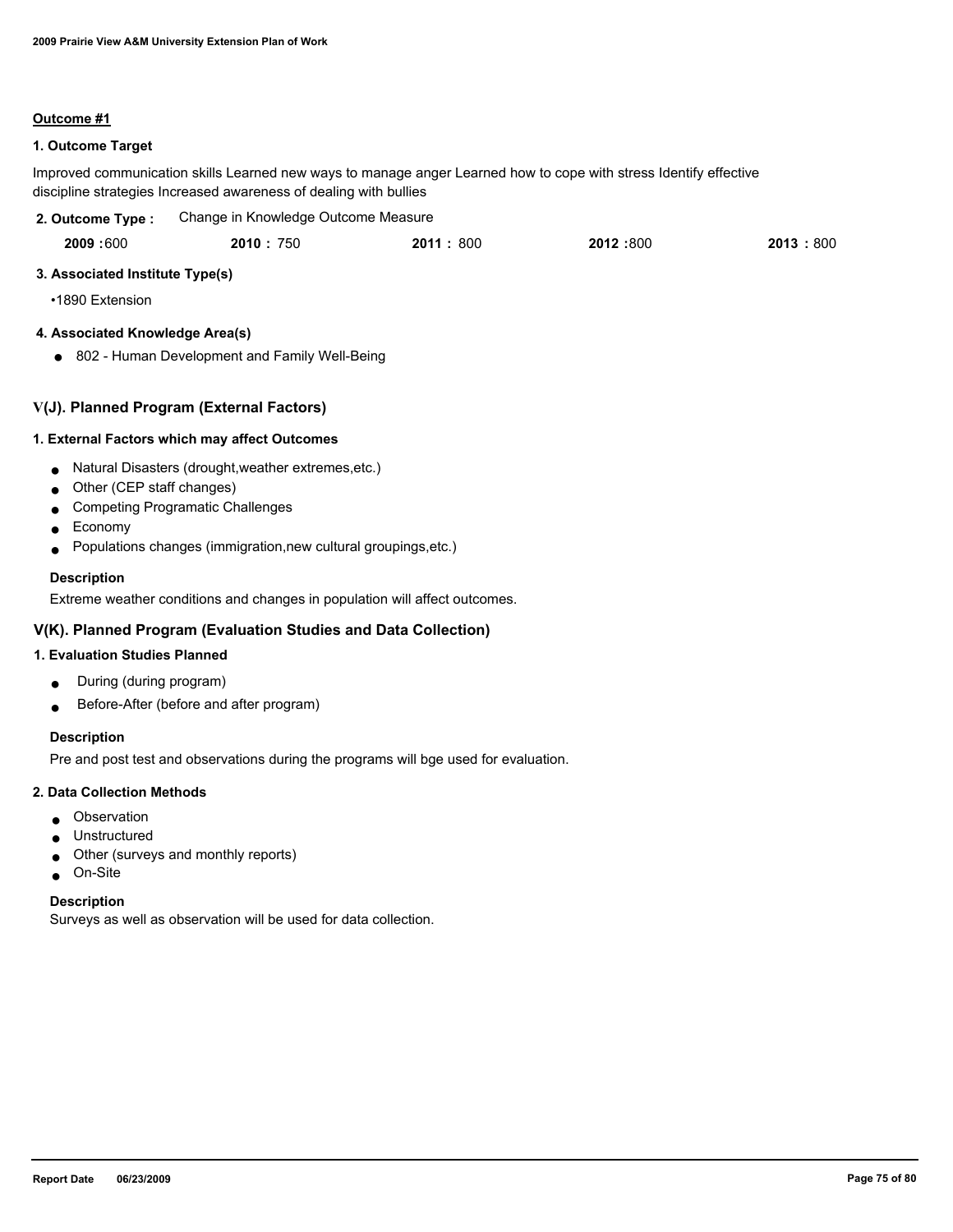**Outcome #1**

**1. Outcome Target**

Improved communication skills Learned new ways to manage anger Learned how to cope with stress Identify effective discipline strategies Increased awareness of dealing with bullies

**2. Outcome Type :** Change in Knowledge Outcome Measure

| 2009 | 2010 | 2011 | 2012 | 2013 |
|---|---|---|---|---|
| 600 | 750 | 800 | 800 | 800 |

**3. Associated Institute Type(s)**

- 1890 Extension

**4. Associated Knowledge Area(s)**

- 802 - Human Development and Family Well-Being

## V(J). Planned Program (External Factors)

### 1. External Factors which may affect Outcomes

- Natural Disasters (drought,weather extremes,etc.)
- Other (CEP staff changes)
- Competing Programatic Challenges
- Economy
- Populations changes (immigration,new cultural groupings,etc.)

**Description**

Extreme weather conditions and changes in population will affect outcomes.

## V(K). Planned Program (Evaluation Studies and Data Collection)

### 1. Evaluation Studies Planned

- During (during program)
- Before-After (before and after program)

**Description**

Pre and post test and observations during the programs will bge used for evaluation.

### 2. Data Collection Methods

- Observation
- Unstructured
- Other (surveys and monthly reports)
- On-Site

**Description**

Surveys as well as observation will be used for data collection.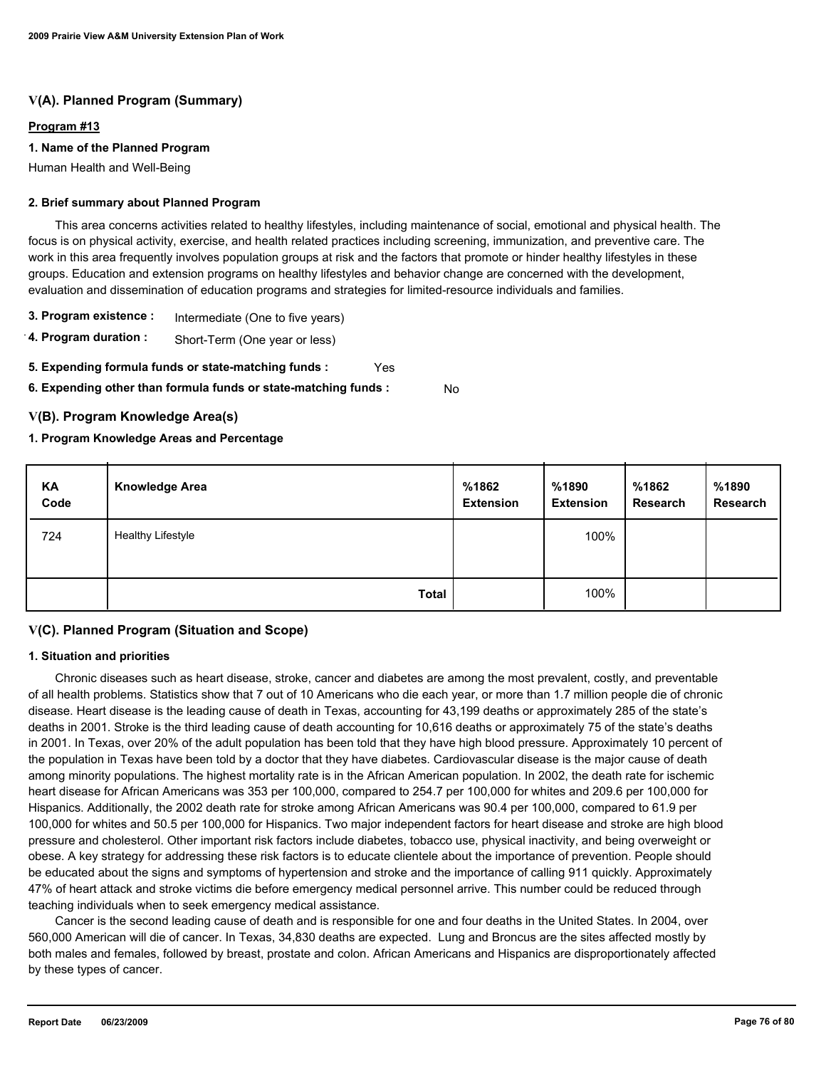## V(A). Planned Program (Summary)

**Program #13**

**1. Name of the Planned Program**

Human Health and Well-Being

**2. Brief summary about Planned Program**

This area concerns activities related to healthy lifestyles, including maintenance of social, emotional and physical health. The focus is on physical activity, exercise, and health related practices including screening, immunization, and preventive care. The work in this area frequently involves population groups at risk and the factors that promote or hinder healthy lifestyles in these groups. Education and extension programs on healthy lifestyles and behavior change are concerned with the development, evaluation and dissemination of education programs and strategies for limited-resource individuals and families.

**3. Program existence :** Intermediate (One to five years)

**4. Program duration :** Short-Term (One year or less)

**5. Expending formula funds or state-matching funds :** Yes

**6. Expending other than formula funds or state-matching funds :** No

## V(B). Program Knowledge Area(s)

**1. Program Knowledge Areas and Percentage**

| KA Code | Knowledge Area | %1862 Extension | %1890 Extension | %1862 Research | %1890 Research |
|---|---|---|---|---|---|
| 724 | Healthy Lifestyle | | 100% | | |
| | **Total** | | 100% | | |

## V(C). Planned Program (Situation and Scope)

**1. Situation and priorities**

Chronic diseases such as heart disease, stroke, cancer and diabetes are among the most prevalent, costly, and preventable of all health problems. Statistics show that 7 out of 10 Americans who die each year, or more than 1.7 million people die of chronic disease. Heart disease is the leading cause of death in Texas, accounting for 43,199 deaths or approximately 285 of the state's deaths in 2001. Stroke is the third leading cause of death accounting for 10,616 deaths or approximately 75 of the state's deaths in 2001. In Texas, over 20% of the adult population has been told that they have high blood pressure. Approximately 10 percent of the population in Texas have been told by a doctor that they have diabetes. Cardiovascular disease is the major cause of death among minority populations. The highest mortality rate is in the African American population. In 2002, the death rate for ischemic heart disease for African Americans was 353 per 100,000, compared to 254.7 per 100,000 for whites and 209.6 per 100,000 for Hispanics. Additionally, the 2002 death rate for stroke among African Americans was 90.4 per 100,000, compared to 61.9 per 100,000 for whites and 50.5 per 100,000 for Hispanics. Two major independent factors for heart disease and stroke are high blood pressure and cholesterol. Other important risk factors include diabetes, tobacco use, physical inactivity, and being overweight or obese. A key strategy for addressing these risk factors is to educate clientele about the importance of prevention. People should be educated about the signs and symptoms of hypertension and stroke and the importance of calling 911 quickly. Approximately 47% of heart attack and stroke victims die before emergency medical personnel arrive. This number could be reduced through teaching individuals when to seek emergency medical assistance.

Cancer is the second leading cause of death and is responsible for one and four deaths in the United States. In 2004, over 560,000 American will die of cancer. In Texas, 34,830 deaths are expected. Lung and Broncus are the sites affected mostly by both males and females, followed by breast, prostate and colon. African Americans and Hispanics are disproportionately affected by these types of cancer.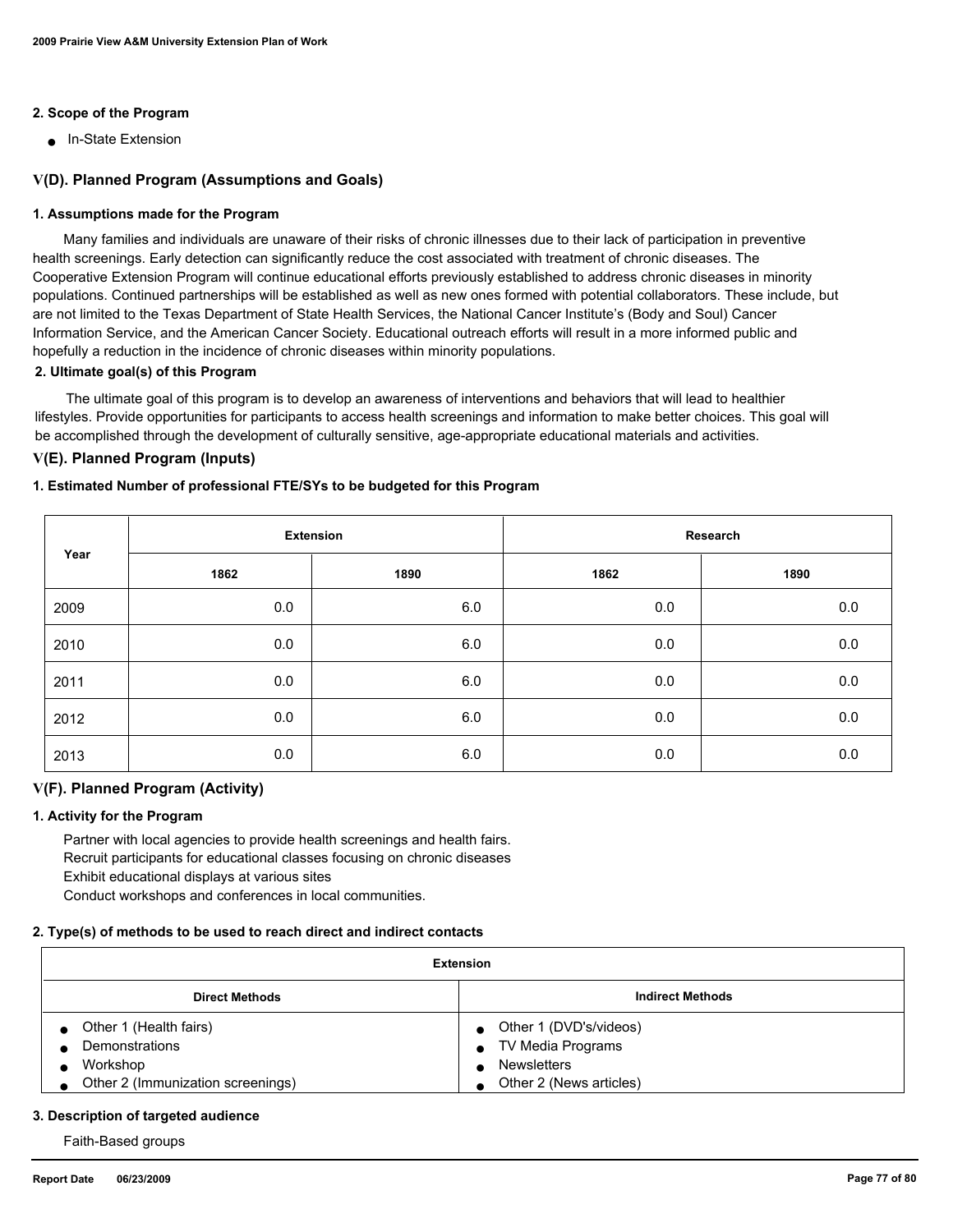**2. Scope of the Program**

- In-State Extension

## V(D). Planned Program (Assumptions and Goals)

**1. Assumptions made for the Program**

Many families and individuals are unaware of their risks of chronic illnesses due to their lack of participation in preventive health screenings. Early detection can significantly reduce the cost associated with treatment of chronic diseases. The Cooperative Extension Program will continue educational efforts previously established to address chronic diseases in minority populations. Continued partnerships will be established as well as new ones formed with potential collaborators. These include, but are not limited to the Texas Department of State Health Services, the National Cancer Institute's (Body and Soul) Cancer Information Service, and the American Cancer Society. Educational outreach efforts will result in a more informed public and hopefully a reduction in the incidence of chronic diseases within minority populations.

**2. Ultimate goal(s) of this Program**

The ultimate goal of this program is to develop an awareness of interventions and behaviors that will lead to healthier lifestyles. Provide opportunities for participants to access health screenings and information to make better choices. This goal will be accomplished through the development of culturally sensitive, age-appropriate educational materials and activities.

## V(E). Planned Program (Inputs)

**1. Estimated Number of professional FTE/SYs to be budgeted for this Program**

| Year | Extension | | Research | |
|---|---|---|---|---|
| | 1862 | 1890 | 1862 | 1890 |
| 2009 | 0.0 | 6.0 | 0.0 | 0.0 |
| 2010 | 0.0 | 6.0 | 0.0 | 0.0 |
| 2011 | 0.0 | 6.0 | 0.0 | 0.0 |
| 2012 | 0.0 | 6.0 | 0.0 | 0.0 |
| 2013 | 0.0 | 6.0 | 0.0 | 0.0 |

## V(F). Planned Program (Activity)

**1. Activity for the Program**

Partner with local agencies to provide health screenings and health fairs.
Recruit participants for educational classes focusing on chronic diseases
Exhibit educational displays at various sites
Conduct workshops and conferences in local communities.

**2. Type(s) of methods to be used to reach direct and indirect contacts**

| Extension | |
|---|---|
| **Direct Methods** | **Indirect Methods** |
| • Other 1 (Health fairs)<br>• Demonstrations<br>• Workshop<br>• Other 2 (Immunization screenings) | • Other 1 (DVD's/videos)<br>• TV Media Programs<br>• Newsletters<br>• Other 2 (News articles) |

**3. Description of targeted audience**

Faith-Based groups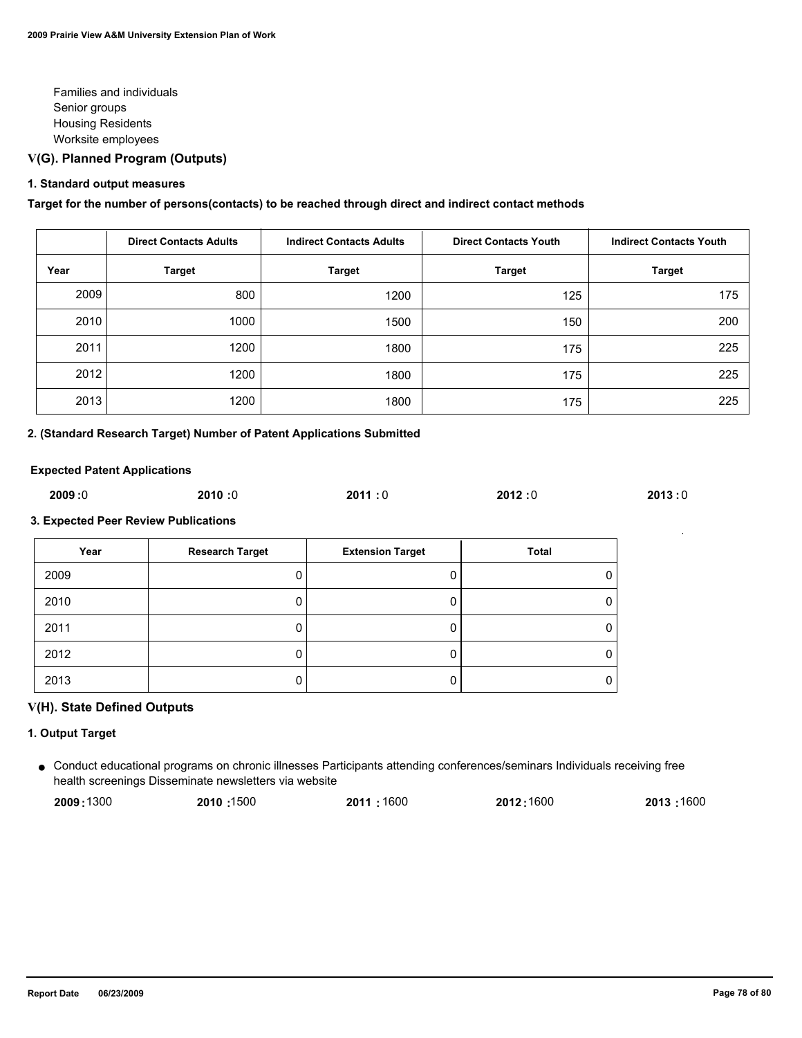Families and individuals
Senior groups
Housing Residents
Worksite employees

## V(G). Planned Program (Outputs)

### 1. Standard output measures

**Target for the number of persons(contacts) to be reached through direct and indirect contact methods**

| | Direct Contacts Adults | Indirect Contacts Adults | Direct Contacts Youth | Indirect Contacts Youth |
|---|---|---|---|---|
| **Year** | **Target** | **Target** | **Target** | **Target** |
| 2009 | 800 | 1200 | 125 | 175 |
| 2010 | 1000 | 1500 | 150 | 200 |
| 2011 | 1200 | 1800 | 175 | 225 |
| 2012 | 1200 | 1800 | 175 | 225 |
| 2013 | 1200 | 1800 | 175 | 225 |

### 2. (Standard Research Target) Number of Patent Applications Submitted

**Expected Patent Applications**

**2009 :**0 **2010 :**0 **2011 :** 0 **2012 :**0 **2013 :** 0

### 3. Expected Peer Review Publications

| Year | Research Target | Extension Target | Total |
|---|---|---|---|
| 2009 | 0 | 0 | 0 |
| 2010 | 0 | 0 | 0 |
| 2011 | 0 | 0 | 0 |
| 2012 | 0 | 0 | 0 |
| 2013 | 0 | 0 | 0 |

## V(H). State Defined Outputs

### 1. Output Target

- Conduct educational programs on chronic illnesses Participants attending conferences/seminars Individuals receiving free health screenings Disseminate newsletters via website

  **2009 :** 1300 **2010 :**1500 **2011 :** 1600 **2012 :** 1600 **2013 :** 1600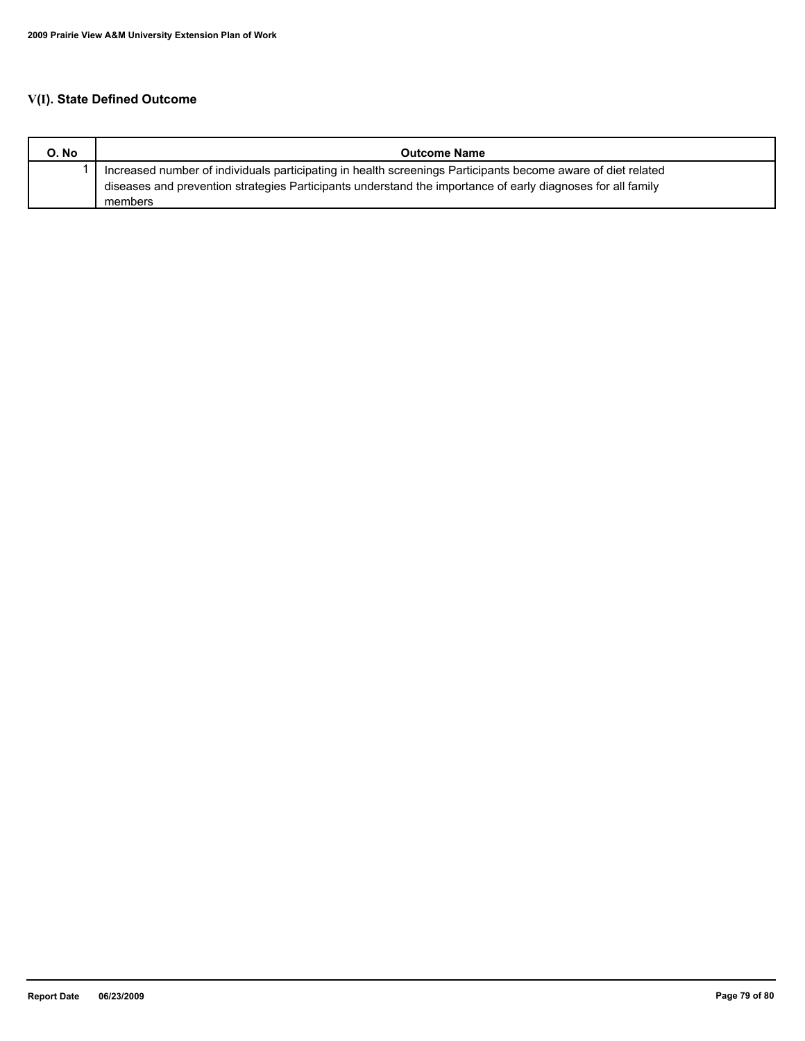## V(I). State Defined Outcome

| O. No | Outcome Name |
|---|---|
| 1 | Increased number of individuals participating in health screenings Participants become aware of diet related diseases and prevention strategies Participants understand the importance of early diagnoses for all family members |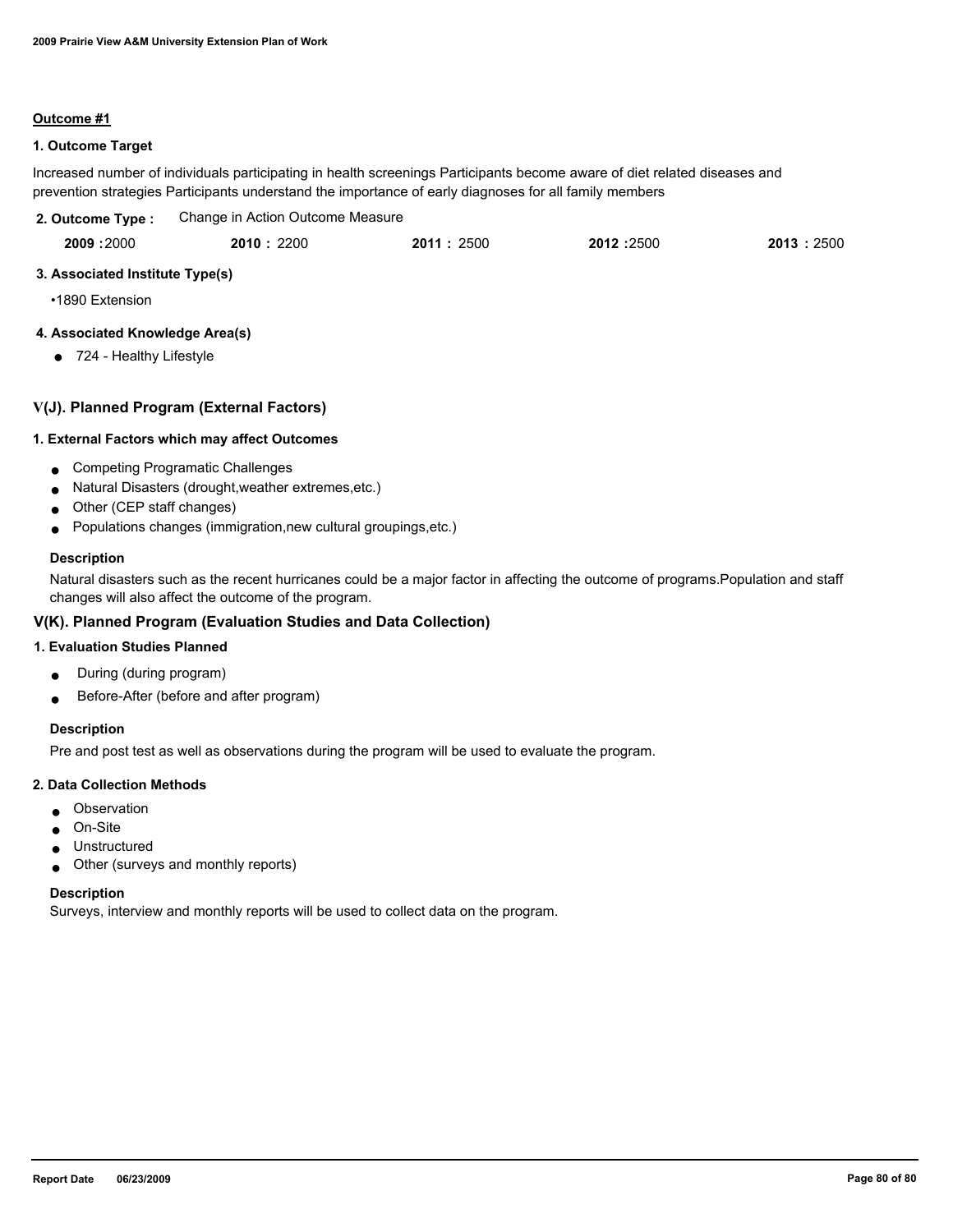**Outcome #1**

**1. Outcome Target**

Increased number of individuals participating in health screenings Participants become aware of diet related diseases and prevention strategies Participants understand the importance of early diagnoses for all family members

**2. Outcome Type :** Change in Action Outcome Measure

| | | | | |
|---|---|---|---|---|
| **2009 :** 2000 | **2010 :** 2200 | **2011 :** 2500 | **2012 :** 2500 | **2013 :** 2500 |

**3. Associated Institute Type(s)**

- 1890 Extension

**4. Associated Knowledge Area(s)**

- 724 - Healthy Lifestyle

## V(J). Planned Program (External Factors)

**1. External Factors which may affect Outcomes**

- Competing Programatic Challenges
- Natural Disasters (drought,weather extremes,etc.)
- Other (CEP staff changes)
- Populations changes (immigration,new cultural groupings,etc.)

**Description**

Natural disasters such as the recent hurricanes could be a major factor in affecting the outcome of programs.Population and staff changes will also affect the outcome of the program.

## V(K). Planned Program (Evaluation Studies and Data Collection)

**1. Evaluation Studies Planned**

- During (during program)
- Before-After (before and after program)

**Description**

Pre and post test as well as observations during the program will be used to evaluate the program.

**2. Data Collection Methods**

- Observation
- On-Site
- Unstructured
- Other (surveys and monthly reports)

**Description**

Surveys, interview and monthly reports will be used to collect data on the program.